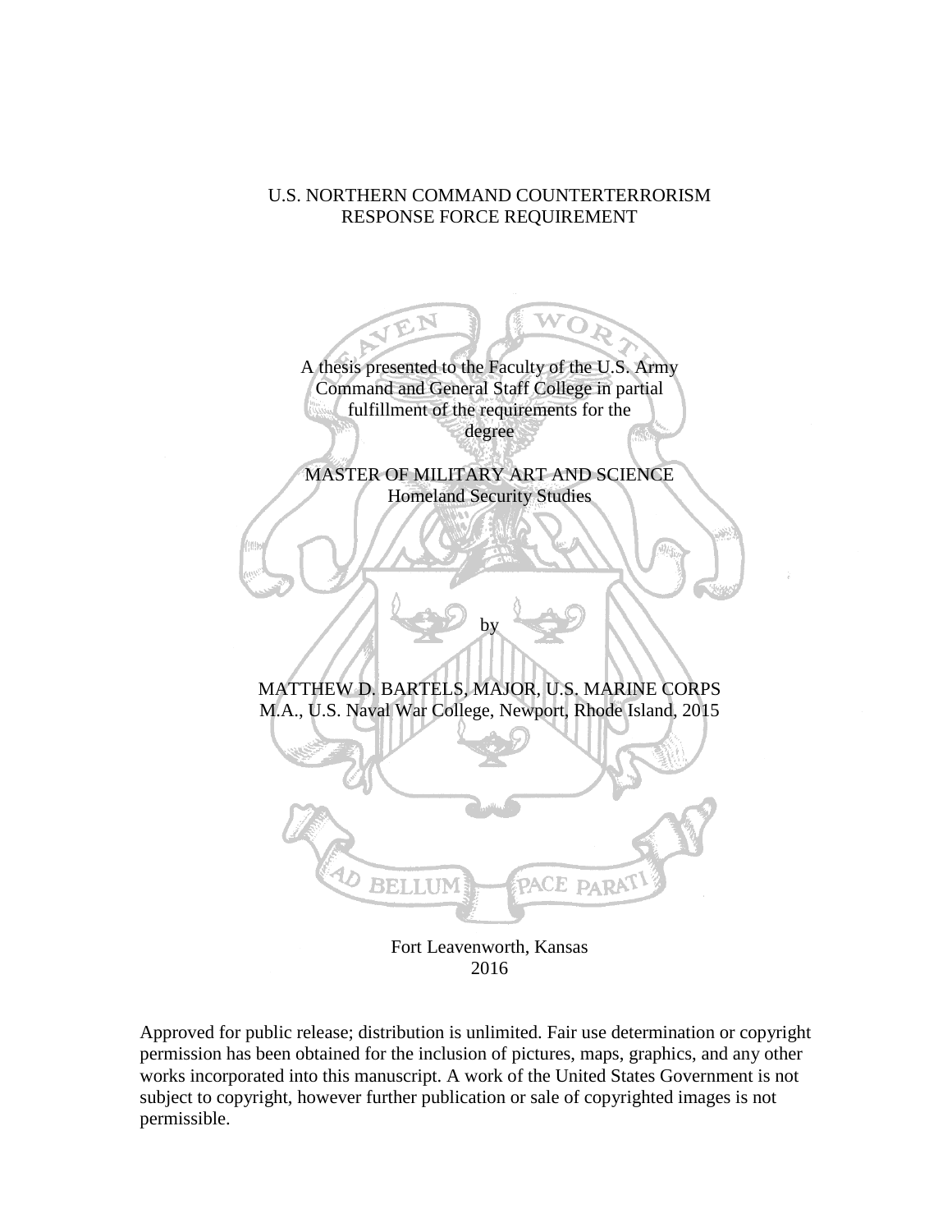# U.S. NORTHERN COMMAND COUNTERTERRORISM RESPONSE FORCE REQUIREMENT

A thesis presented to the Faculty of the U.S. Army Command and General Staff College in partial fulfillment of the requirements for the degree

MASTER OF MILITARY ART AND SCIENCE
Homeland Security Studies

by

MATTHEW D. BARTELS, MAJOR, U.S. MARINE CORPS
M.A., U.S. Naval War College, Newport, Rhode Island, 2015

Fort Leavenworth, Kansas
2016

Approved for public release; distribution is unlimited. Fair use determination or copyright permission has been obtained for the inclusion of pictures, maps, graphics, and any other works incorporated into this manuscript. A work of the United States Government is not subject to copyright, however further publication or sale of copyrighted images is not permissible.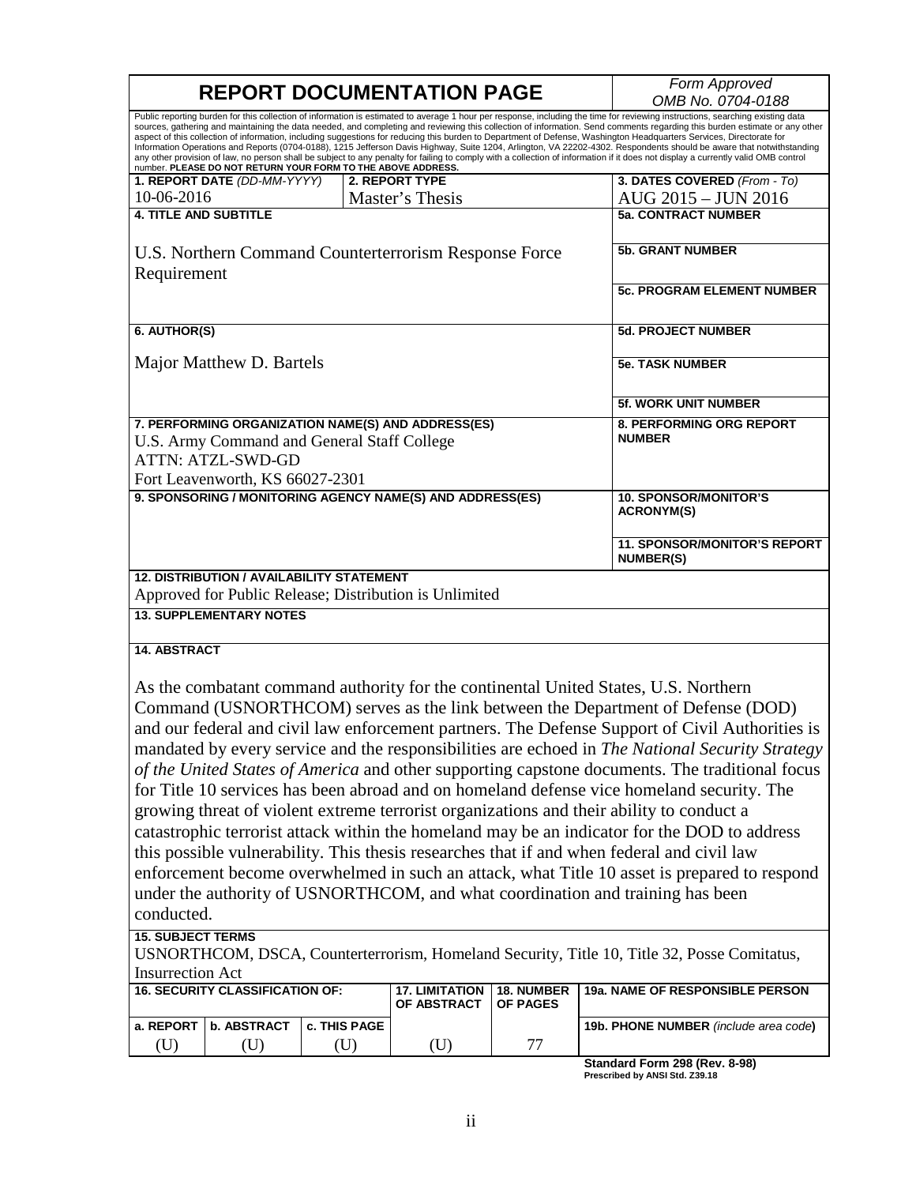# REPORT DOCUMENTATION PAGE

*Form Approved OMB No. 0704-0188*

Public reporting burden for this collection of information is estimated to average 1 hour per response, including the time for reviewing instructions, searching existing data sources, gathering and maintaining the data needed, and completing and reviewing this collection of information. Send comments regarding this burden estimate or any other aspect of this collection of information, including suggestions for reducing this burden to Department of Defense, Washington Headquarters Services, Directorate for Information Operations and Reports (0704-0188), 1215 Jefferson Davis Highway, Suite 1204, Arlington, VA 22202-4302. Respondents should be aware that notwithstanding any other provision of law, no person shall be subject to any penalty for failing to comply with a collection of information if it does not display a currently valid OMB control number. **PLEASE DO NOT RETURN YOUR FORM TO THE ABOVE ADDRESS.**

| **1. REPORT DATE** *(DD-MM-YYYY)* | **2. REPORT TYPE** | **3. DATES COVERED** *(From - To)* |
|---|---|---|
| 10-06-2016 | Master's Thesis | AUG 2015 – JUN 2016 |

**4. TITLE AND SUBTITLE**

U.S. Northern Command Counterterrorism Response Force Requirement

**5a. CONTRACT NUMBER**

**5b. GRANT NUMBER**

**5c. PROGRAM ELEMENT NUMBER**

**6. AUTHOR(S)**

Major Matthew D. Bartels

**5d. PROJECT NUMBER**

**5e. TASK NUMBER**

**5f. WORK UNIT NUMBER**

**7. PERFORMING ORGANIZATION NAME(S) AND ADDRESS(ES)**

U.S. Army Command and General Staff College
ATTN: ATZL-SWD-GD
Fort Leavenworth, KS 66027-2301

**8. PERFORMING ORG REPORT NUMBER**

**9. SPONSORING / MONITORING AGENCY NAME(S) AND ADDRESS(ES)**

**10. SPONSOR/MONITOR'S ACRONYM(S)**

**11. SPONSOR/MONITOR'S REPORT NUMBER(S)**

**12. DISTRIBUTION / AVAILABILITY STATEMENT**

Approved for Public Release; Distribution is Unlimited

**13. SUPPLEMENTARY NOTES**

**14. ABSTRACT**

As the combatant command authority for the continental United States, U.S. Northern Command (USNORTHCOM) serves as the link between the Department of Defense (DOD) and our federal and civil law enforcement partners. The Defense Support of Civil Authorities is mandated by every service and the responsibilities are echoed in *The National Security Strategy of the United States of America* and other supporting capstone documents. The traditional focus for Title 10 services has been abroad and on homeland defense vice homeland security. The growing threat of violent extreme terrorist organizations and their ability to conduct a catastrophic terrorist attack within the homeland may be an indicator for the DOD to address this possible vulnerability. This thesis researches that if and when federal and civil law enforcement become overwhelmed in such an attack, what Title 10 asset is prepared to respond under the authority of USNORTHCOM, and what coordination and training has been conducted.

**15. SUBJECT TERMS**

USNORTHCOM, DSCA, Counterterrorism, Homeland Security, Title 10, Title 32, Posse Comitatus, Insurrection Act

| **16. SECURITY CLASSIFICATION OF:** | | | **17. LIMITATION OF ABSTRACT** | **18. NUMBER OF PAGES** | **19a. NAME OF RESPONSIBLE PERSON** |
|---|---|---|---|---|---|
| **a. REPORT** | **b. ABSTRACT** | **c. THIS PAGE** | | | **19b. PHONE NUMBER** *(include area code)* |
| (U) | (U) | (U) | (U) | 77 | |

**Standard Form 298 (Rev. 8-98)**
**Prescribed by ANSI Std. Z39.18**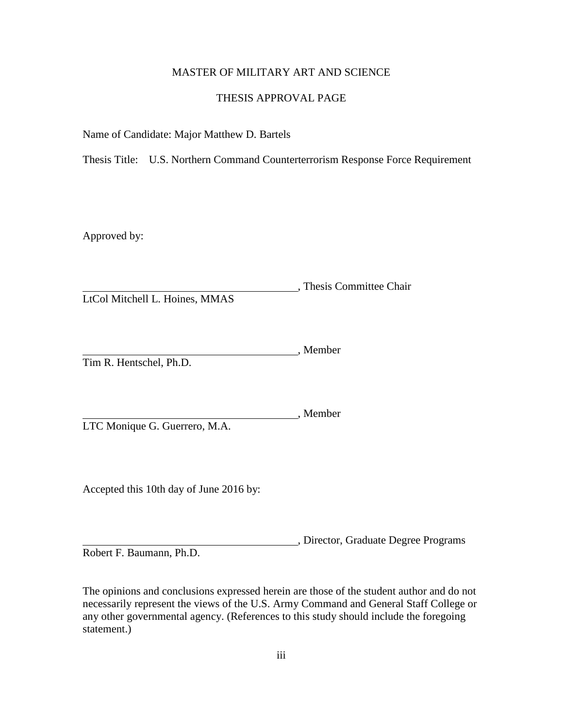MASTER OF MILITARY ART AND SCIENCE

THESIS APPROVAL PAGE

Name of Candidate: Major Matthew D. Bartels

Thesis Title: U.S. Northern Command Counterterrorism Response Force Requirement

Approved by:

\_\_\_\_\_\_\_\_\_\_\_\_\_\_\_\_\_\_\_\_\_\_\_\_\_\_\_\_\_\_\_\_\_\_\_\_\_\_\_\_, Thesis Committee Chair
LtCol Mitchell L. Hoines, MMAS

\_\_\_\_\_\_\_\_\_\_\_\_\_\_\_\_\_\_\_\_\_\_\_\_\_\_\_\_\_\_\_\_\_\_\_\_\_\_\_\_, Member
Tim R. Hentschel, Ph.D.

\_\_\_\_\_\_\_\_\_\_\_\_\_\_\_\_\_\_\_\_\_\_\_\_\_\_\_\_\_\_\_\_\_\_\_\_\_\_\_\_, Member
LTC Monique G. Guerrero, M.A.

Accepted this 10th day of June 2016 by:

\_\_\_\_\_\_\_\_\_\_\_\_\_\_\_\_\_\_\_\_\_\_\_\_\_\_\_\_\_\_\_\_\_\_\_\_\_\_\_\_, Director, Graduate Degree Programs
Robert F. Baumann, Ph.D.

The opinions and conclusions expressed herein are those of the student author and do not necessarily represent the views of the U.S. Army Command and General Staff College or any other governmental agency. (References to this study should include the foregoing statement.)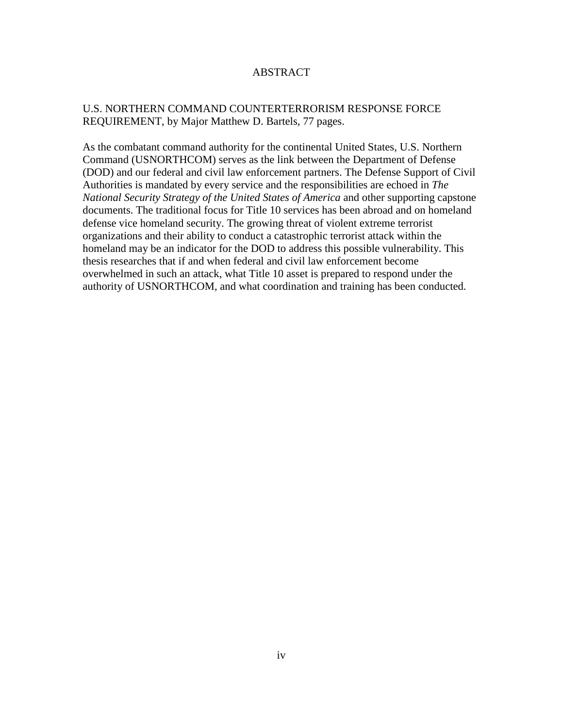# ABSTRACT

U.S. NORTHERN COMMAND COUNTERTERRORISM RESPONSE FORCE REQUIREMENT, by Major Matthew D. Bartels, 77 pages.

As the combatant command authority for the continental United States, U.S. Northern Command (USNORTHCOM) serves as the link between the Department of Defense (DOD) and our federal and civil law enforcement partners. The Defense Support of Civil Authorities is mandated by every service and the responsibilities are echoed in *The National Security Strategy of the United States of America* and other supporting capstone documents. The traditional focus for Title 10 services has been abroad and on homeland defense vice homeland security. The growing threat of violent extreme terrorist organizations and their ability to conduct a catastrophic terrorist attack within the homeland may be an indicator for the DOD to address this possible vulnerability. This thesis researches that if and when federal and civil law enforcement become overwhelmed in such an attack, what Title 10 asset is prepared to respond under the authority of USNORTHCOM, and what coordination and training has been conducted.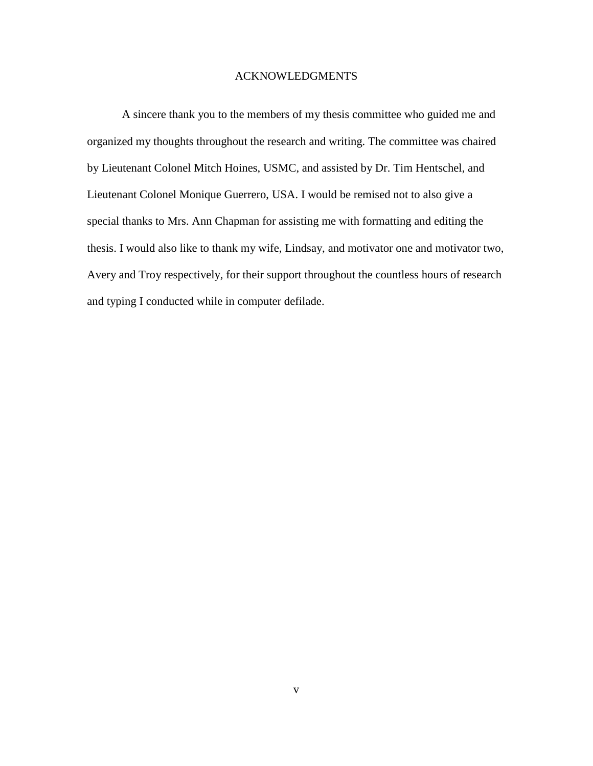# ACKNOWLEDGMENTS

A sincere thank you to the members of my thesis committee who guided me and organized my thoughts throughout the research and writing. The committee was chaired by Lieutenant Colonel Mitch Hoines, USMC, and assisted by Dr. Tim Hentschel, and Lieutenant Colonel Monique Guerrero, USA. I would be remised not to also give a special thanks to Mrs. Ann Chapman for assisting me with formatting and editing the thesis. I would also like to thank my wife, Lindsay, and motivator one and motivator two, Avery and Troy respectively, for their support throughout the countless hours of research and typing I conducted while in computer defilade.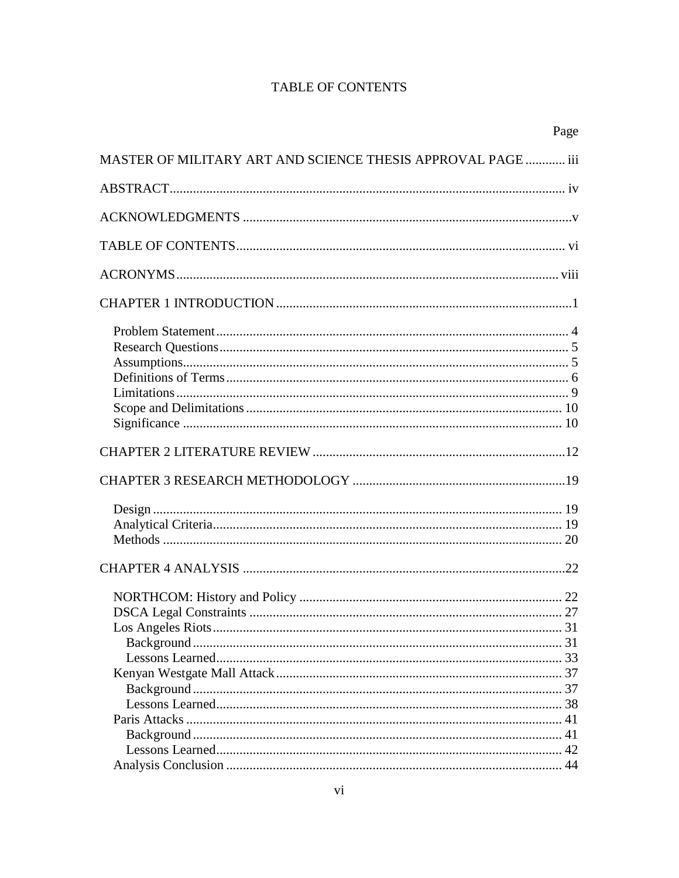# TABLE OF CONTENTS

Page

MASTER OF MILITARY ART AND SCIENCE THESIS APPROVAL PAGE ............ iii

ABSTRACT ..................................................................................................................... iv

ACKNOWLEDGMENTS .................................................................................................v

TABLE OF CONTENTS .................................................................................................. vi

ACRONYMS ................................................................................................................. viii

CHAPTER 1 INTRODUCTION .......................................................................................1

- Problem Statement ........................................................................................................ 4
- Research Questions ....................................................................................................... 5
- Assumptions .................................................................................................................. 5
- Definitions of Terms ..................................................................................................... 6
- Limitations .................................................................................................................... 9
- Scope and Delimitations ............................................................................................. 10
- Significance ................................................................................................................ 10

CHAPTER 2 LITERATURE REVIEW ..........................................................................12

CHAPTER 3 RESEARCH METHODOLOGY ...............................................................19

- Design ......................................................................................................................... 19
- Analytical Criteria ....................................................................................................... 19
- Methods ...................................................................................................................... 20

CHAPTER 4 ANALYSIS ...............................................................................................22

- NORTHCOM: History and Policy ............................................................................. 22
- DSCA Legal Constraints ............................................................................................ 27
- Los Angeles Riots ....................................................................................................... 31
  - Background ............................................................................................................. 31
  - Lessons Learned ...................................................................................................... 33
- Kenyan Westgate Mall Attack .................................................................................... 37
  - Background ............................................................................................................. 37
  - Lessons Learned ...................................................................................................... 38
- Paris Attacks ............................................................................................................... 41
  - Background ............................................................................................................. 41
  - Lessons Learned ...................................................................................................... 42
- Analysis Conclusion ................................................................................................... 44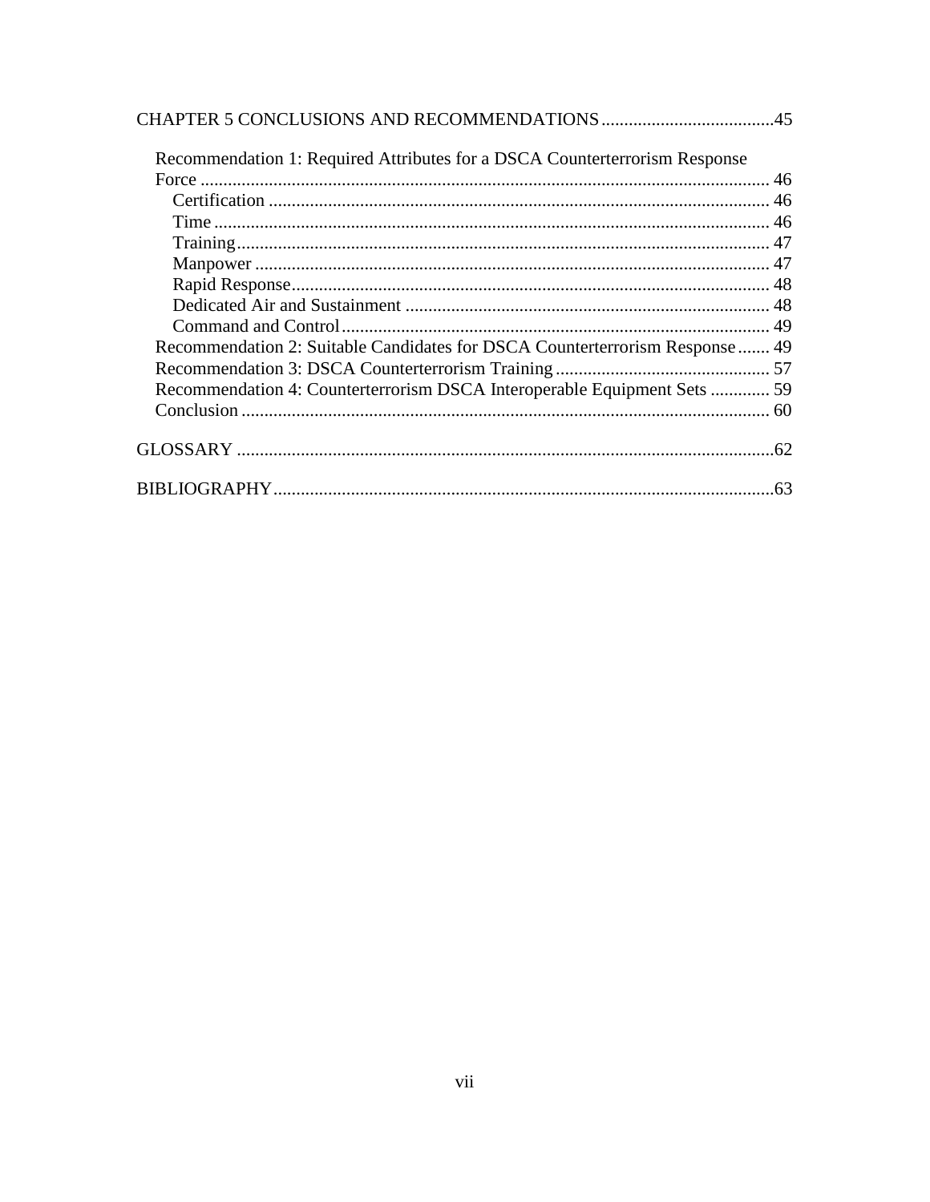CHAPTER 5 CONCLUSIONS AND RECOMMENDATIONS .....45

- Recommendation 1: Required Attributes for a DSCA Counterterrorism Response Force ..... 46
  - Certification ..... 46
  - Time ..... 46
  - Training ..... 47
  - Manpower ..... 47
  - Rapid Response ..... 48
  - Dedicated Air and Sustainment ..... 48
  - Command and Control ..... 49
- Recommendation 2: Suitable Candidates for DSCA Counterterrorism Response ..... 49
- Recommendation 3: DSCA Counterterrorism Training ..... 57
- Recommendation 4: Counterterrorism DSCA Interoperable Equipment Sets ..... 59
- Conclusion ..... 60

GLOSSARY .....62

BIBLIOGRAPHY .....63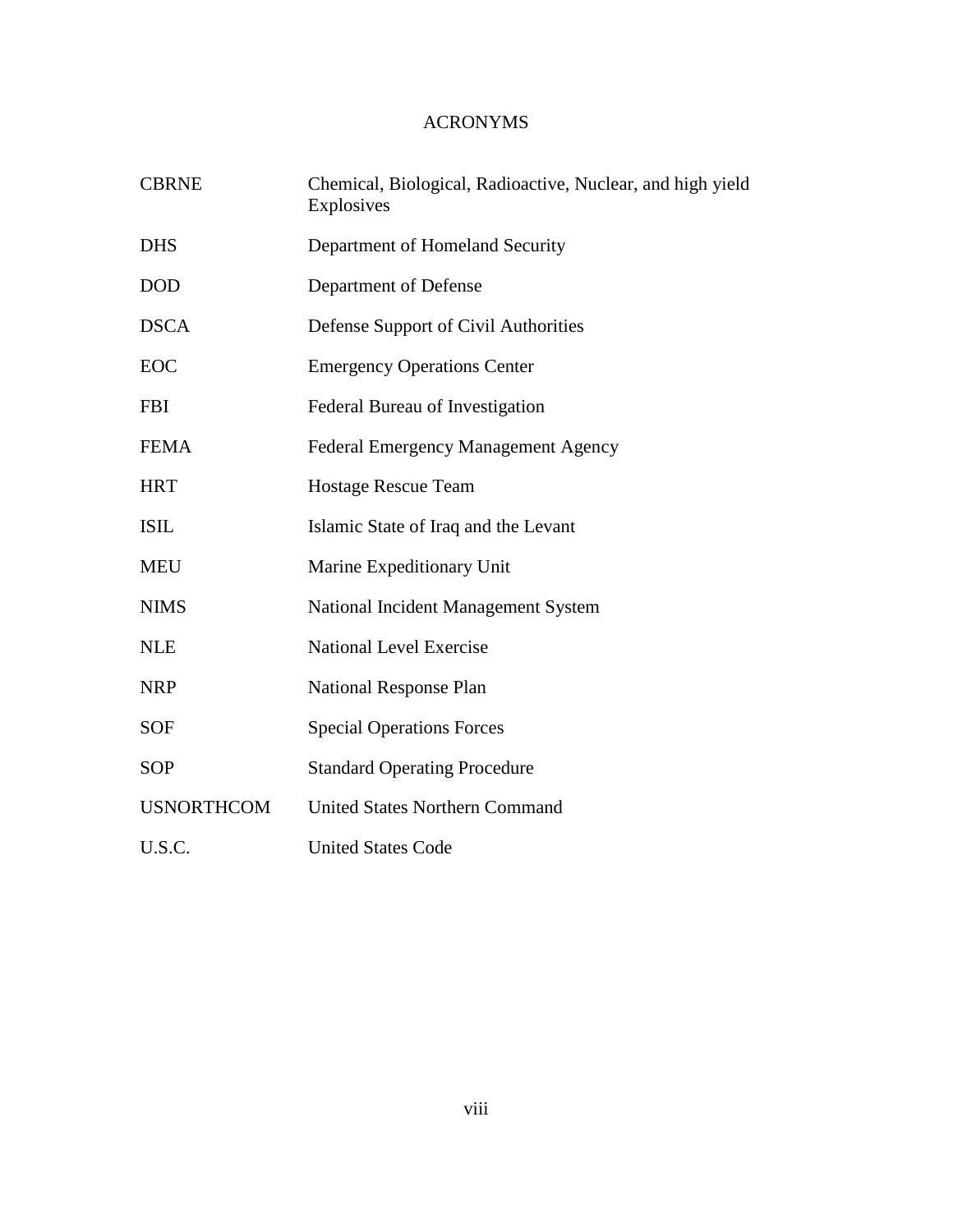# ACRONYMS

| | |
|---|---|
| CBRNE | Chemical, Biological, Radioactive, Nuclear, and high yield Explosives |
| DHS | Department of Homeland Security |
| DOD | Department of Defense |
| DSCA | Defense Support of Civil Authorities |
| EOC | Emergency Operations Center |
| FBI | Federal Bureau of Investigation |
| FEMA | Federal Emergency Management Agency |
| HRT | Hostage Rescue Team |
| ISIL | Islamic State of Iraq and the Levant |
| MEU | Marine Expeditionary Unit |
| NIMS | National Incident Management System |
| NLE | National Level Exercise |
| NRP | National Response Plan |
| SOF | Special Operations Forces |
| SOP | Standard Operating Procedure |
| USNORTHCOM | United States Northern Command |
| U.S.C. | United States Code |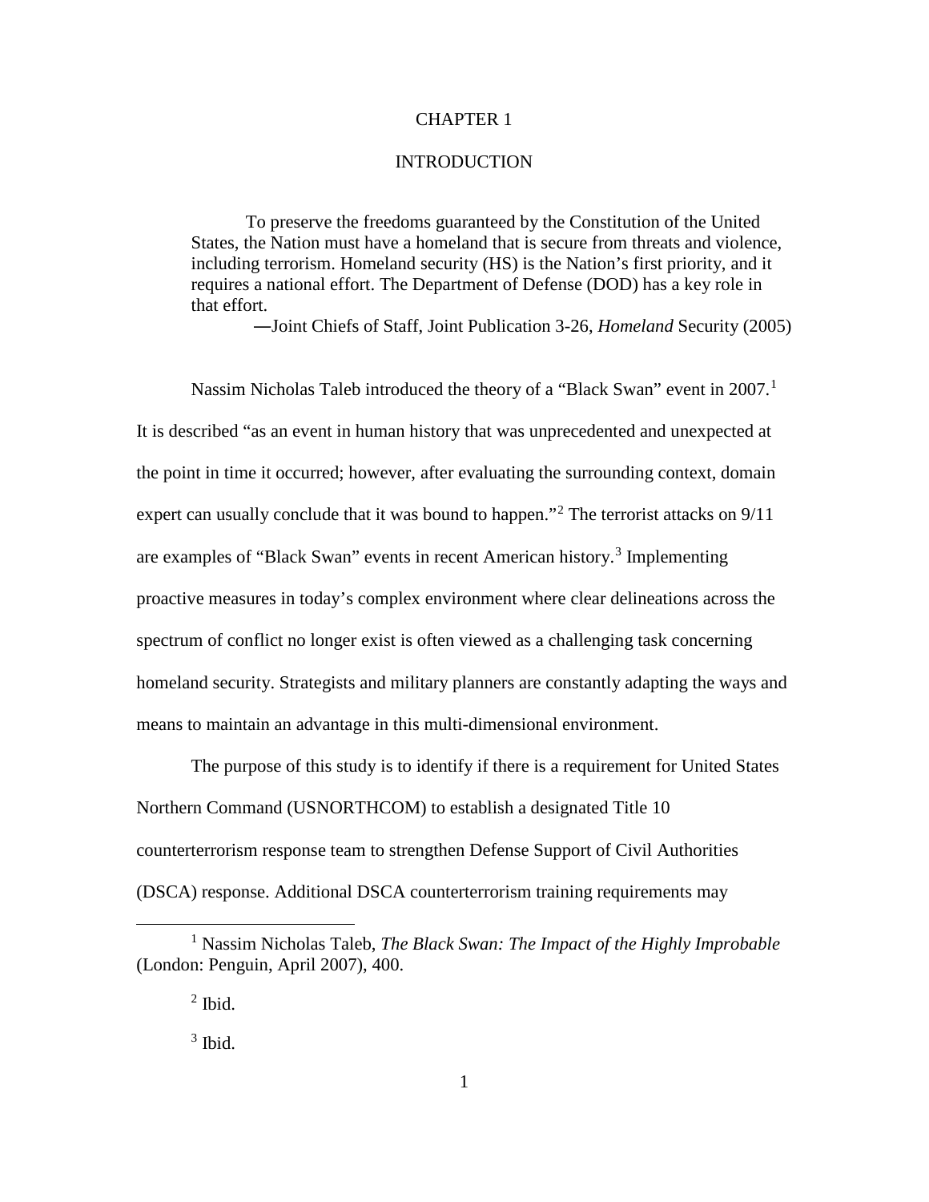# CHAPTER 1

## INTRODUCTION

> To preserve the freedoms guaranteed by the Constitution of the United States, the Nation must have a homeland that is secure from threats and violence, including terrorism. Homeland security (HS) is the Nation's first priority, and it requires a national effort. The Department of Defense (DOD) has a key role in that effort.
>
> —Joint Chiefs of Staff, Joint Publication 3-26, *Homeland* Security (2005)

Nassim Nicholas Taleb introduced the theory of a "Black Swan" event in 2007.[1] It is described "as an event in human history that was unprecedented and unexpected at the point in time it occurred; however, after evaluating the surrounding context, domain expert can usually conclude that it was bound to happen."[2] The terrorist attacks on 9/11 are examples of "Black Swan" events in recent American history.[3] Implementing proactive measures in today's complex environment where clear delineations across the spectrum of conflict no longer exist is often viewed as a challenging task concerning homeland security. Strategists and military planners are constantly adapting the ways and means to maintain an advantage in this multi-dimensional environment.

The purpose of this study is to identify if there is a requirement for United States Northern Command (USNORTHCOM) to establish a designated Title 10 counterterrorism response team to strengthen Defense Support of Civil Authorities (DSCA) response. Additional DSCA counterterrorism training requirements may

---

[1] Nassim Nicholas Taleb, *The Black Swan: The Impact of the Highly Improbable* (London: Penguin, April 2007), 400.

[2] Ibid.

[3] Ibid.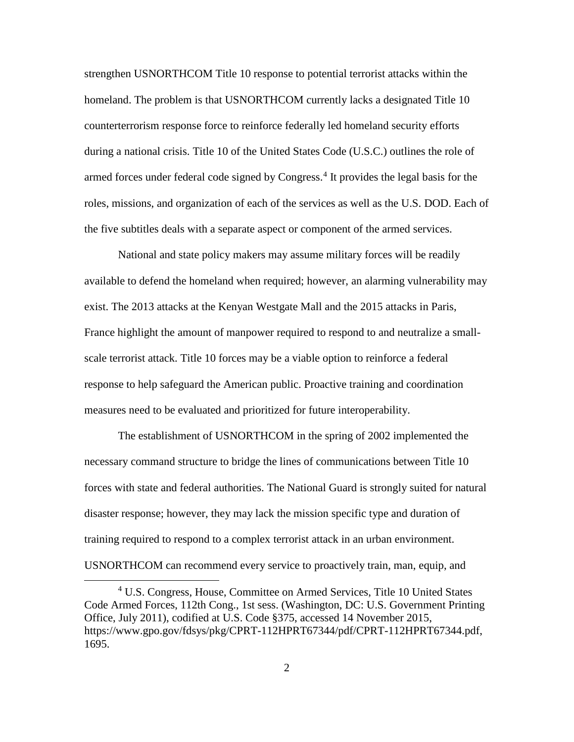strengthen USNORTHCOM Title 10 response to potential terrorist attacks within the homeland. The problem is that USNORTHCOM currently lacks a designated Title 10 counterterrorism response force to reinforce federally led homeland security efforts during a national crisis. Title 10 of the United States Code (U.S.C.) outlines the role of armed forces under federal code signed by Congress.[4] It provides the legal basis for the roles, missions, and organization of each of the services as well as the U.S. DOD. Each of the five subtitles deals with a separate aspect or component of the armed services.

National and state policy makers may assume military forces will be readily available to defend the homeland when required; however, an alarming vulnerability may exist. The 2013 attacks at the Kenyan Westgate Mall and the 2015 attacks in Paris, France highlight the amount of manpower required to respond to and neutralize a small-scale terrorist attack. Title 10 forces may be a viable option to reinforce a federal response to help safeguard the American public. Proactive training and coordination measures need to be evaluated and prioritized for future interoperability.

The establishment of USNORTHCOM in the spring of 2002 implemented the necessary command structure to bridge the lines of communications between Title 10 forces with state and federal authorities. The National Guard is strongly suited for natural disaster response; however, they may lack the mission specific type and duration of training required to respond to a complex terrorist attack in an urban environment. USNORTHCOM can recommend every service to proactively train, man, equip, and

[4] U.S. Congress, House, Committee on Armed Services, Title 10 United States Code Armed Forces, 112th Cong., 1st sess. (Washington, DC: U.S. Government Printing Office, July 2011), codified at U.S. Code §375, accessed 14 November 2015, https://www.gpo.gov/fdsys/pkg/CPRT-112HPRT67344/pdf/CPRT-112HPRT67344.pdf, 1695.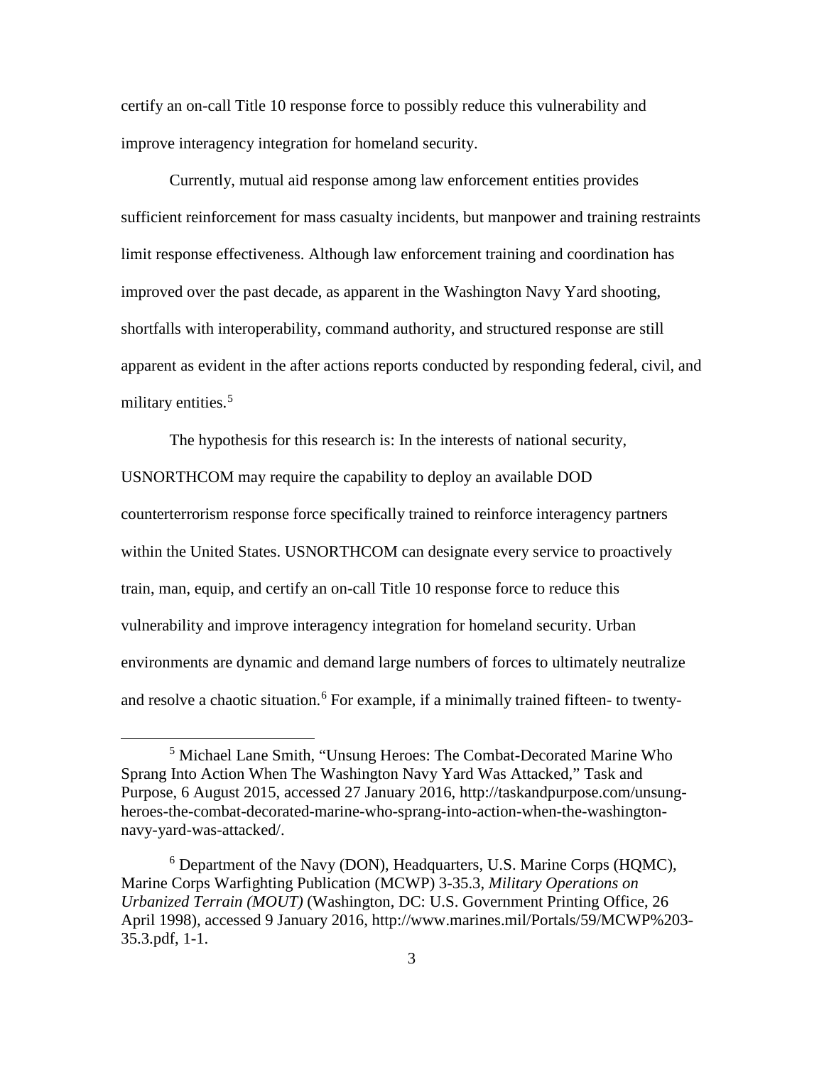certify an on-call Title 10 response force to possibly reduce this vulnerability and improve interagency integration for homeland security.

Currently, mutual aid response among law enforcement entities provides sufficient reinforcement for mass casualty incidents, but manpower and training restraints limit response effectiveness. Although law enforcement training and coordination has improved over the past decade, as apparent in the Washington Navy Yard shooting, shortfalls with interoperability, command authority, and structured response are still apparent as evident in the after actions reports conducted by responding federal, civil, and military entities.[5]

The hypothesis for this research is: In the interests of national security, USNORTHCOM may require the capability to deploy an available DOD counterterrorism response force specifically trained to reinforce interagency partners within the United States. USNORTHCOM can designate every service to proactively train, man, equip, and certify an on-call Title 10 response force to reduce this vulnerability and improve interagency integration for homeland security. Urban environments are dynamic and demand large numbers of forces to ultimately neutralize and resolve a chaotic situation.[6] For example, if a minimally trained fifteen- to twenty-

---

[5] Michael Lane Smith, "Unsung Heroes: The Combat-Decorated Marine Who Sprang Into Action When The Washington Navy Yard Was Attacked," Task and Purpose, 6 August 2015, accessed 27 January 2016, http://taskandpurpose.com/unsung-heroes-the-combat-decorated-marine-who-sprang-into-action-when-the-washington-navy-yard-was-attacked/.

[6] Department of the Navy (DON), Headquarters, U.S. Marine Corps (HQMC), Marine Corps Warfighting Publication (MCWP) 3-35.3, *Military Operations on Urbanized Terrain (MOUT)* (Washington, DC: U.S. Government Printing Office, 26 April 1998), accessed 9 January 2016, http://www.marines.mil/Portals/59/MCWP%203-35.3.pdf, 1-1.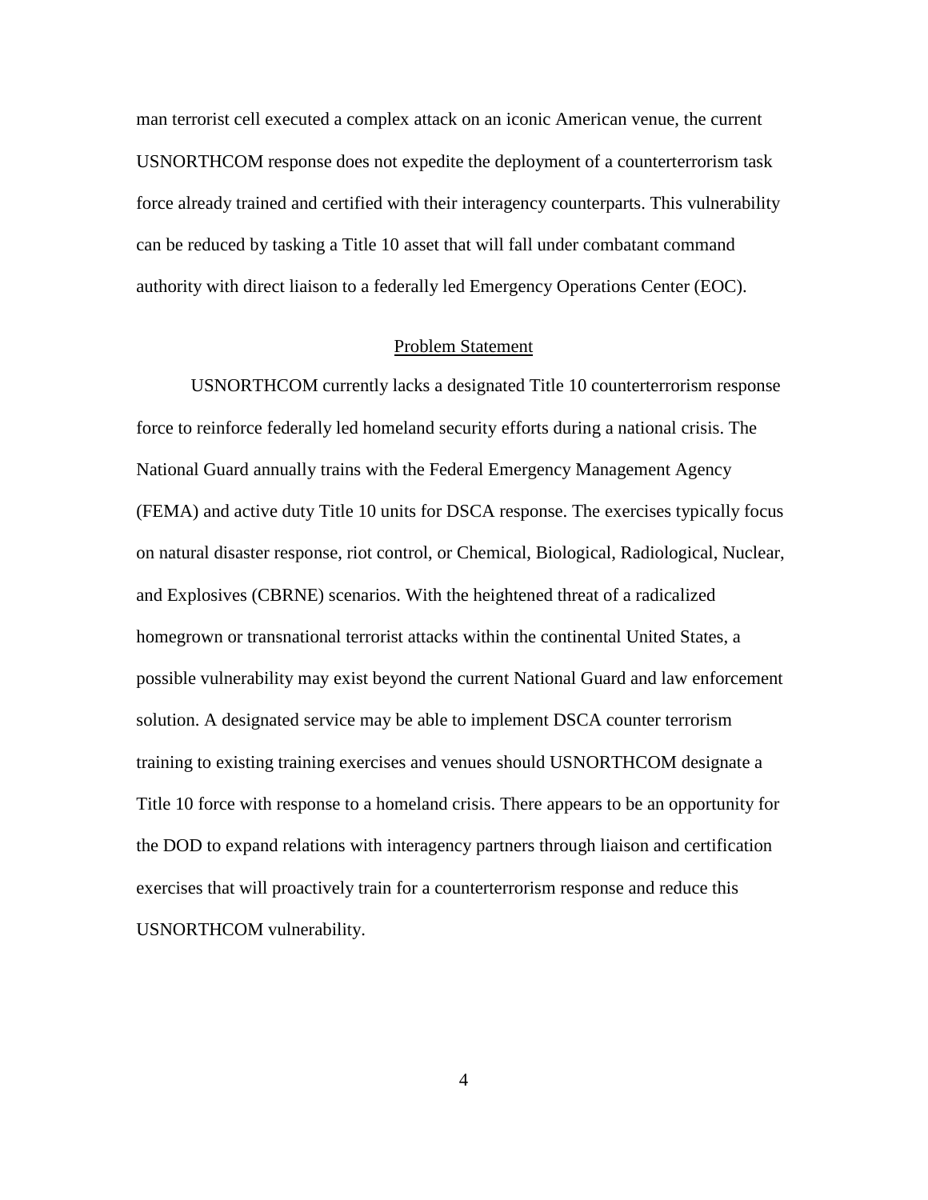man terrorist cell executed a complex attack on an iconic American venue, the current USNORTHCOM response does not expedite the deployment of a counterterrorism task force already trained and certified with their interagency counterparts. This vulnerability can be reduced by tasking a Title 10 asset that will fall under combatant command authority with direct liaison to a federally led Emergency Operations Center (EOC).

## Problem Statement

USNORTHCOM currently lacks a designated Title 10 counterterrorism response force to reinforce federally led homeland security efforts during a national crisis. The National Guard annually trains with the Federal Emergency Management Agency (FEMA) and active duty Title 10 units for DSCA response. The exercises typically focus on natural disaster response, riot control, or Chemical, Biological, Radiological, Nuclear, and Explosives (CBRNE) scenarios. With the heightened threat of a radicalized homegrown or transnational terrorist attacks within the continental United States, a possible vulnerability may exist beyond the current National Guard and law enforcement solution. A designated service may be able to implement DSCA counter terrorism training to existing training exercises and venues should USNORTHCOM designate a Title 10 force with response to a homeland crisis. There appears to be an opportunity for the DOD to expand relations with interagency partners through liaison and certification exercises that will proactively train for a counterterrorism response and reduce this USNORTHCOM vulnerability.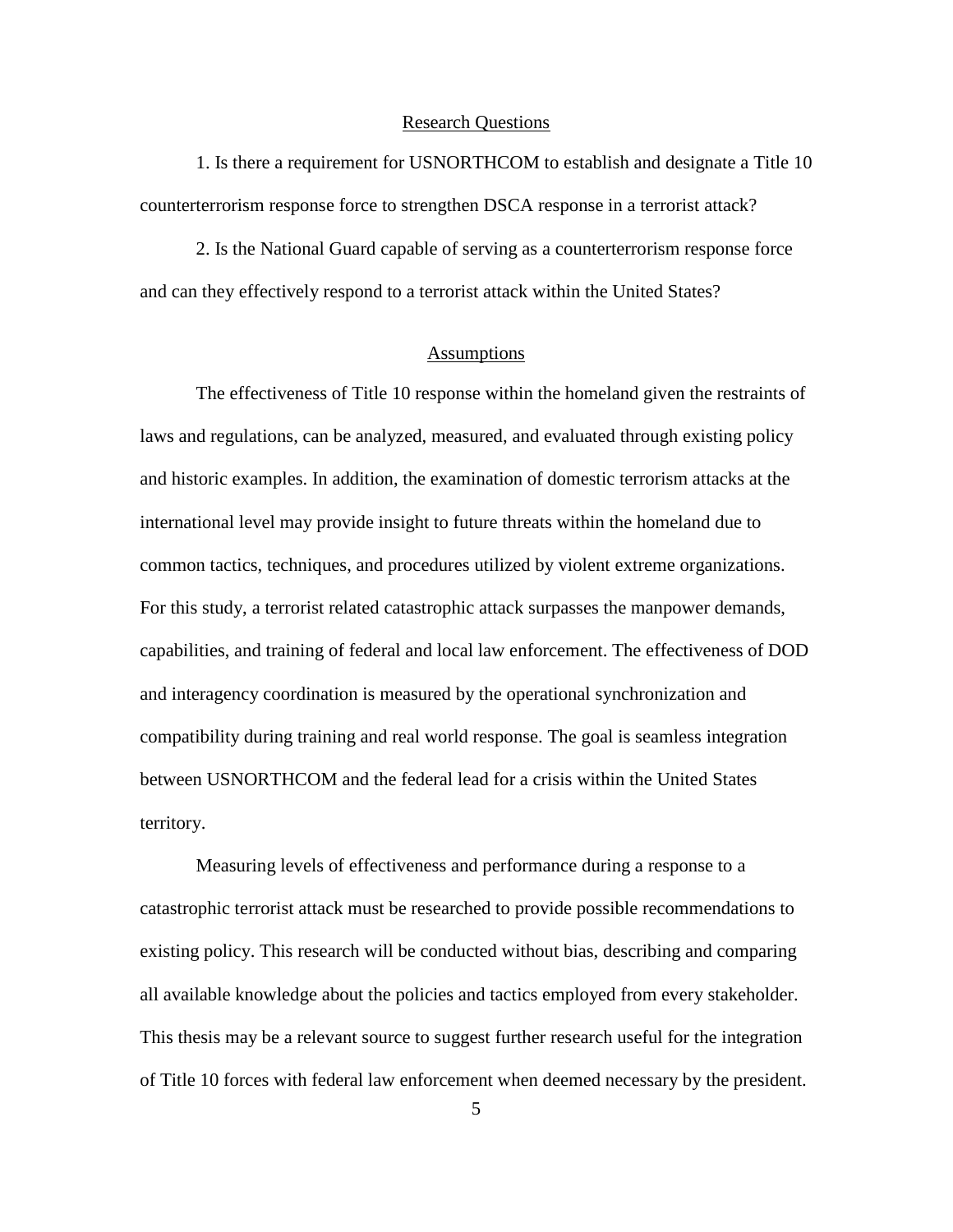## Research Questions

1. Is there a requirement for USNORTHCOM to establish and designate a Title 10 counterterrorism response force to strengthen DSCA response in a terrorist attack?

2. Is the National Guard capable of serving as a counterterrorism response force and can they effectively respond to a terrorist attack within the United States?

## Assumptions

The effectiveness of Title 10 response within the homeland given the restraints of laws and regulations, can be analyzed, measured, and evaluated through existing policy and historic examples. In addition, the examination of domestic terrorism attacks at the international level may provide insight to future threats within the homeland due to common tactics, techniques, and procedures utilized by violent extreme organizations. For this study, a terrorist related catastrophic attack surpasses the manpower demands, capabilities, and training of federal and local law enforcement. The effectiveness of DOD and interagency coordination is measured by the operational synchronization and compatibility during training and real world response. The goal is seamless integration between USNORTHCOM and the federal lead for a crisis within the United States territory.

Measuring levels of effectiveness and performance during a response to a catastrophic terrorist attack must be researched to provide possible recommendations to existing policy. This research will be conducted without bias, describing and comparing all available knowledge about the policies and tactics employed from every stakeholder. This thesis may be a relevant source to suggest further research useful for the integration of Title 10 forces with federal law enforcement when deemed necessary by the president.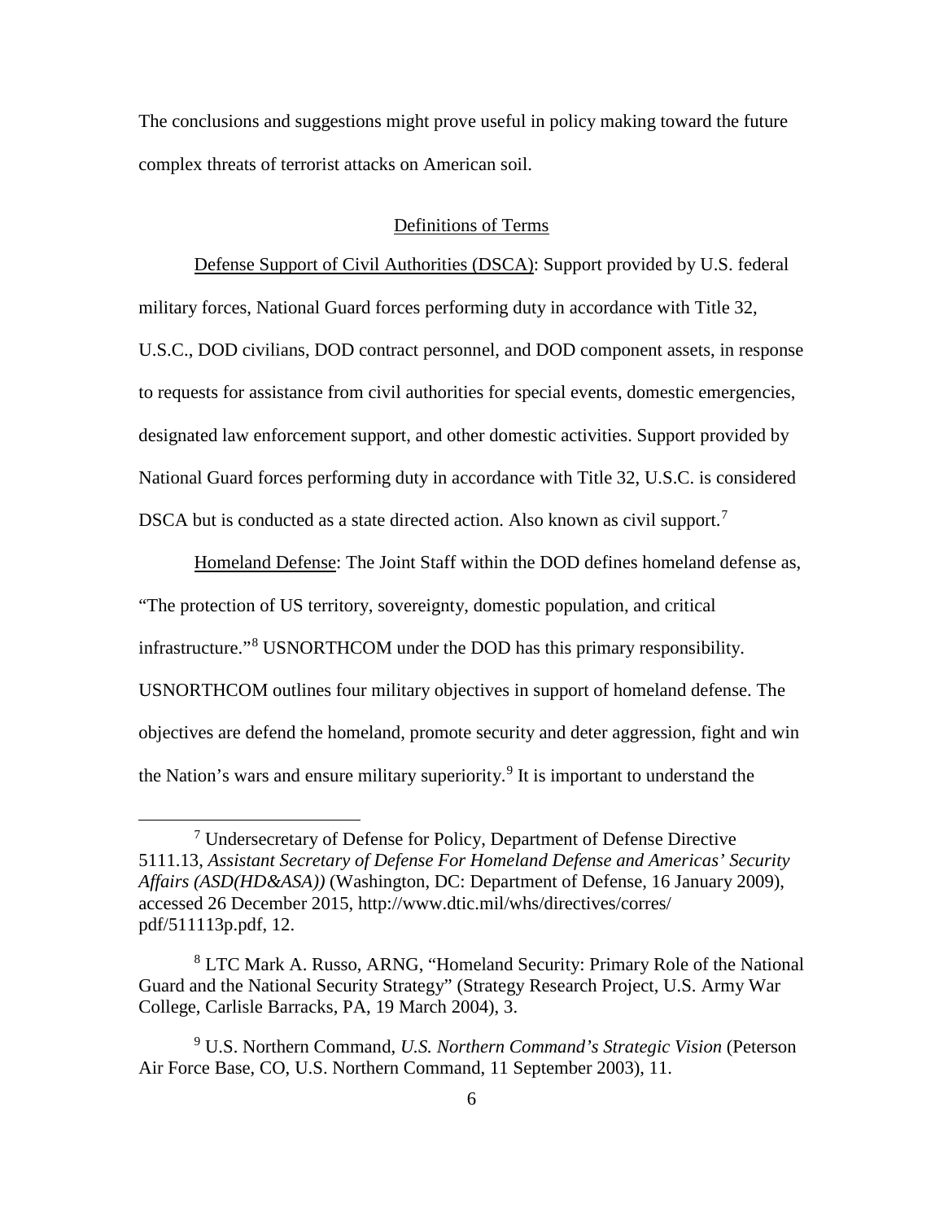The conclusions and suggestions might prove useful in policy making toward the future complex threats of terrorist attacks on American soil.

## Definitions of Terms

Defense Support of Civil Authorities (DSCA): Support provided by U.S. federal military forces, National Guard forces performing duty in accordance with Title 32, U.S.C., DOD civilians, DOD contract personnel, and DOD component assets, in response to requests for assistance from civil authorities for special events, domestic emergencies, designated law enforcement support, and other domestic activities. Support provided by National Guard forces performing duty in accordance with Title 32, U.S.C. is considered DSCA but is conducted as a state directed action. Also known as civil support.[7]

Homeland Defense: The Joint Staff within the DOD defines homeland defense as, "The protection of US territory, sovereignty, domestic population, and critical infrastructure."[8] USNORTHCOM under the DOD has this primary responsibility. USNORTHCOM outlines four military objectives in support of homeland defense. The objectives are defend the homeland, promote security and deter aggression, fight and win the Nation's wars and ensure military superiority.[9] It is important to understand the

---

[7] Undersecretary of Defense for Policy, Department of Defense Directive 5111.13, *Assistant Secretary of Defense For Homeland Defense and Americas' Security Affairs (ASD(HD&ASA))* (Washington, DC: Department of Defense, 16 January 2009), accessed 26 December 2015, http://www.dtic.mil/whs/directives/corres/pdf/511113p.pdf, 12.

[8] LTC Mark A. Russo, ARNG, "Homeland Security: Primary Role of the National Guard and the National Security Strategy" (Strategy Research Project, U.S. Army War College, Carlisle Barracks, PA, 19 March 2004), 3.

[9] U.S. Northern Command, *U.S. Northern Command's Strategic Vision* (Peterson Air Force Base, CO, U.S. Northern Command, 11 September 2003), 11.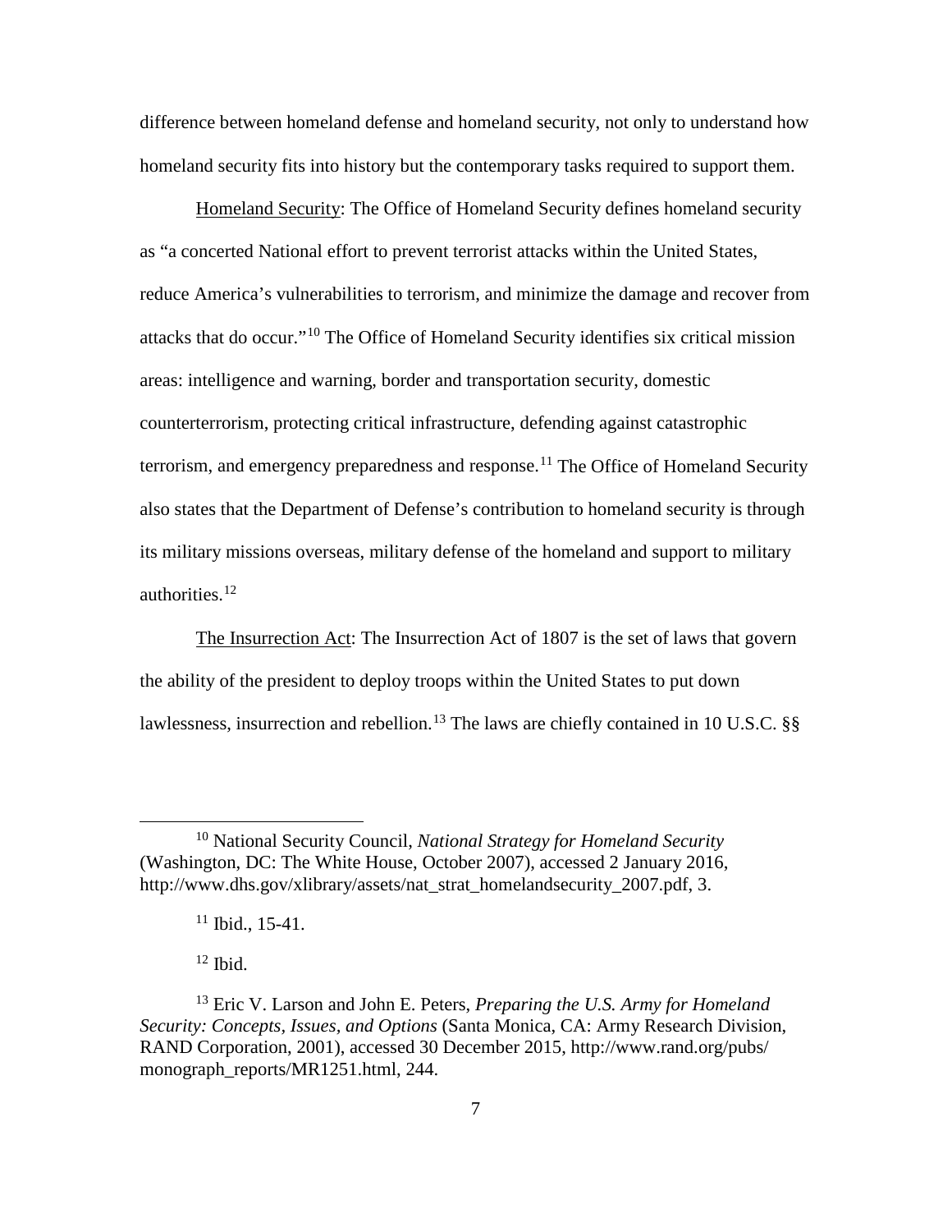difference between homeland defense and homeland security, not only to understand how homeland security fits into history but the contemporary tasks required to support them.

Homeland Security: The Office of Homeland Security defines homeland security as "a concerted National effort to prevent terrorist attacks within the United States, reduce America's vulnerabilities to terrorism, and minimize the damage and recover from attacks that do occur."[10] The Office of Homeland Security identifies six critical mission areas: intelligence and warning, border and transportation security, domestic counterterrorism, protecting critical infrastructure, defending against catastrophic terrorism, and emergency preparedness and response.[11] The Office of Homeland Security also states that the Department of Defense's contribution to homeland security is through its military missions overseas, military defense of the homeland and support to military authorities.[12]

The Insurrection Act: The Insurrection Act of 1807 is the set of laws that govern the ability of the president to deploy troops within the United States to put down lawlessness, insurrection and rebellion.[13] The laws are chiefly contained in 10 U.S.C. §§

---

[10] National Security Council, *National Strategy for Homeland Security* (Washington, DC: The White House, October 2007), accessed 2 January 2016, http://www.dhs.gov/xlibrary/assets/nat_strat_homelandsecurity_2007.pdf, 3.

[11] Ibid., 15-41.

[12] Ibid.

[13] Eric V. Larson and John E. Peters, *Preparing the U.S. Army for Homeland Security: Concepts, Issues, and Options* (Santa Monica, CA: Army Research Division, RAND Corporation, 2001), accessed 30 December 2015, http://www.rand.org/pubs/monograph_reports/MR1251.html, 244.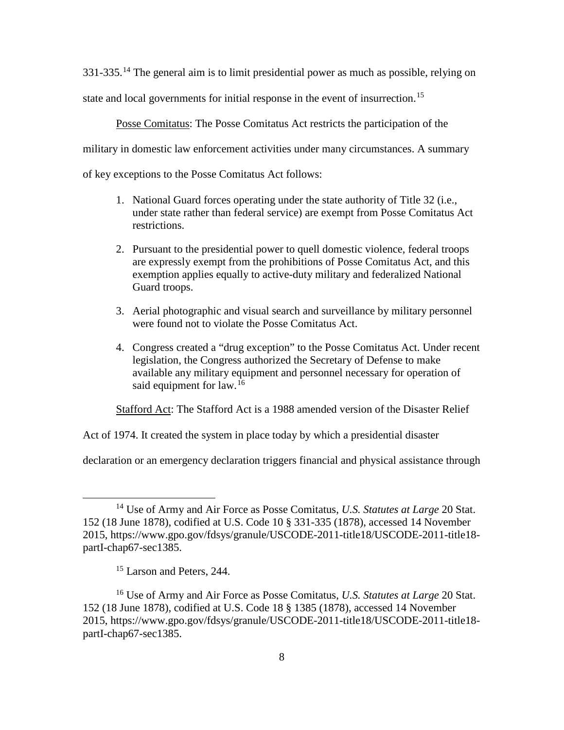331-335.[14] The general aim is to limit presidential power as much as possible, relying on state and local governments for initial response in the event of insurrection.[15]

Posse Comitatus: The Posse Comitatus Act restricts the participation of the military in domestic law enforcement activities under many circumstances. A summary of key exceptions to the Posse Comitatus Act follows:

1. National Guard forces operating under the state authority of Title 32 (i.e., under state rather than federal service) are exempt from Posse Comitatus Act restrictions.
2. Pursuant to the presidential power to quell domestic violence, federal troops are expressly exempt from the prohibitions of Posse Comitatus Act, and this exemption applies equally to active-duty military and federalized National Guard troops.
3. Aerial photographic and visual search and surveillance by military personnel were found not to violate the Posse Comitatus Act.
4. Congress created a "drug exception" to the Posse Comitatus Act. Under recent legislation, the Congress authorized the Secretary of Defense to make available any military equipment and personnel necessary for operation of said equipment for law.[16]

Stafford Act: The Stafford Act is a 1988 amended version of the Disaster Relief Act of 1974. It created the system in place today by which a presidential disaster declaration or an emergency declaration triggers financial and physical assistance through

---

[14] Use of Army and Air Force as Posse Comitatus, *U.S. Statutes at Large* 20 Stat. 152 (18 June 1878), codified at U.S. Code 10 § 331-335 (1878), accessed 14 November 2015, https://www.gpo.gov/fdsys/granule/USCODE-2011-title18/USCODE-2011-title18-partI-chap67-sec1385.

[15] Larson and Peters, 244.

[16] Use of Army and Air Force as Posse Comitatus, *U.S. Statutes at Large* 20 Stat. 152 (18 June 1878), codified at U.S. Code 18 § 1385 (1878), accessed 14 November 2015, https://www.gpo.gov/fdsys/granule/USCODE-2011-title18/USCODE-2011-title18-partI-chap67-sec1385.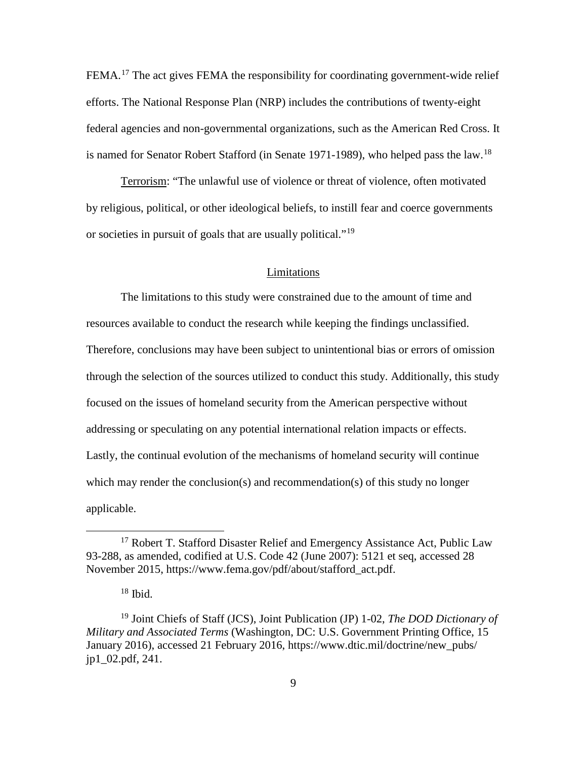FEMA.[17] The act gives FEMA the responsibility for coordinating government-wide relief efforts. The National Response Plan (NRP) includes the contributions of twenty-eight federal agencies and non-governmental organizations, such as the American Red Cross. It is named for Senator Robert Stafford (in Senate 1971-1989), who helped pass the law.[18]

Terrorism: "The unlawful use of violence or threat of violence, often motivated by religious, political, or other ideological beliefs, to instill fear and coerce governments or societies in pursuit of goals that are usually political."[19]

## Limitations

The limitations to this study were constrained due to the amount of time and resources available to conduct the research while keeping the findings unclassified. Therefore, conclusions may have been subject to unintentional bias or errors of omission through the selection of the sources utilized to conduct this study. Additionally, this study focused on the issues of homeland security from the American perspective without addressing or speculating on any potential international relation impacts or effects. Lastly, the continual evolution of the mechanisms of homeland security will continue which may render the conclusion(s) and recommendation(s) of this study no longer applicable.

---

[17] Robert T. Stafford Disaster Relief and Emergency Assistance Act, Public Law 93-288, as amended, codified at U.S. Code 42 (June 2007): 5121 et seq, accessed 28 November 2015, https://www.fema.gov/pdf/about/stafford_act.pdf.

[18] Ibid.

[19] Joint Chiefs of Staff (JCS), Joint Publication (JP) 1-02, *The DOD Dictionary of Military and Associated Terms* (Washington, DC: U.S. Government Printing Office, 15 January 2016), accessed 21 February 2016, https://www.dtic.mil/doctrine/new_pubs/jp1_02.pdf, 241.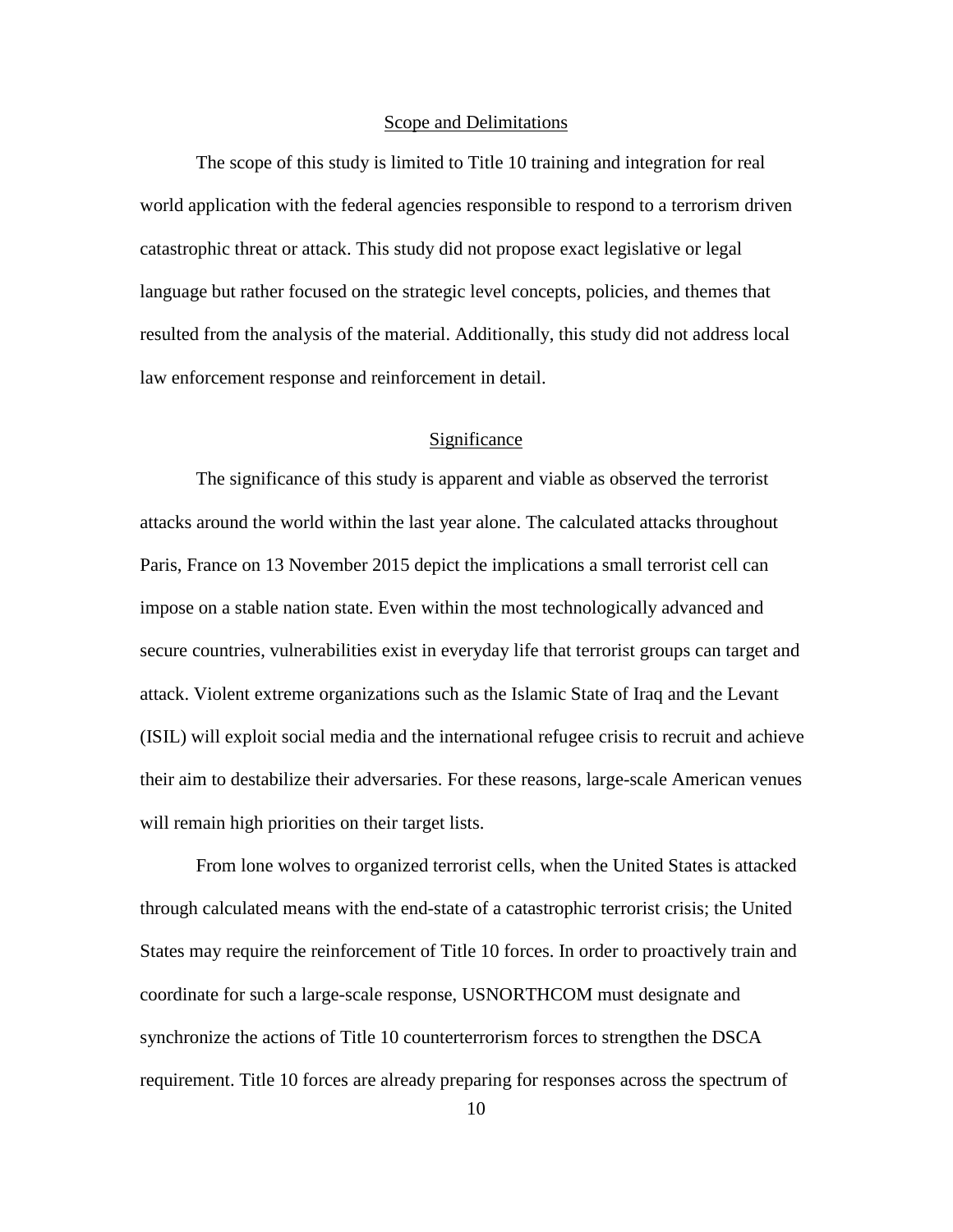## Scope and Delimitations

The scope of this study is limited to Title 10 training and integration for real world application with the federal agencies responsible to respond to a terrorism driven catastrophic threat or attack. This study did not propose exact legislative or legal language but rather focused on the strategic level concepts, policies, and themes that resulted from the analysis of the material. Additionally, this study did not address local law enforcement response and reinforcement in detail.

## Significance

The significance of this study is apparent and viable as observed the terrorist attacks around the world within the last year alone. The calculated attacks throughout Paris, France on 13 November 2015 depict the implications a small terrorist cell can impose on a stable nation state. Even within the most technologically advanced and secure countries, vulnerabilities exist in everyday life that terrorist groups can target and attack. Violent extreme organizations such as the Islamic State of Iraq and the Levant (ISIL) will exploit social media and the international refugee crisis to recruit and achieve their aim to destabilize their adversaries. For these reasons, large-scale American venues will remain high priorities on their target lists.

From lone wolves to organized terrorist cells, when the United States is attacked through calculated means with the end-state of a catastrophic terrorist crisis; the United States may require the reinforcement of Title 10 forces. In order to proactively train and coordinate for such a large-scale response, USNORTHCOM must designate and synchronize the actions of Title 10 counterterrorism forces to strengthen the DSCA requirement. Title 10 forces are already preparing for responses across the spectrum of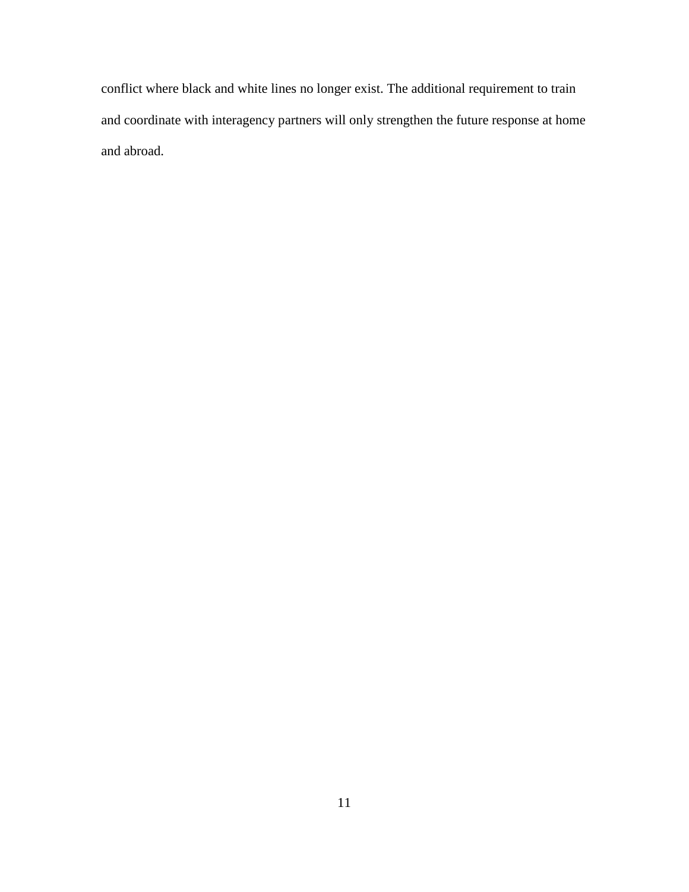conflict where black and white lines no longer exist. The additional requirement to train and coordinate with interagency partners will only strengthen the future response at home and abroad.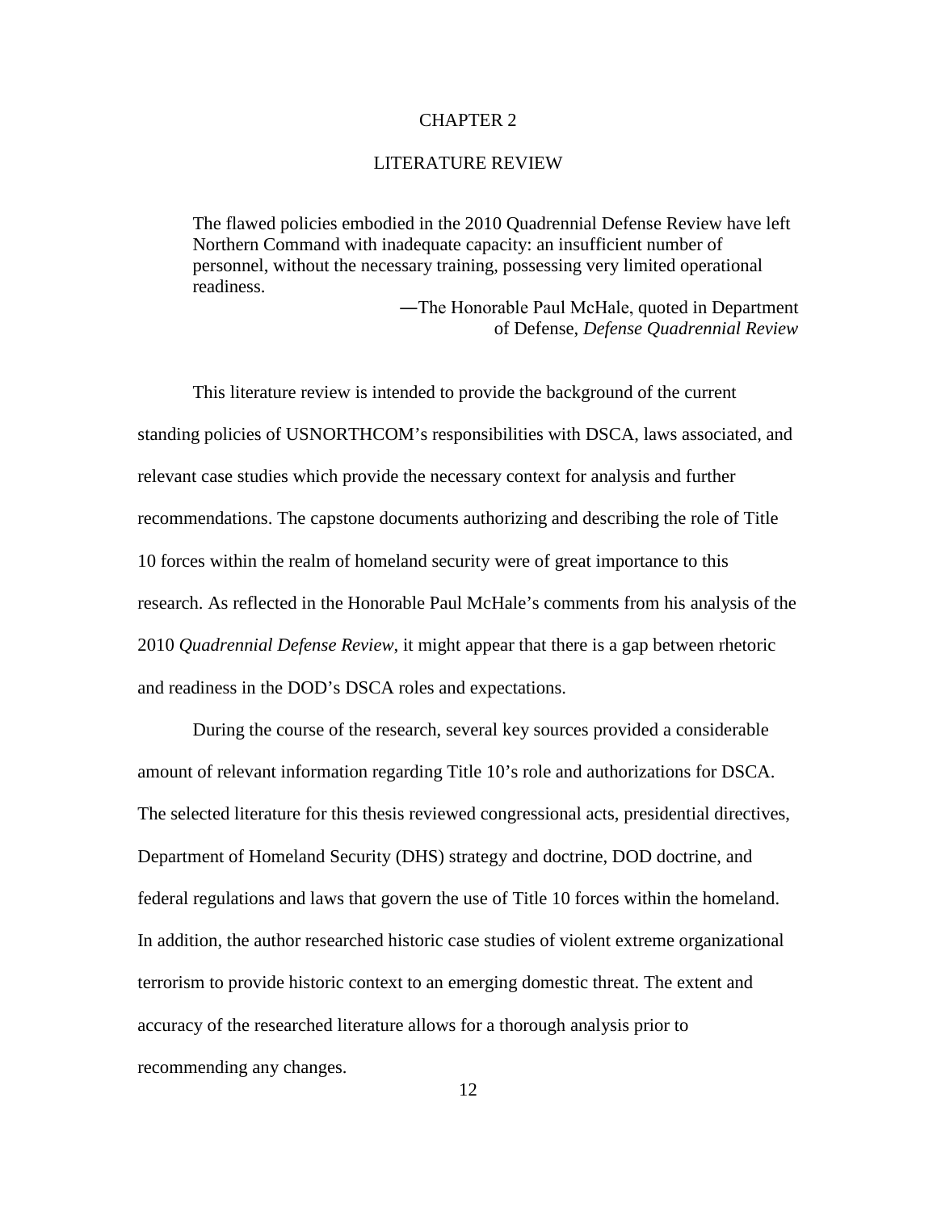# CHAPTER 2

# LITERATURE REVIEW

> The flawed policies embodied in the 2010 Quadrennial Defense Review have left Northern Command with inadequate capacity: an insufficient number of personnel, without the necessary training, possessing very limited operational readiness.
>
> ―The Honorable Paul McHale, quoted in Department of Defense, *Defense Quadrennial Review*

This literature review is intended to provide the background of the current standing policies of USNORTHCOM's responsibilities with DSCA, laws associated, and relevant case studies which provide the necessary context for analysis and further recommendations. The capstone documents authorizing and describing the role of Title 10 forces within the realm of homeland security were of great importance to this research. As reflected in the Honorable Paul McHale's comments from his analysis of the 2010 *Quadrennial Defense Review*, it might appear that there is a gap between rhetoric and readiness in the DOD's DSCA roles and expectations.

During the course of the research, several key sources provided a considerable amount of relevant information regarding Title 10's role and authorizations for DSCA. The selected literature for this thesis reviewed congressional acts, presidential directives, Department of Homeland Security (DHS) strategy and doctrine, DOD doctrine, and federal regulations and laws that govern the use of Title 10 forces within the homeland. In addition, the author researched historic case studies of violent extreme organizational terrorism to provide historic context to an emerging domestic threat. The extent and accuracy of the researched literature allows for a thorough analysis prior to recommending any changes.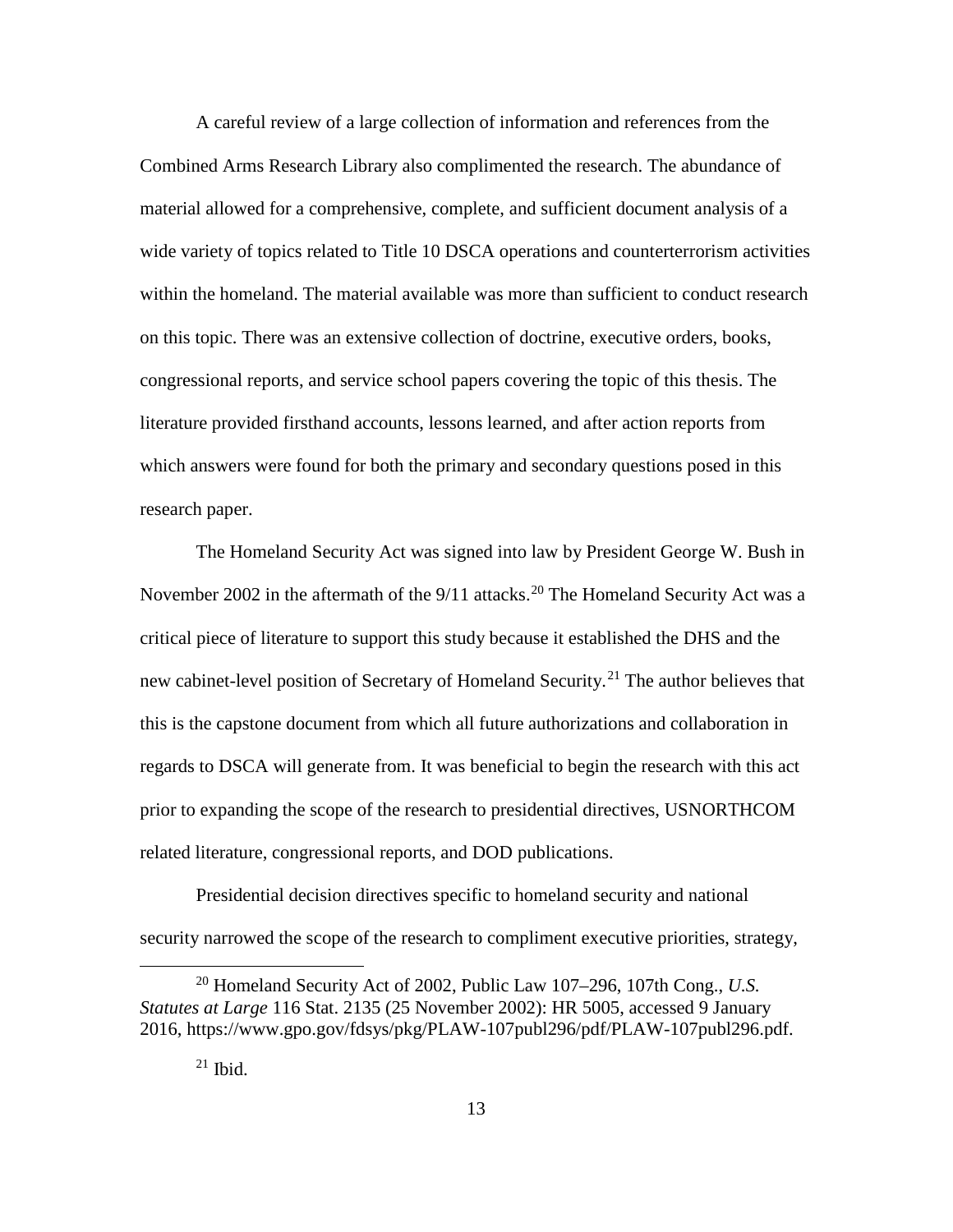A careful review of a large collection of information and references from the Combined Arms Research Library also complimented the research. The abundance of material allowed for a comprehensive, complete, and sufficient document analysis of a wide variety of topics related to Title 10 DSCA operations and counterterrorism activities within the homeland. The material available was more than sufficient to conduct research on this topic. There was an extensive collection of doctrine, executive orders, books, congressional reports, and service school papers covering the topic of this thesis. The literature provided firsthand accounts, lessons learned, and after action reports from which answers were found for both the primary and secondary questions posed in this research paper.

The Homeland Security Act was signed into law by President George W. Bush in November 2002 in the aftermath of the 9/11 attacks.[20] The Homeland Security Act was a critical piece of literature to support this study because it established the DHS and the new cabinet-level position of Secretary of Homeland Security.[21] The author believes that this is the capstone document from which all future authorizations and collaboration in regards to DSCA will generate from. It was beneficial to begin the research with this act prior to expanding the scope of the research to presidential directives, USNORTHCOM related literature, congressional reports, and DOD publications.

Presidential decision directives specific to homeland security and national security narrowed the scope of the research to compliment executive priorities, strategy,

---

[20] Homeland Security Act of 2002, Public Law 107–296, 107th Cong., *U.S. Statutes at Large* 116 Stat. 2135 (25 November 2002): HR 5005, accessed 9 January 2016, https://www.gpo.gov/fdsys/pkg/PLAW-107publ296/pdf/PLAW-107publ296.pdf.

[21] Ibid.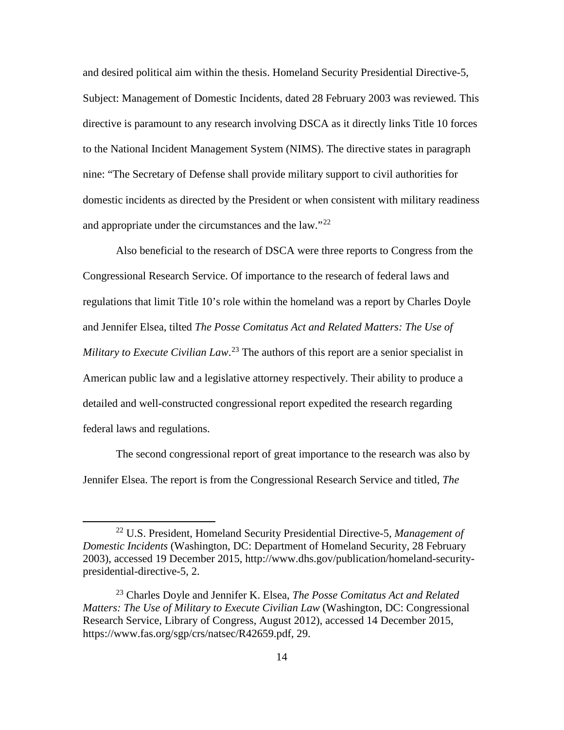and desired political aim within the thesis. Homeland Security Presidential Directive-5, Subject: Management of Domestic Incidents, dated 28 February 2003 was reviewed. This directive is paramount to any research involving DSCA as it directly links Title 10 forces to the National Incident Management System (NIMS). The directive states in paragraph nine: "The Secretary of Defense shall provide military support to civil authorities for domestic incidents as directed by the President or when consistent with military readiness and appropriate under the circumstances and the law."[22]

Also beneficial to the research of DSCA were three reports to Congress from the Congressional Research Service. Of importance to the research of federal laws and regulations that limit Title 10's role within the homeland was a report by Charles Doyle and Jennifer Elsea, tilted *The Posse Comitatus Act and Related Matters: The Use of Military to Execute Civilian Law*.[23] The authors of this report are a senior specialist in American public law and a legislative attorney respectively. Their ability to produce a detailed and well-constructed congressional report expedited the research regarding federal laws and regulations.

The second congressional report of great importance to the research was also by Jennifer Elsea. The report is from the Congressional Research Service and titled, *The*

---

[22] U.S. President, Homeland Security Presidential Directive-5, *Management of Domestic Incidents* (Washington, DC: Department of Homeland Security, 28 February 2003), accessed 19 December 2015, http://www.dhs.gov/publication/homeland-security-presidential-directive-5, 2.

[23] Charles Doyle and Jennifer K. Elsea, *The Posse Comitatus Act and Related Matters: The Use of Military to Execute Civilian Law* (Washington, DC: Congressional Research Service, Library of Congress, August 2012), accessed 14 December 2015, https://www.fas.org/sgp/crs/natsec/R42659.pdf, 29.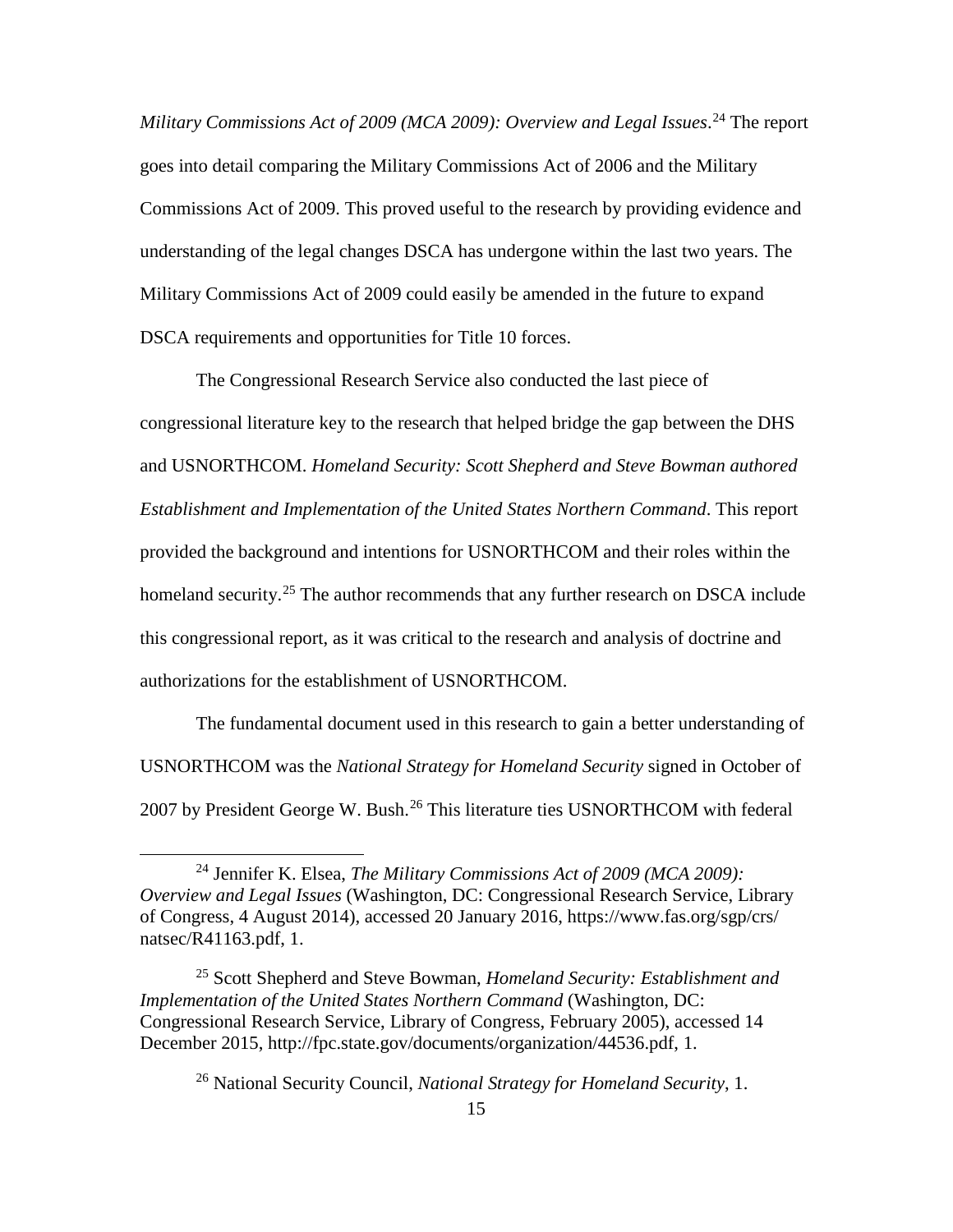*Military Commissions Act of 2009 (MCA 2009): Overview and Legal Issues*.[24] The report goes into detail comparing the Military Commissions Act of 2006 and the Military Commissions Act of 2009. This proved useful to the research by providing evidence and understanding of the legal changes DSCA has undergone within the last two years. The Military Commissions Act of 2009 could easily be amended in the future to expand DSCA requirements and opportunities for Title 10 forces.

The Congressional Research Service also conducted the last piece of congressional literature key to the research that helped bridge the gap between the DHS and USNORTHCOM. *Homeland Security: Scott Shepherd and Steve Bowman authored Establishment and Implementation of the United States Northern Command*. This report provided the background and intentions for USNORTHCOM and their roles within the homeland security.[25] The author recommends that any further research on DSCA include this congressional report, as it was critical to the research and analysis of doctrine and authorizations for the establishment of USNORTHCOM.

The fundamental document used in this research to gain a better understanding of USNORTHCOM was the *National Strategy for Homeland Security* signed in October of 2007 by President George W. Bush.[26] This literature ties USNORTHCOM with federal

---

[24] Jennifer K. Elsea, *The Military Commissions Act of 2009 (MCA 2009): Overview and Legal Issues* (Washington, DC: Congressional Research Service, Library of Congress, 4 August 2014), accessed 20 January 2016, https://www.fas.org/sgp/crs/natsec/R41163.pdf, 1.

[25] Scott Shepherd and Steve Bowman, *Homeland Security: Establishment and Implementation of the United States Northern Command* (Washington, DC: Congressional Research Service, Library of Congress, February 2005), accessed 14 December 2015, http://fpc.state.gov/documents/organization/44536.pdf, 1.

[26] National Security Council, *National Strategy for Homeland Security*, 1.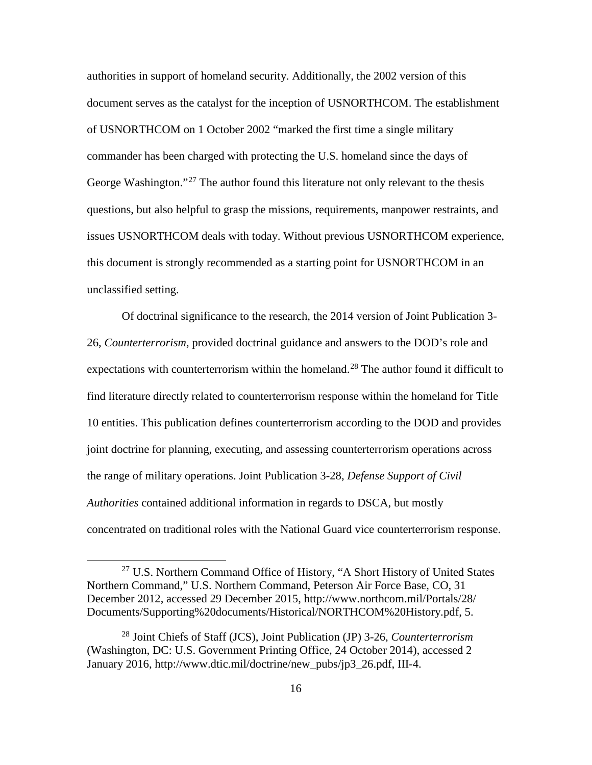authorities in support of homeland security. Additionally, the 2002 version of this document serves as the catalyst for the inception of USNORTHCOM. The establishment of USNORTHCOM on 1 October 2002 "marked the first time a single military commander has been charged with protecting the U.S. homeland since the days of George Washington."[27] The author found this literature not only relevant to the thesis questions, but also helpful to grasp the missions, requirements, manpower restraints, and issues USNORTHCOM deals with today. Without previous USNORTHCOM experience, this document is strongly recommended as a starting point for USNORTHCOM in an unclassified setting.

Of doctrinal significance to the research, the 2014 version of Joint Publication 3-26, *Counterterrorism*, provided doctrinal guidance and answers to the DOD's role and expectations with counterterrorism within the homeland.[28] The author found it difficult to find literature directly related to counterterrorism response within the homeland for Title 10 entities. This publication defines counterterrorism according to the DOD and provides joint doctrine for planning, executing, and assessing counterterrorism operations across the range of military operations. Joint Publication 3-28, *Defense Support of Civil Authorities* contained additional information in regards to DSCA, but mostly concentrated on traditional roles with the National Guard vice counterterrorism response.

---

[27] U.S. Northern Command Office of History, "A Short History of United States Northern Command," U.S. Northern Command, Peterson Air Force Base, CO, 31 December 2012, accessed 29 December 2015, http://www.northcom.mil/Portals/28/Documents/Supporting%20documents/Historical/NORTHCOM%20History.pdf, 5.

[28] Joint Chiefs of Staff (JCS), Joint Publication (JP) 3-26, *Counterterrorism* (Washington, DC: U.S. Government Printing Office, 24 October 2014), accessed 2 January 2016, http://www.dtic.mil/doctrine/new_pubs/jp3_26.pdf, III-4.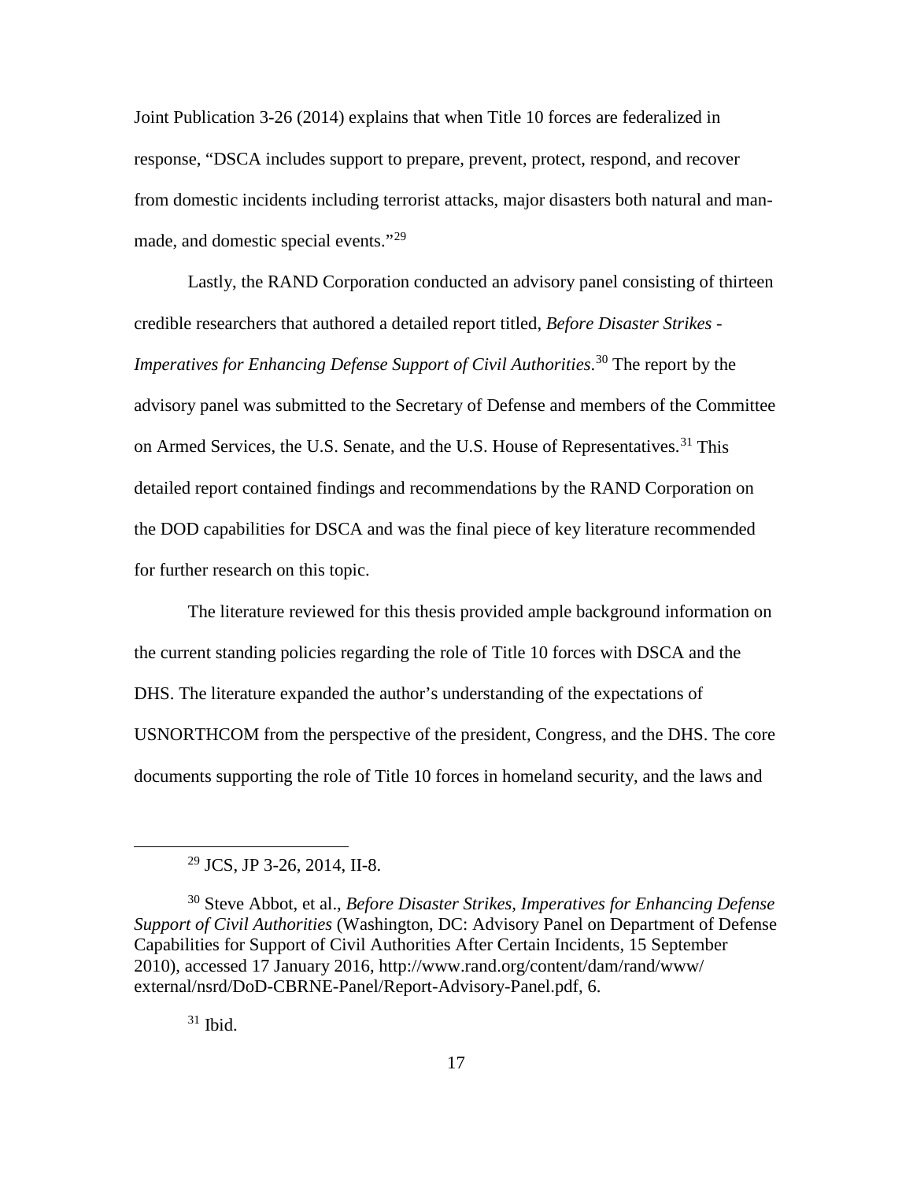Joint Publication 3-26 (2014) explains that when Title 10 forces are federalized in response, "DSCA includes support to prepare, prevent, protect, respond, and recover from domestic incidents including terrorist attacks, major disasters both natural and man-made, and domestic special events."[29]

Lastly, the RAND Corporation conducted an advisory panel consisting of thirteen credible researchers that authored a detailed report titled, *Before Disaster Strikes - Imperatives for Enhancing Defense Support of Civil Authorities*.[30] The report by the advisory panel was submitted to the Secretary of Defense and members of the Committee on Armed Services, the U.S. Senate, and the U.S. House of Representatives.[31] This detailed report contained findings and recommendations by the RAND Corporation on the DOD capabilities for DSCA and was the final piece of key literature recommended for further research on this topic.

The literature reviewed for this thesis provided ample background information on the current standing policies regarding the role of Title 10 forces with DSCA and the DHS. The literature expanded the author's understanding of the expectations of USNORTHCOM from the perspective of the president, Congress, and the DHS. The core documents supporting the role of Title 10 forces in homeland security, and the laws and

---

[29] JCS, JP 3-26, 2014, II-8.

[30] Steve Abbot, et al., *Before Disaster Strikes, Imperatives for Enhancing Defense Support of Civil Authorities* (Washington, DC: Advisory Panel on Department of Defense Capabilities for Support of Civil Authorities After Certain Incidents, 15 September 2010), accessed 17 January 2016, http://www.rand.org/content/dam/rand/www/external/nsrd/DoD-CBRNE-Panel/Report-Advisory-Panel.pdf, 6.

[31] Ibid.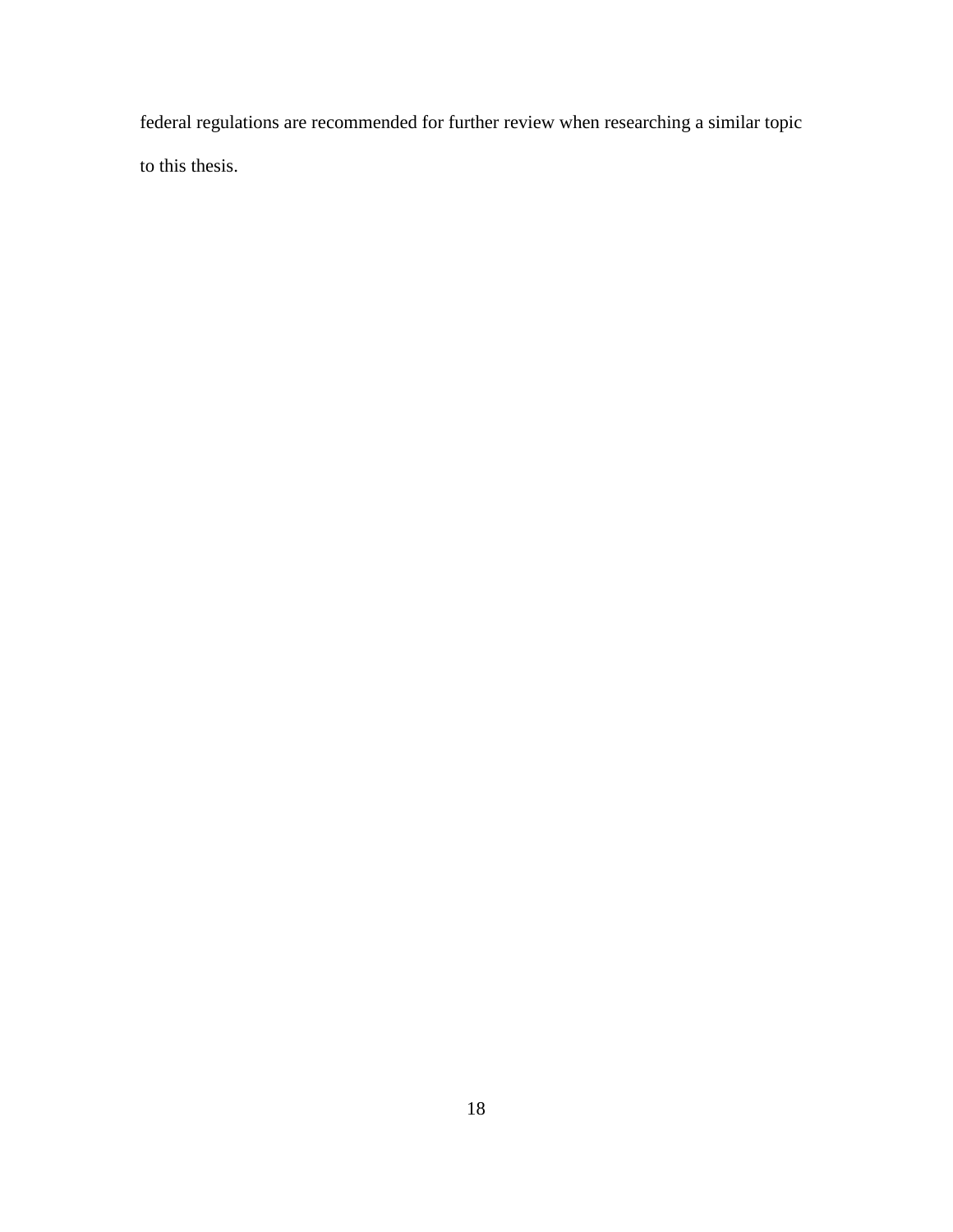federal regulations are recommended for further review when researching a similar topic to this thesis.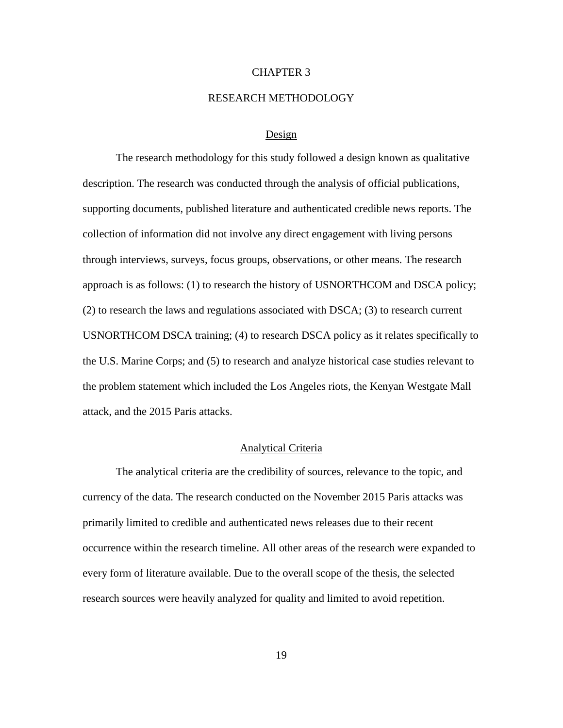# CHAPTER 3

# RESEARCH METHODOLOGY

## Design

The research methodology for this study followed a design known as qualitative description. The research was conducted through the analysis of official publications, supporting documents, published literature and authenticated credible news reports. The collection of information did not involve any direct engagement with living persons through interviews, surveys, focus groups, observations, or other means. The research approach is as follows: (1) to research the history of USNORTHCOM and DSCA policy; (2) to research the laws and regulations associated with DSCA; (3) to research current USNORTHCOM DSCA training; (4) to research DSCA policy as it relates specifically to the U.S. Marine Corps; and (5) to research and analyze historical case studies relevant to the problem statement which included the Los Angeles riots, the Kenyan Westgate Mall attack, and the 2015 Paris attacks.

## Analytical Criteria

The analytical criteria are the credibility of sources, relevance to the topic, and currency of the data. The research conducted on the November 2015 Paris attacks was primarily limited to credible and authenticated news releases due to their recent occurrence within the research timeline. All other areas of the research were expanded to every form of literature available. Due to the overall scope of the thesis, the selected research sources were heavily analyzed for quality and limited to avoid repetition.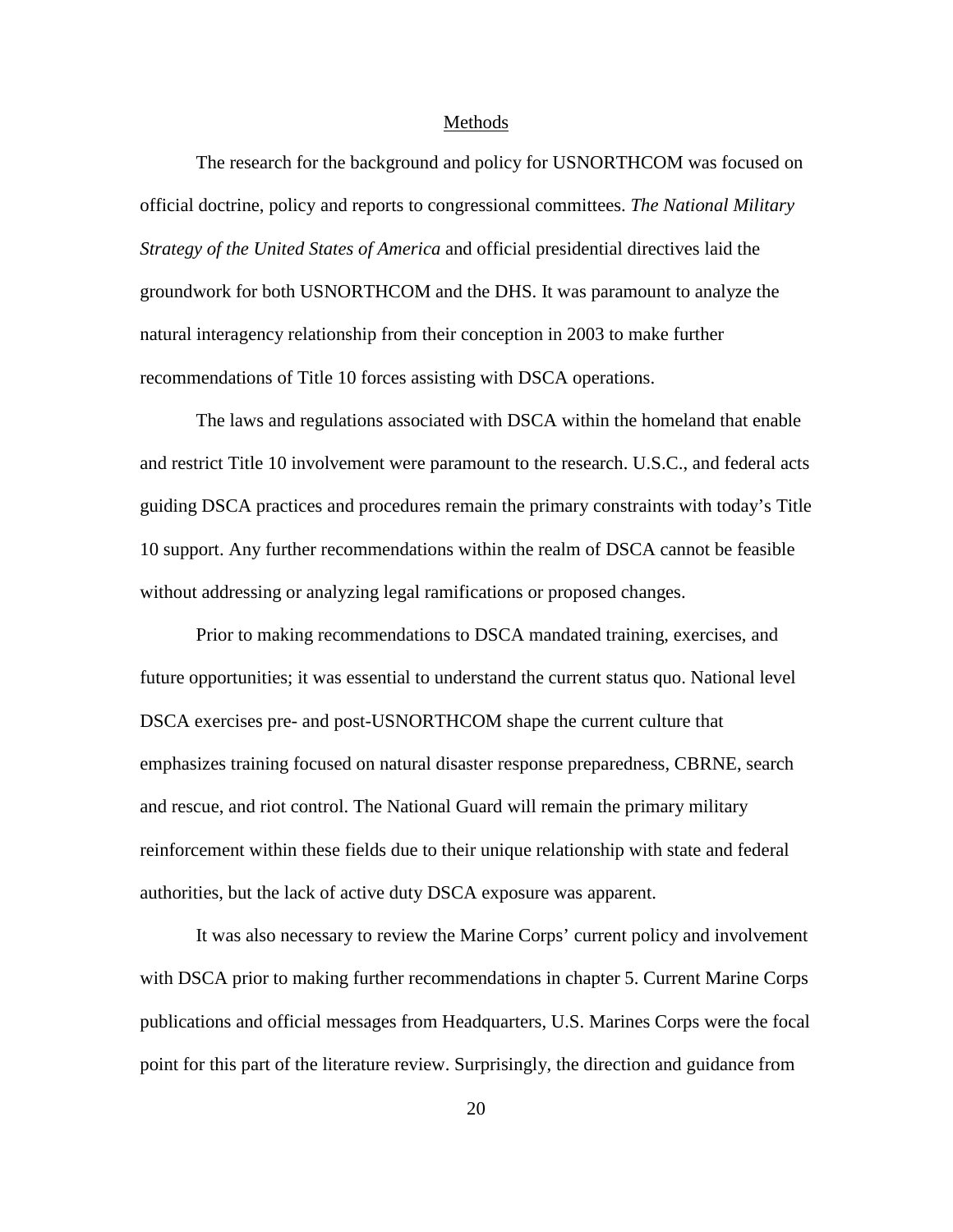## Methods

The research for the background and policy for USNORTHCOM was focused on official doctrine, policy and reports to congressional committees. *The National Military Strategy of the United States of America* and official presidential directives laid the groundwork for both USNORTHCOM and the DHS. It was paramount to analyze the natural interagency relationship from their conception in 2003 to make further recommendations of Title 10 forces assisting with DSCA operations.

The laws and regulations associated with DSCA within the homeland that enable and restrict Title 10 involvement were paramount to the research. U.S.C., and federal acts guiding DSCA practices and procedures remain the primary constraints with today's Title 10 support. Any further recommendations within the realm of DSCA cannot be feasible without addressing or analyzing legal ramifications or proposed changes.

Prior to making recommendations to DSCA mandated training, exercises, and future opportunities; it was essential to understand the current status quo. National level DSCA exercises pre- and post-USNORTHCOM shape the current culture that emphasizes training focused on natural disaster response preparedness, CBRNE, search and rescue, and riot control. The National Guard will remain the primary military reinforcement within these fields due to their unique relationship with state and federal authorities, but the lack of active duty DSCA exposure was apparent.

It was also necessary to review the Marine Corps' current policy and involvement with DSCA prior to making further recommendations in chapter 5. Current Marine Corps publications and official messages from Headquarters, U.S. Marines Corps were the focal point for this part of the literature review. Surprisingly, the direction and guidance from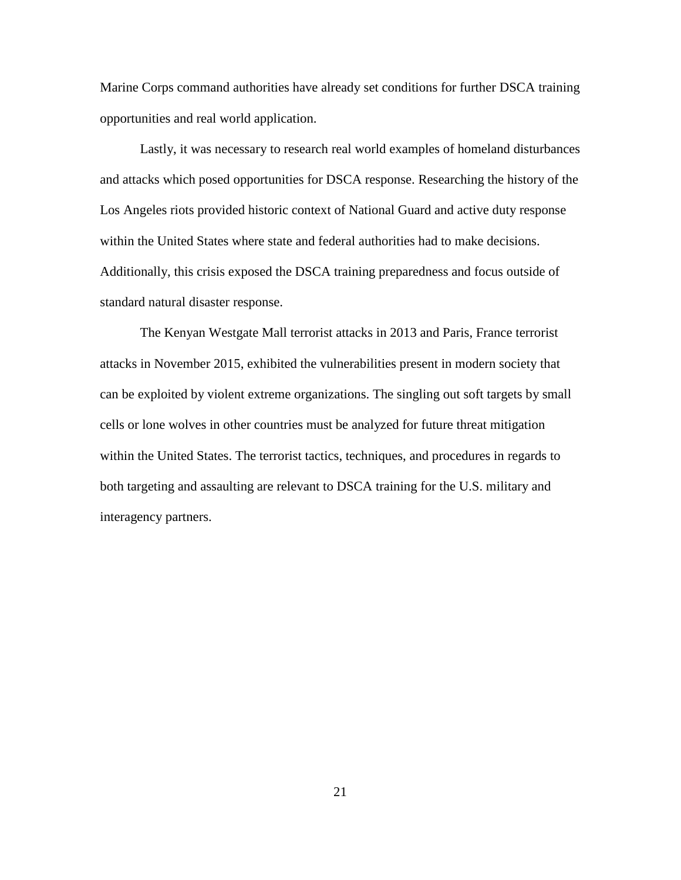Marine Corps command authorities have already set conditions for further DSCA training opportunities and real world application.

Lastly, it was necessary to research real world examples of homeland disturbances and attacks which posed opportunities for DSCA response. Researching the history of the Los Angeles riots provided historic context of National Guard and active duty response within the United States where state and federal authorities had to make decisions. Additionally, this crisis exposed the DSCA training preparedness and focus outside of standard natural disaster response.

The Kenyan Westgate Mall terrorist attacks in 2013 and Paris, France terrorist attacks in November 2015, exhibited the vulnerabilities present in modern society that can be exploited by violent extreme organizations. The singling out soft targets by small cells or lone wolves in other countries must be analyzed for future threat mitigation within the United States. The terrorist tactics, techniques, and procedures in regards to both targeting and assaulting are relevant to DSCA training for the U.S. military and interagency partners.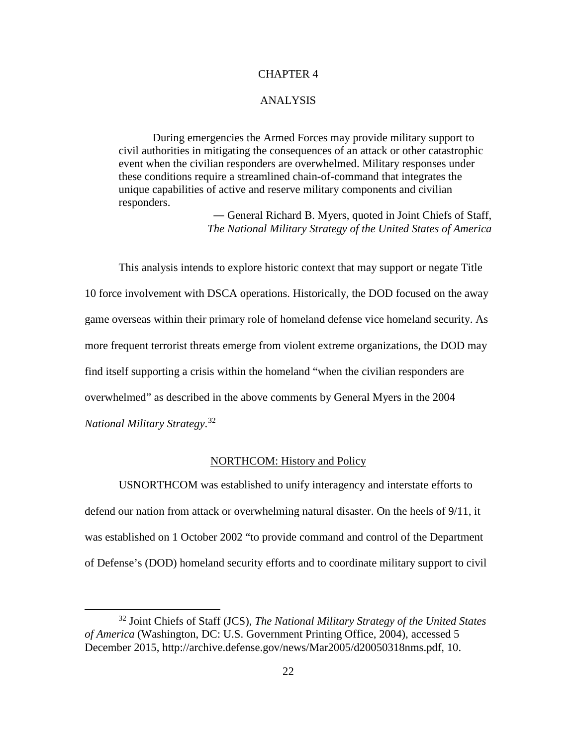# CHAPTER 4

# ANALYSIS

> During emergencies the Armed Forces may provide military support to civil authorities in mitigating the consequences of an attack or other catastrophic event when the civilian responders are overwhelmed. Military responses under these conditions require a streamlined chain-of-command that integrates the unique capabilities of active and reserve military components and civilian responders.
>
> — General Richard B. Myers, quoted in Joint Chiefs of Staff, *The National Military Strategy of the United States of America*

This analysis intends to explore historic context that may support or negate Title 10 force involvement with DSCA operations. Historically, the DOD focused on the away game overseas within their primary role of homeland defense vice homeland security. As more frequent terrorist threats emerge from violent extreme organizations, the DOD may find itself supporting a crisis within the homeland "when the civilian responders are overwhelmed" as described in the above comments by General Myers in the 2004 *National Military Strategy*.[32]

## NORTHCOM: History and Policy

USNORTHCOM was established to unify interagency and interstate efforts to defend our nation from attack or overwhelming natural disaster. On the heels of 9/11, it was established on 1 October 2002 "to provide command and control of the Department of Defense's (DOD) homeland security efforts and to coordinate military support to civil

[32] Joint Chiefs of Staff (JCS), *The National Military Strategy of the United States of America* (Washington, DC: U.S. Government Printing Office, 2004), accessed 5 December 2015, http://archive.defense.gov/news/Mar2005/d20050318nms.pdf, 10.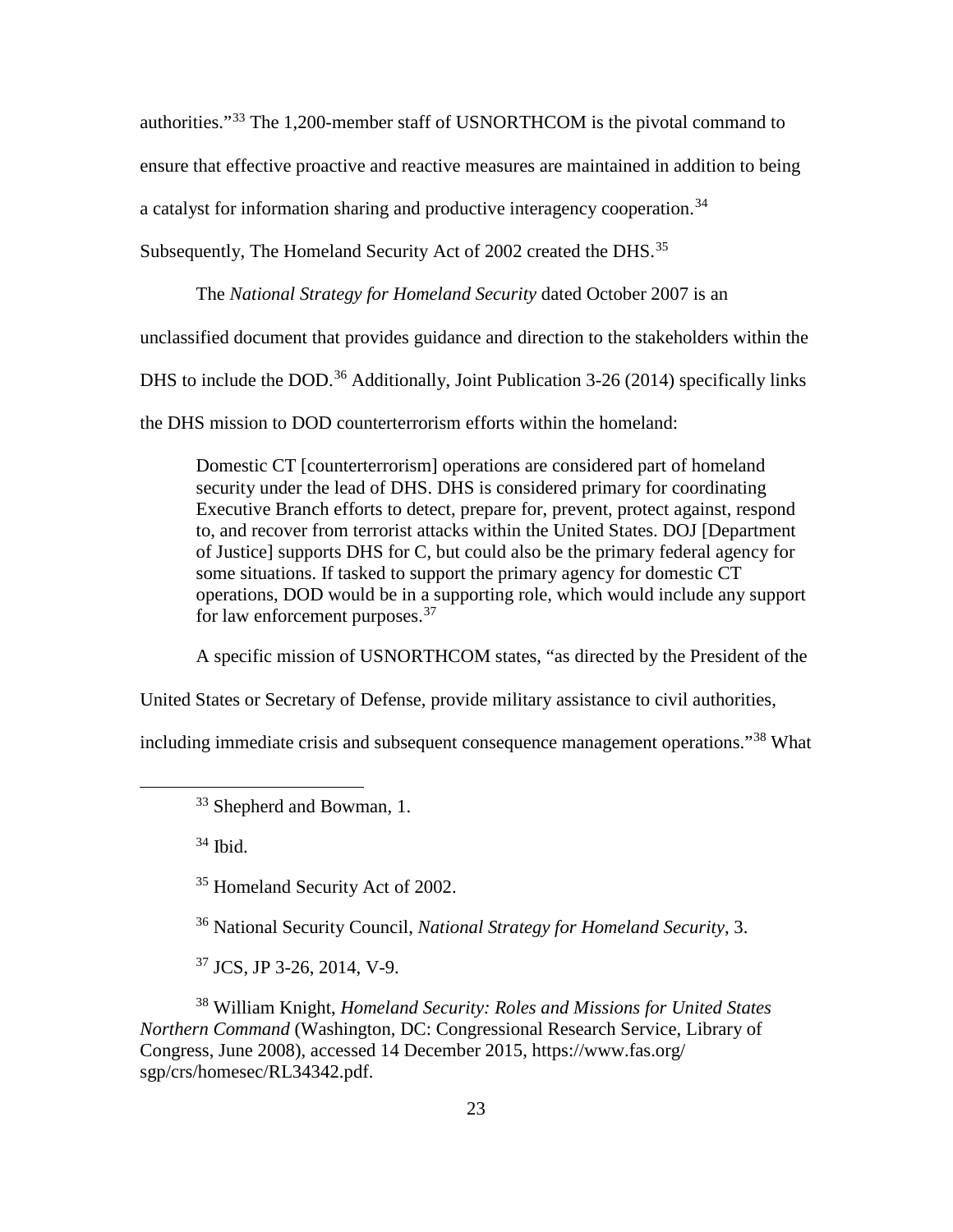authorities."[33] The 1,200-member staff of USNORTHCOM is the pivotal command to ensure that effective proactive and reactive measures are maintained in addition to being a catalyst for information sharing and productive interagency cooperation.[34] Subsequently, The Homeland Security Act of 2002 created the DHS.[35]

The *National Strategy for Homeland Security* dated October 2007 is an unclassified document that provides guidance and direction to the stakeholders within the DHS to include the DOD.[36] Additionally, Joint Publication 3-26 (2014) specifically links the DHS mission to DOD counterterrorism efforts within the homeland:

> Domestic CT [counterterrorism] operations are considered part of homeland security under the lead of DHS. DHS is considered primary for coordinating Executive Branch efforts to detect, prepare for, prevent, protect against, respond to, and recover from terrorist attacks within the United States. DOJ [Department of Justice] supports DHS for C, but could also be the primary federal agency for some situations. If tasked to support the primary agency for domestic CT operations, DOD would be in a supporting role, which would include any support for law enforcement purposes.[37]

A specific mission of USNORTHCOM states, "as directed by the President of the United States or Secretary of Defense, provide military assistance to civil authorities, including immediate crisis and subsequent consequence management operations."[38] What

---

[33] Shepherd and Bowman, 1.

[34] Ibid.

[35] Homeland Security Act of 2002.

[36] National Security Council, *National Strategy for Homeland Security*, 3.

[37] JCS, JP 3-26, 2014, V-9.

[38] William Knight, *Homeland Security: Roles and Missions for United States Northern Command* (Washington, DC: Congressional Research Service, Library of Congress, June 2008), accessed 14 December 2015, https://www.fas.org/sgp/crs/homesec/RL34342.pdf.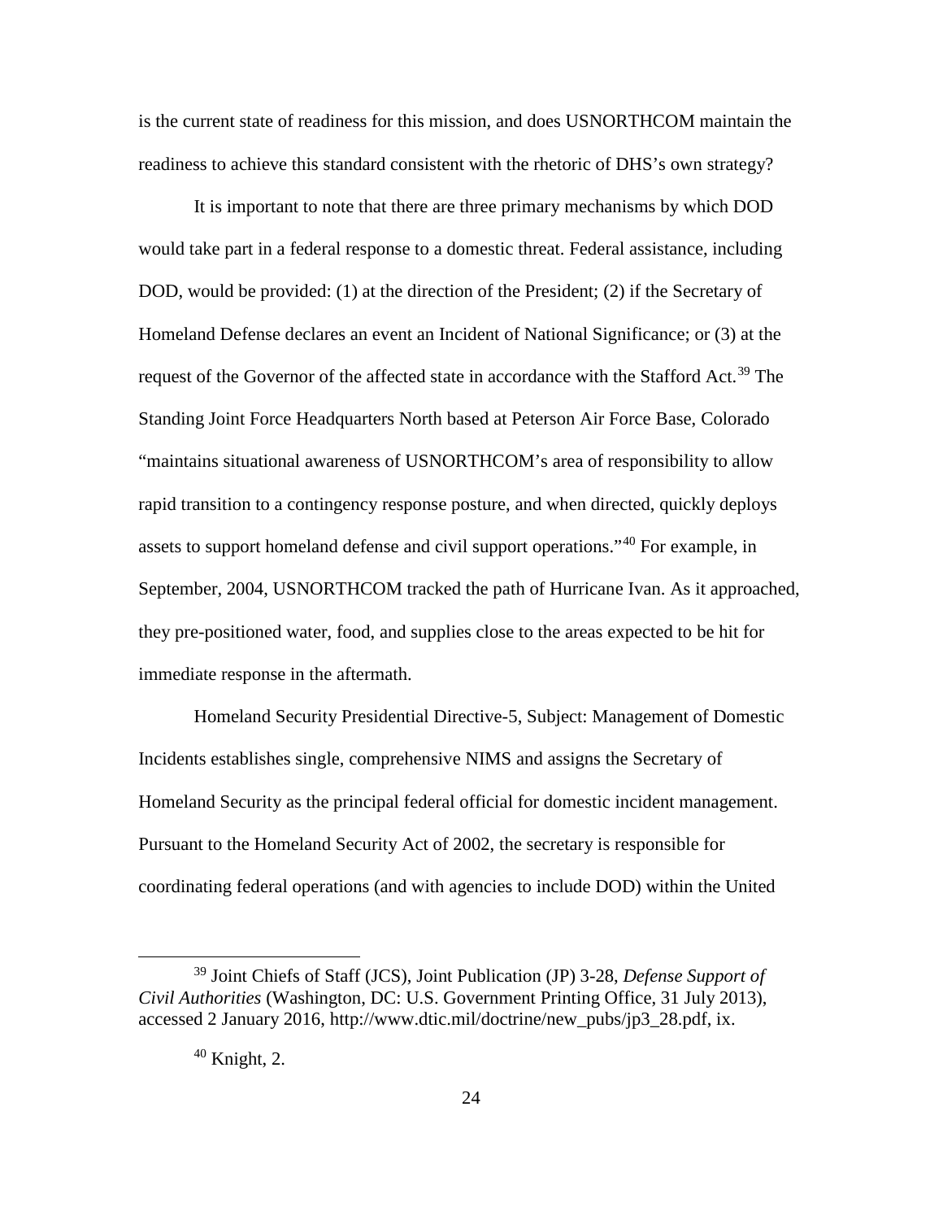is the current state of readiness for this mission, and does USNORTHCOM maintain the readiness to achieve this standard consistent with the rhetoric of DHS's own strategy?

It is important to note that there are three primary mechanisms by which DOD would take part in a federal response to a domestic threat. Federal assistance, including DOD, would be provided: (1) at the direction of the President; (2) if the Secretary of Homeland Defense declares an event an Incident of National Significance; or (3) at the request of the Governor of the affected state in accordance with the Stafford Act.[39] The Standing Joint Force Headquarters North based at Peterson Air Force Base, Colorado "maintains situational awareness of USNORTHCOM's area of responsibility to allow rapid transition to a contingency response posture, and when directed, quickly deploys assets to support homeland defense and civil support operations."[40] For example, in September, 2004, USNORTHCOM tracked the path of Hurricane Ivan. As it approached, they pre-positioned water, food, and supplies close to the areas expected to be hit for immediate response in the aftermath.

Homeland Security Presidential Directive-5, Subject: Management of Domestic Incidents establishes single, comprehensive NIMS and assigns the Secretary of Homeland Security as the principal federal official for domestic incident management. Pursuant to the Homeland Security Act of 2002, the secretary is responsible for coordinating federal operations (and with agencies to include DOD) within the United

[39] Joint Chiefs of Staff (JCS), Joint Publication (JP) 3-28, *Defense Support of Civil Authorities* (Washington, DC: U.S. Government Printing Office, 31 July 2013), accessed 2 January 2016, http://www.dtic.mil/doctrine/new_pubs/jp3_28.pdf, ix.

[40] Knight, 2.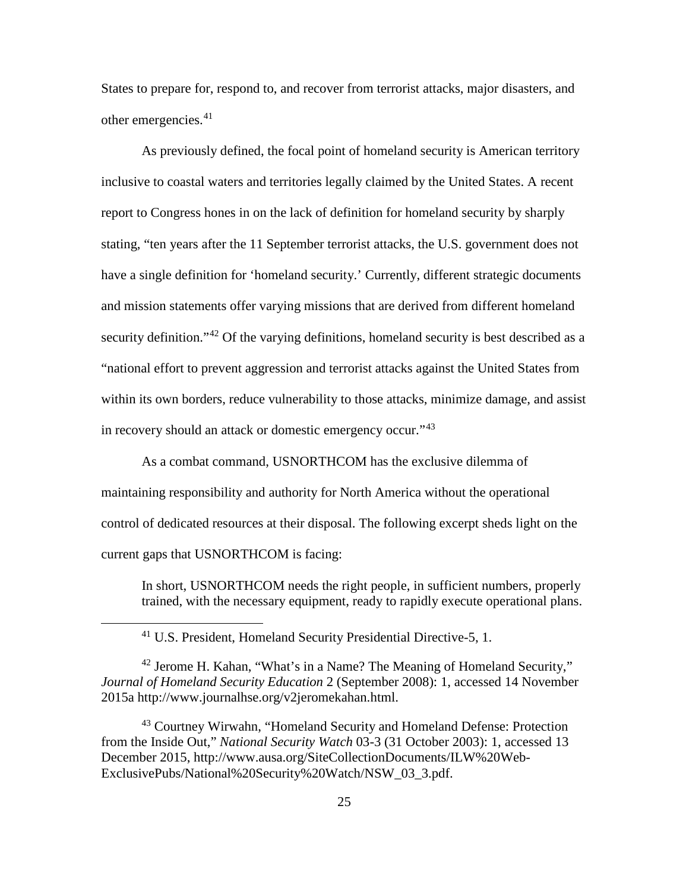States to prepare for, respond to, and recover from terrorist attacks, major disasters, and other emergencies.[41]

As previously defined, the focal point of homeland security is American territory inclusive to coastal waters and territories legally claimed by the United States. A recent report to Congress hones in on the lack of definition for homeland security by sharply stating, "ten years after the 11 September terrorist attacks, the U.S. government does not have a single definition for 'homeland security.' Currently, different strategic documents and mission statements offer varying missions that are derived from different homeland security definition."[42] Of the varying definitions, homeland security is best described as a "national effort to prevent aggression and terrorist attacks against the United States from within its own borders, reduce vulnerability to those attacks, minimize damage, and assist in recovery should an attack or domestic emergency occur."[43]

As a combat command, USNORTHCOM has the exclusive dilemma of maintaining responsibility and authority for North America without the operational control of dedicated resources at their disposal. The following excerpt sheds light on the current gaps that USNORTHCOM is facing:

> In short, USNORTHCOM needs the right people, in sufficient numbers, properly trained, with the necessary equipment, ready to rapidly execute operational plans.

---

[41] U.S. President, Homeland Security Presidential Directive-5, 1.

[42] Jerome H. Kahan, "What's in a Name? The Meaning of Homeland Security," *Journal of Homeland Security Education* 2 (September 2008): 1, accessed 14 November 2015a http://www.journalhse.org/v2jeromekahan.html.

[43] Courtney Wirwahn, "Homeland Security and Homeland Defense: Protection from the Inside Out," *National Security Watch* 03-3 (31 October 2003): 1, accessed 13 December 2015, http://www.ausa.org/SiteCollectionDocuments/ILW%20Web-ExclusivePubs/National%20Security%20Watch/NSW_03_3.pdf.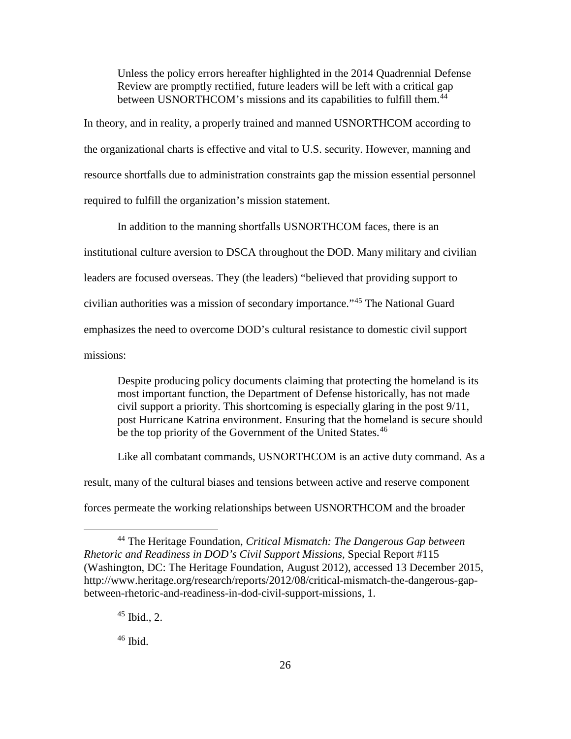> Unless the policy errors hereafter highlighted in the 2014 Quadrennial Defense Review are promptly rectified, future leaders will be left with a critical gap between USNORTHCOM's missions and its capabilities to fulfill them.[44]

In theory, and in reality, a properly trained and manned USNORTHCOM according to the organizational charts is effective and vital to U.S. security. However, manning and resource shortfalls due to administration constraints gap the mission essential personnel required to fulfill the organization's mission statement.

In addition to the manning shortfalls USNORTHCOM faces, there is an institutional culture aversion to DSCA throughout the DOD. Many military and civilian leaders are focused overseas. They (the leaders) "believed that providing support to civilian authorities was a mission of secondary importance."[45] The National Guard emphasizes the need to overcome DOD's cultural resistance to domestic civil support missions:

> Despite producing policy documents claiming that protecting the homeland is its most important function, the Department of Defense historically, has not made civil support a priority. This shortcoming is especially glaring in the post 9/11, post Hurricane Katrina environment. Ensuring that the homeland is secure should be the top priority of the Government of the United States.[46]

Like all combatant commands, USNORTHCOM is an active duty command. As a result, many of the cultural biases and tensions between active and reserve component forces permeate the working relationships between USNORTHCOM and the broader

---

[44] The Heritage Foundation, *Critical Mismatch: The Dangerous Gap between Rhetoric and Readiness in DOD's Civil Support Missions*, Special Report #115 (Washington, DC: The Heritage Foundation, August 2012), accessed 13 December 2015, http://www.heritage.org/research/reports/2012/08/critical-mismatch-the-dangerous-gap-between-rhetoric-and-readiness-in-dod-civil-support-missions, 1.

[45] Ibid., 2.

[46] Ibid.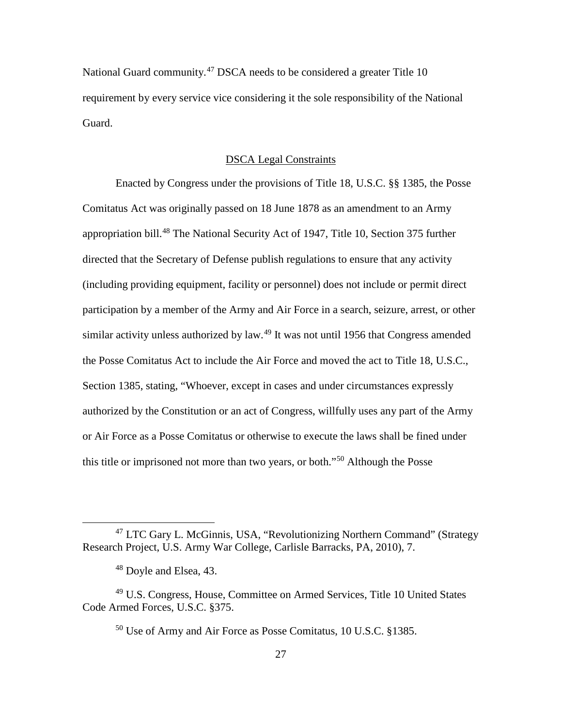National Guard community.[47] DSCA needs to be considered a greater Title 10 requirement by every service vice considering it the sole responsibility of the National Guard.

## DSCA Legal Constraints

Enacted by Congress under the provisions of Title 18, U.S.C. §§ 1385, the Posse Comitatus Act was originally passed on 18 June 1878 as an amendment to an Army appropriation bill.[48] The National Security Act of 1947, Title 10, Section 375 further directed that the Secretary of Defense publish regulations to ensure that any activity (including providing equipment, facility or personnel) does not include or permit direct participation by a member of the Army and Air Force in a search, seizure, arrest, or other similar activity unless authorized by law.[49] It was not until 1956 that Congress amended the Posse Comitatus Act to include the Air Force and moved the act to Title 18, U.S.C., Section 1385, stating, "Whoever, except in cases and under circumstances expressly authorized by the Constitution or an act of Congress, willfully uses any part of the Army or Air Force as a Posse Comitatus or otherwise to execute the laws shall be fined under this title or imprisoned not more than two years, or both."[50] Although the Posse

---

[47] LTC Gary L. McGinnis, USA, "Revolutionizing Northern Command" (Strategy Research Project, U.S. Army War College, Carlisle Barracks, PA, 2010), 7.

[48] Doyle and Elsea, 43.

[49] U.S. Congress, House, Committee on Armed Services, Title 10 United States Code Armed Forces, U.S.C. §375.

[50] Use of Army and Air Force as Posse Comitatus, 10 U.S.C. §1385.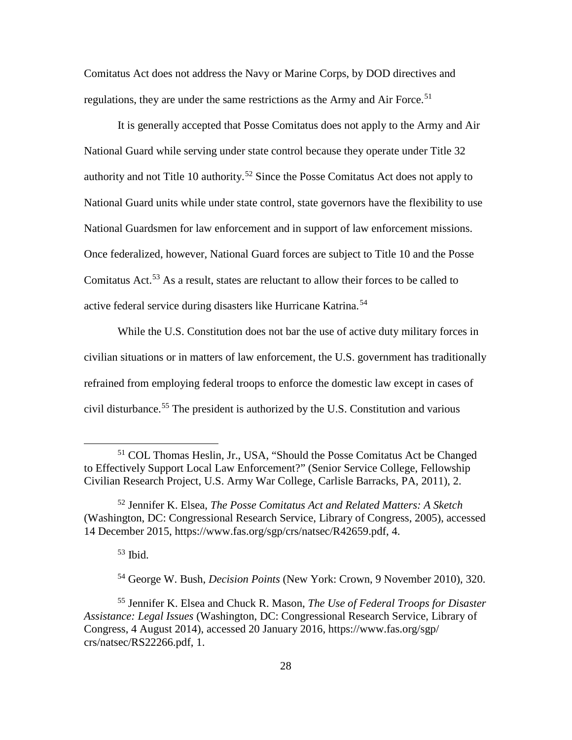Comitatus Act does not address the Navy or Marine Corps, by DOD directives and regulations, they are under the same restrictions as the Army and Air Force.[51]

It is generally accepted that Posse Comitatus does not apply to the Army and Air National Guard while serving under state control because they operate under Title 32 authority and not Title 10 authority.[52] Since the Posse Comitatus Act does not apply to National Guard units while under state control, state governors have the flexibility to use National Guardsmen for law enforcement and in support of law enforcement missions. Once federalized, however, National Guard forces are subject to Title 10 and the Posse Comitatus Act.[53] As a result, states are reluctant to allow their forces to be called to active federal service during disasters like Hurricane Katrina.[54]

While the U.S. Constitution does not bar the use of active duty military forces in civilian situations or in matters of law enforcement, the U.S. government has traditionally refrained from employing federal troops to enforce the domestic law except in cases of civil disturbance.[55] The president is authorized by the U.S. Constitution and various

---

[51] COL Thomas Heslin, Jr., USA, "Should the Posse Comitatus Act be Changed to Effectively Support Local Law Enforcement?" (Senior Service College, Fellowship Civilian Research Project, U.S. Army War College, Carlisle Barracks, PA, 2011), 2.

[52] Jennifer K. Elsea, *The Posse Comitatus Act and Related Matters: A Sketch* (Washington, DC: Congressional Research Service, Library of Congress, 2005), accessed 14 December 2015, https://www.fas.org/sgp/crs/natsec/R42659.pdf, 4.

[53] Ibid.

[54] George W. Bush, *Decision Points* (New York: Crown, 9 November 2010), 320.

[55] Jennifer K. Elsea and Chuck R. Mason, *The Use of Federal Troops for Disaster Assistance: Legal Issues* (Washington, DC: Congressional Research Service, Library of Congress, 4 August 2014), accessed 20 January 2016, https://www.fas.org/sgp/crs/natsec/RS22266.pdf, 1.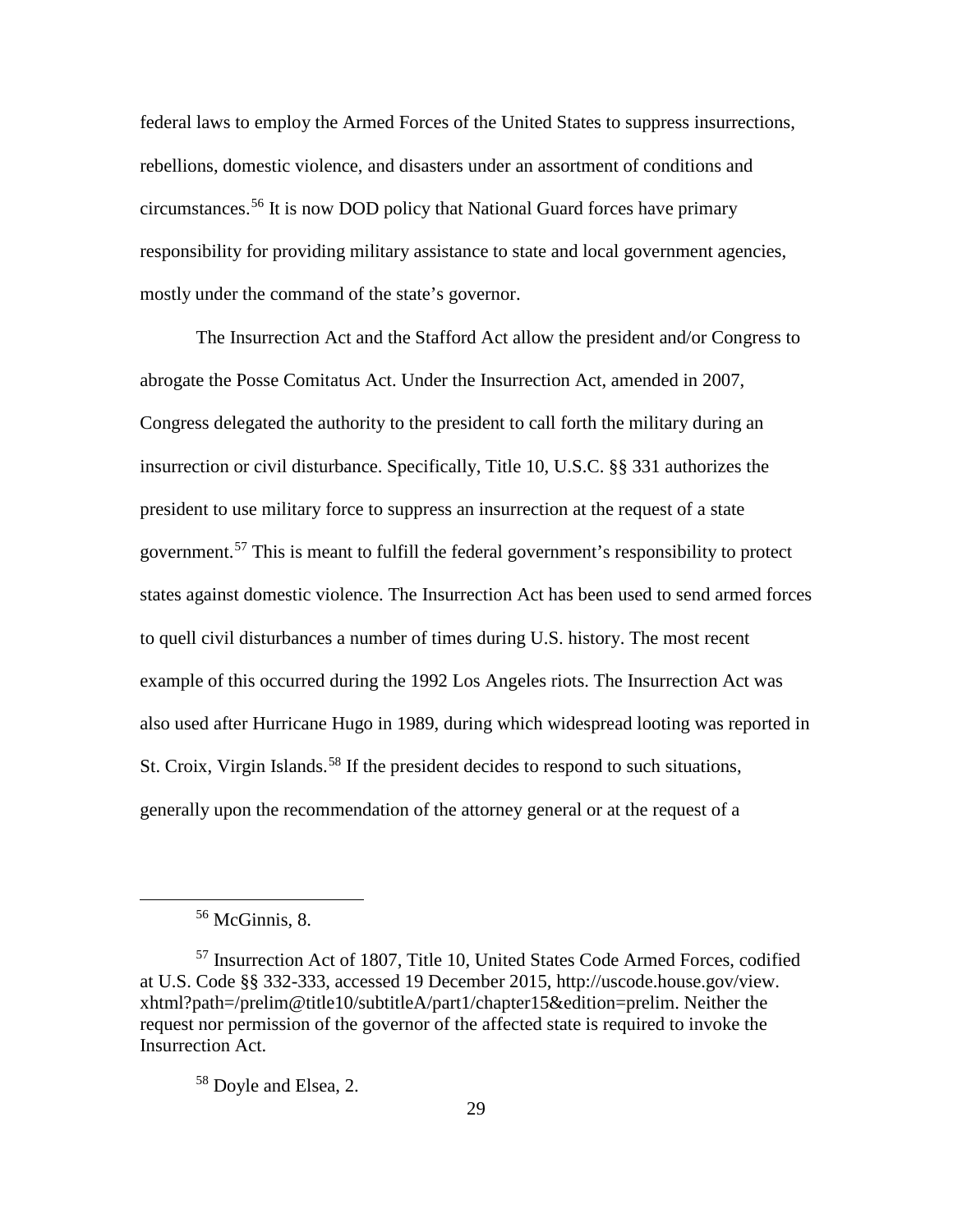federal laws to employ the Armed Forces of the United States to suppress insurrections, rebellions, domestic violence, and disasters under an assortment of conditions and circumstances.[56] It is now DOD policy that National Guard forces have primary responsibility for providing military assistance to state and local government agencies, mostly under the command of the state's governor.

The Insurrection Act and the Stafford Act allow the president and/or Congress to abrogate the Posse Comitatus Act. Under the Insurrection Act, amended in 2007, Congress delegated the authority to the president to call forth the military during an insurrection or civil disturbance. Specifically, Title 10, U.S.C. §§ 331 authorizes the president to use military force to suppress an insurrection at the request of a state government.[57] This is meant to fulfill the federal government's responsibility to protect states against domestic violence. The Insurrection Act has been used to send armed forces to quell civil disturbances a number of times during U.S. history. The most recent example of this occurred during the 1992 Los Angeles riots. The Insurrection Act was also used after Hurricane Hugo in 1989, during which widespread looting was reported in St. Croix, Virgin Islands.[58] If the president decides to respond to such situations, generally upon the recommendation of the attorney general or at the request of a

---

[56] McGinnis, 8.

[57] Insurrection Act of 1807, Title 10, United States Code Armed Forces, codified at U.S. Code §§ 332-333, accessed 19 December 2015, http://uscode.house.gov/view.xhtml?path=/prelim@title10/subtitleA/part1/chapter15&edition=prelim. Neither the request nor permission of the governor of the affected state is required to invoke the Insurrection Act.

[58] Doyle and Elsea, 2.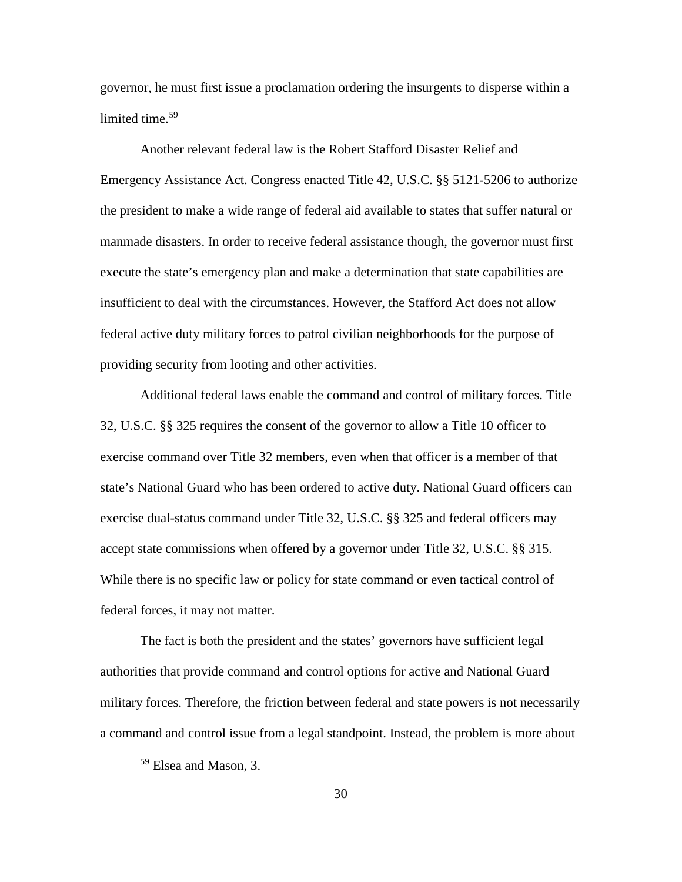governor, he must first issue a proclamation ordering the insurgents to disperse within a limited time.[59]

Another relevant federal law is the Robert Stafford Disaster Relief and Emergency Assistance Act. Congress enacted Title 42, U.S.C. §§ 5121-5206 to authorize the president to make a wide range of federal aid available to states that suffer natural or manmade disasters. In order to receive federal assistance though, the governor must first execute the state's emergency plan and make a determination that state capabilities are insufficient to deal with the circumstances. However, the Stafford Act does not allow federal active duty military forces to patrol civilian neighborhoods for the purpose of providing security from looting and other activities.

Additional federal laws enable the command and control of military forces. Title 32, U.S.C. §§ 325 requires the consent of the governor to allow a Title 10 officer to exercise command over Title 32 members, even when that officer is a member of that state's National Guard who has been ordered to active duty. National Guard officers can exercise dual-status command under Title 32, U.S.C. §§ 325 and federal officers may accept state commissions when offered by a governor under Title 32, U.S.C. §§ 315. While there is no specific law or policy for state command or even tactical control of federal forces, it may not matter.

The fact is both the president and the states' governors have sufficient legal authorities that provide command and control options for active and National Guard military forces. Therefore, the friction between federal and state powers is not necessarily a command and control issue from a legal standpoint. Instead, the problem is more about

[59] Elsea and Mason, 3.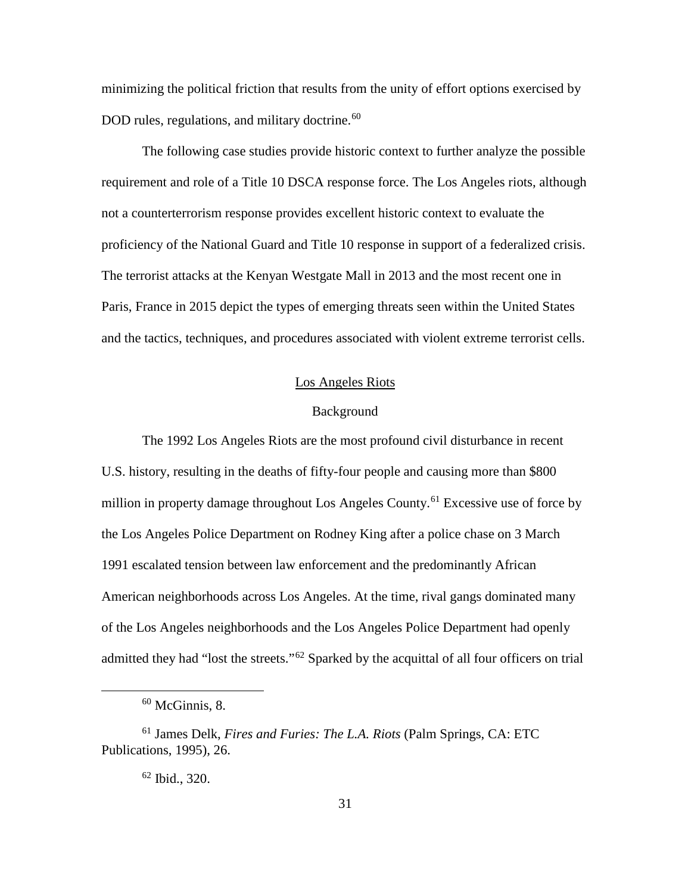minimizing the political friction that results from the unity of effort options exercised by DOD rules, regulations, and military doctrine.[60]

The following case studies provide historic context to further analyze the possible requirement and role of a Title 10 DSCA response force. The Los Angeles riots, although not a counterterrorism response provides excellent historic context to evaluate the proficiency of the National Guard and Title 10 response in support of a federalized crisis. The terrorist attacks at the Kenyan Westgate Mall in 2013 and the most recent one in Paris, France in 2015 depict the types of emerging threats seen within the United States and the tactics, techniques, and procedures associated with violent extreme terrorist cells.

## Los Angeles Riots

### Background

The 1992 Los Angeles Riots are the most profound civil disturbance in recent U.S. history, resulting in the deaths of fifty-four people and causing more than $800 million in property damage throughout Los Angeles County.[61] Excessive use of force by the Los Angeles Police Department on Rodney King after a police chase on 3 March 1991 escalated tension between law enforcement and the predominantly African American neighborhoods across Los Angeles. At the time, rival gangs dominated many of the Los Angeles neighborhoods and the Los Angeles Police Department had openly admitted they had "lost the streets."[62] Sparked by the acquittal of all four officers on trial

---

[60] McGinnis, 8.

[61] James Delk, *Fires and Furies: The L.A. Riots* (Palm Springs, CA: ETC Publications, 1995), 26.

[62] Ibid., 320.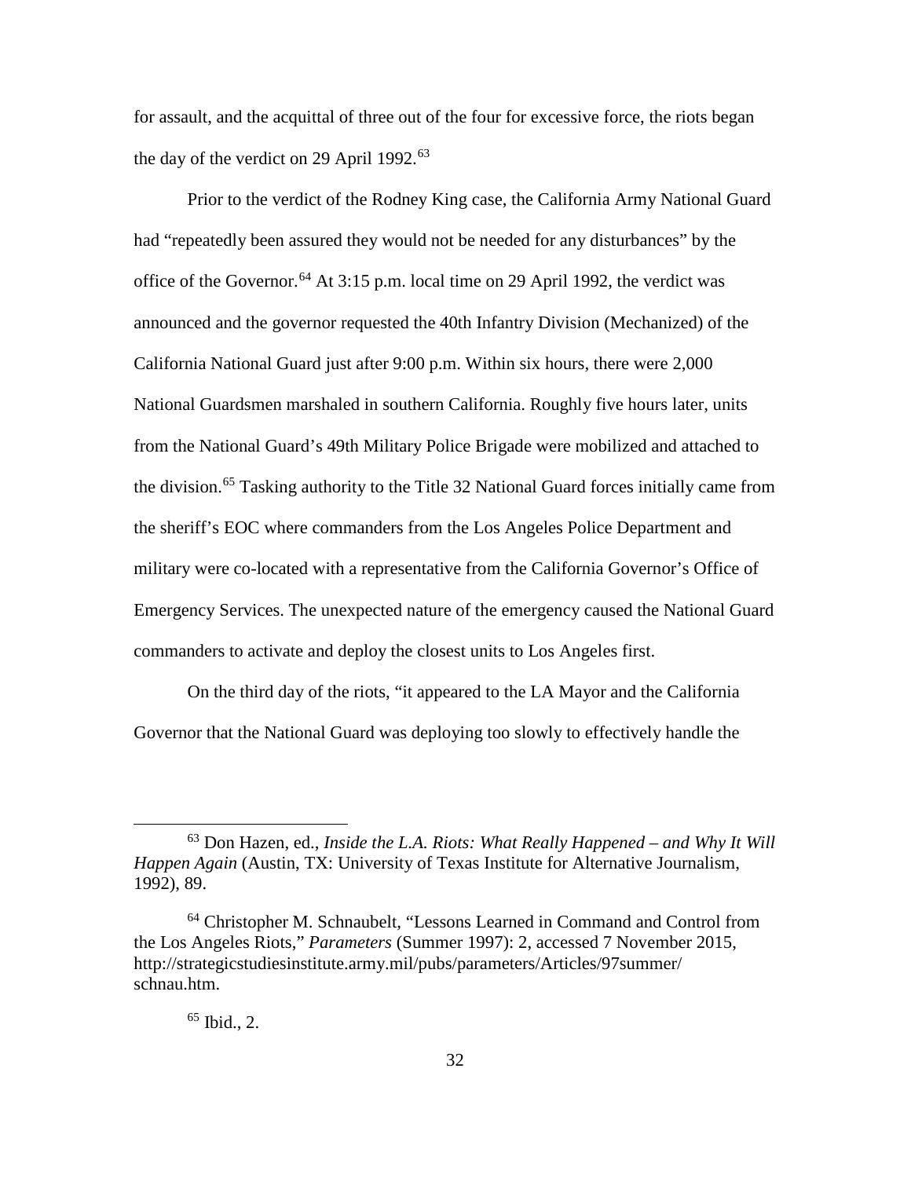for assault, and the acquittal of three out of the four for excessive force, the riots began the day of the verdict on 29 April 1992.[63]

Prior to the verdict of the Rodney King case, the California Army National Guard had "repeatedly been assured they would not be needed for any disturbances" by the office of the Governor.[64] At 3:15 p.m. local time on 29 April 1992, the verdict was announced and the governor requested the 40th Infantry Division (Mechanized) of the California National Guard just after 9:00 p.m. Within six hours, there were 2,000 National Guardsmen marshaled in southern California. Roughly five hours later, units from the National Guard's 49th Military Police Brigade were mobilized and attached to the division.[65] Tasking authority to the Title 32 National Guard forces initially came from the sheriff's EOC where commanders from the Los Angeles Police Department and military were co-located with a representative from the California Governor's Office of Emergency Services. The unexpected nature of the emergency caused the National Guard commanders to activate and deploy the closest units to Los Angeles first.

On the third day of the riots, "it appeared to the LA Mayor and the California Governor that the National Guard was deploying too slowly to effectively handle the

---

[63] Don Hazen, ed., *Inside the L.A. Riots: What Really Happened – and Why It Will Happen Again* (Austin, TX: University of Texas Institute for Alternative Journalism, 1992), 89.

[64] Christopher M. Schnaubelt, "Lessons Learned in Command and Control from the Los Angeles Riots," *Parameters* (Summer 1997): 2, accessed 7 November 2015, http://strategicstudiesinstitute.army.mil/pubs/parameters/Articles/97summer/schnau.htm.

[65] Ibid., 2.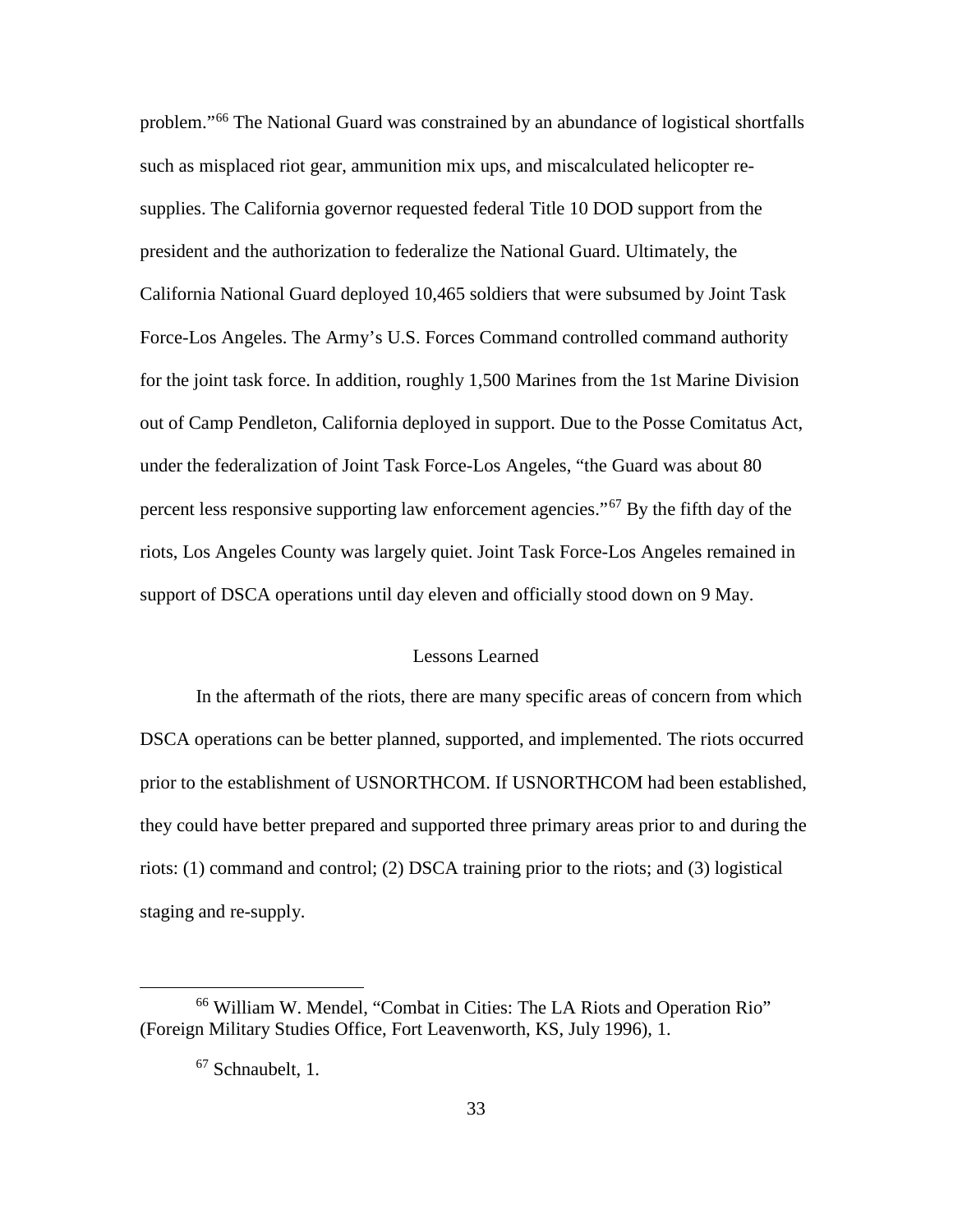problem."[66] The National Guard was constrained by an abundance of logistical shortfalls such as misplaced riot gear, ammunition mix ups, and miscalculated helicopter re-supplies. The California governor requested federal Title 10 DOD support from the president and the authorization to federalize the National Guard. Ultimately, the California National Guard deployed 10,465 soldiers that were subsumed by Joint Task Force-Los Angeles. The Army's U.S. Forces Command controlled command authority for the joint task force. In addition, roughly 1,500 Marines from the 1st Marine Division out of Camp Pendleton, California deployed in support. Due to the Posse Comitatus Act, under the federalization of Joint Task Force-Los Angeles, "the Guard was about 80 percent less responsive supporting law enforcement agencies."[67] By the fifth day of the riots, Los Angeles County was largely quiet. Joint Task Force-Los Angeles remained in support of DSCA operations until day eleven and officially stood down on 9 May.

## Lessons Learned

In the aftermath of the riots, there are many specific areas of concern from which DSCA operations can be better planned, supported, and implemented. The riots occurred prior to the establishment of USNORTHCOM. If USNORTHCOM had been established, they could have better prepared and supported three primary areas prior to and during the riots: (1) command and control; (2) DSCA training prior to the riots; and (3) logistical staging and re-supply.

---

[66] William W. Mendel, "Combat in Cities: The LA Riots and Operation Rio" (Foreign Military Studies Office, Fort Leavenworth, KS, July 1996), 1.

[67] Schnaubelt, 1.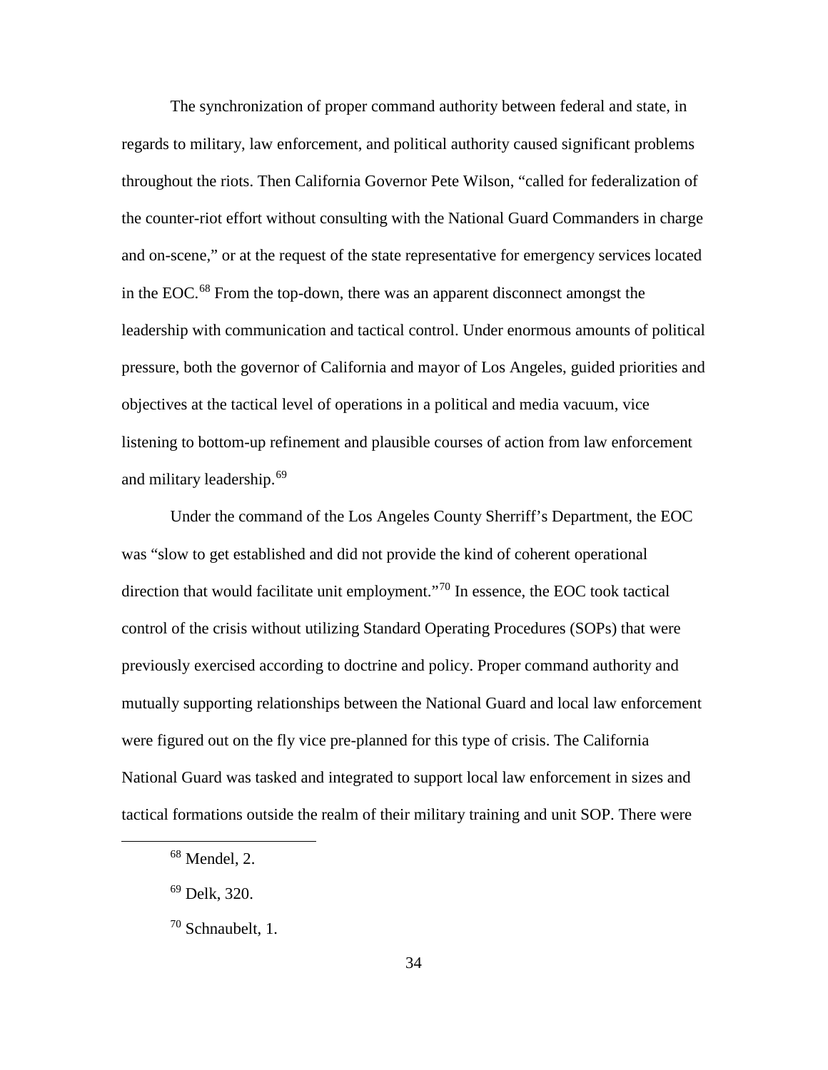The synchronization of proper command authority between federal and state, in regards to military, law enforcement, and political authority caused significant problems throughout the riots. Then California Governor Pete Wilson, "called for federalization of the counter-riot effort without consulting with the National Guard Commanders in charge and on-scene," or at the request of the state representative for emergency services located in the EOC.[68] From the top-down, there was an apparent disconnect amongst the leadership with communication and tactical control. Under enormous amounts of political pressure, both the governor of California and mayor of Los Angeles, guided priorities and objectives at the tactical level of operations in a political and media vacuum, vice listening to bottom-up refinement and plausible courses of action from law enforcement and military leadership.[69]

Under the command of the Los Angeles County Sherriff's Department, the EOC was "slow to get established and did not provide the kind of coherent operational direction that would facilitate unit employment."[70] In essence, the EOC took tactical control of the crisis without utilizing Standard Operating Procedures (SOPs) that were previously exercised according to doctrine and policy. Proper command authority and mutually supporting relationships between the National Guard and local law enforcement were figured out on the fly vice pre-planned for this type of crisis. The California National Guard was tasked and integrated to support local law enforcement in sizes and tactical formations outside the realm of their military training and unit SOP. There were

[68] Mendel, 2.

[69] Delk, 320.

[70] Schnaubelt, 1.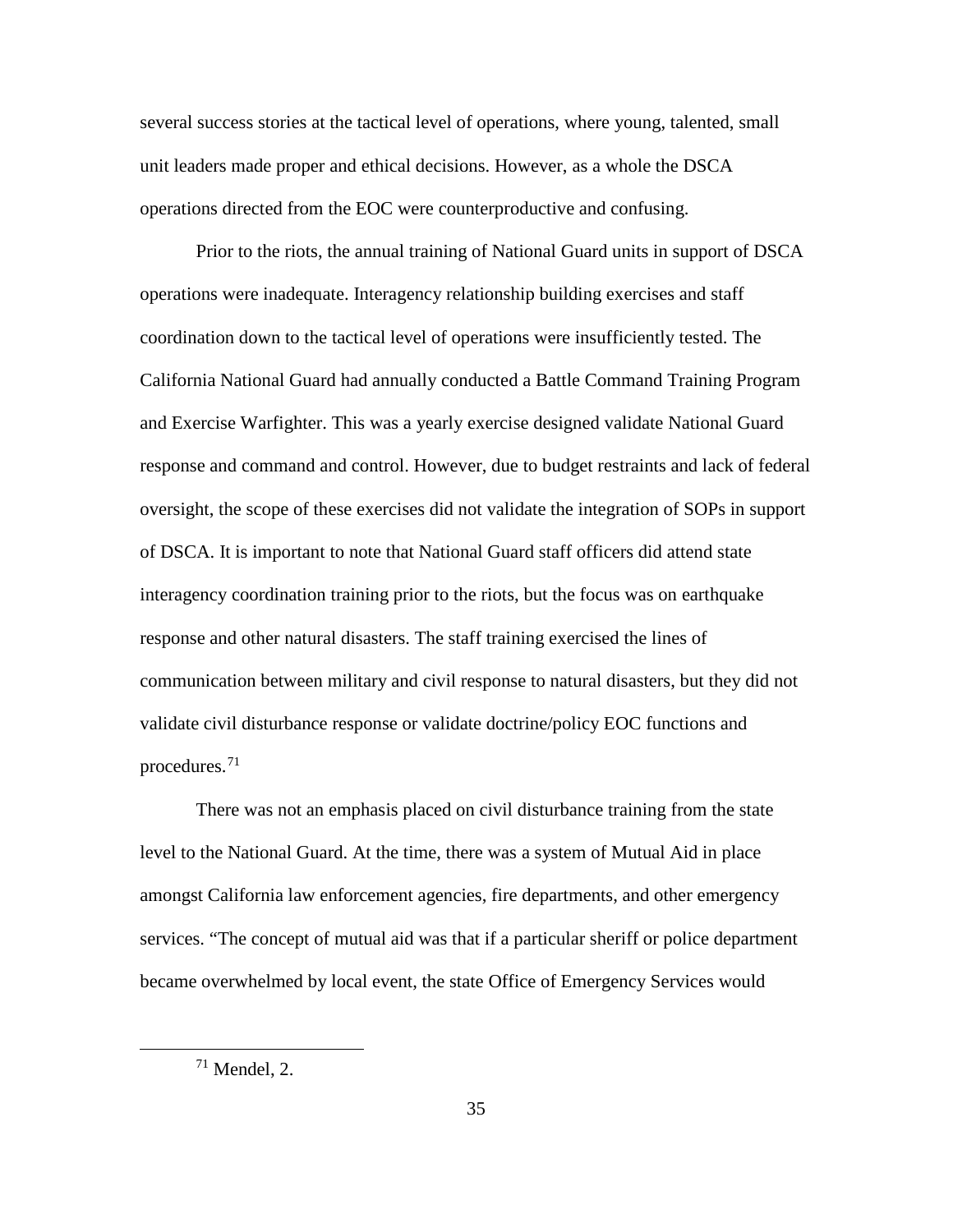several success stories at the tactical level of operations, where young, talented, small unit leaders made proper and ethical decisions. However, as a whole the DSCA operations directed from the EOC were counterproductive and confusing.

Prior to the riots, the annual training of National Guard units in support of DSCA operations were inadequate. Interagency relationship building exercises and staff coordination down to the tactical level of operations were insufficiently tested. The California National Guard had annually conducted a Battle Command Training Program and Exercise Warfighter. This was a yearly exercise designed validate National Guard response and command and control. However, due to budget restraints and lack of federal oversight, the scope of these exercises did not validate the integration of SOPs in support of DSCA. It is important to note that National Guard staff officers did attend state interagency coordination training prior to the riots, but the focus was on earthquake response and other natural disasters. The staff training exercised the lines of communication between military and civil response to natural disasters, but they did not validate civil disturbance response or validate doctrine/policy EOC functions and procedures.[71]

There was not an emphasis placed on civil disturbance training from the state level to the National Guard. At the time, there was a system of Mutual Aid in place amongst California law enforcement agencies, fire departments, and other emergency services. "The concept of mutual aid was that if a particular sheriff or police department became overwhelmed by local event, the state Office of Emergency Services would

---

[71] Mendel, 2.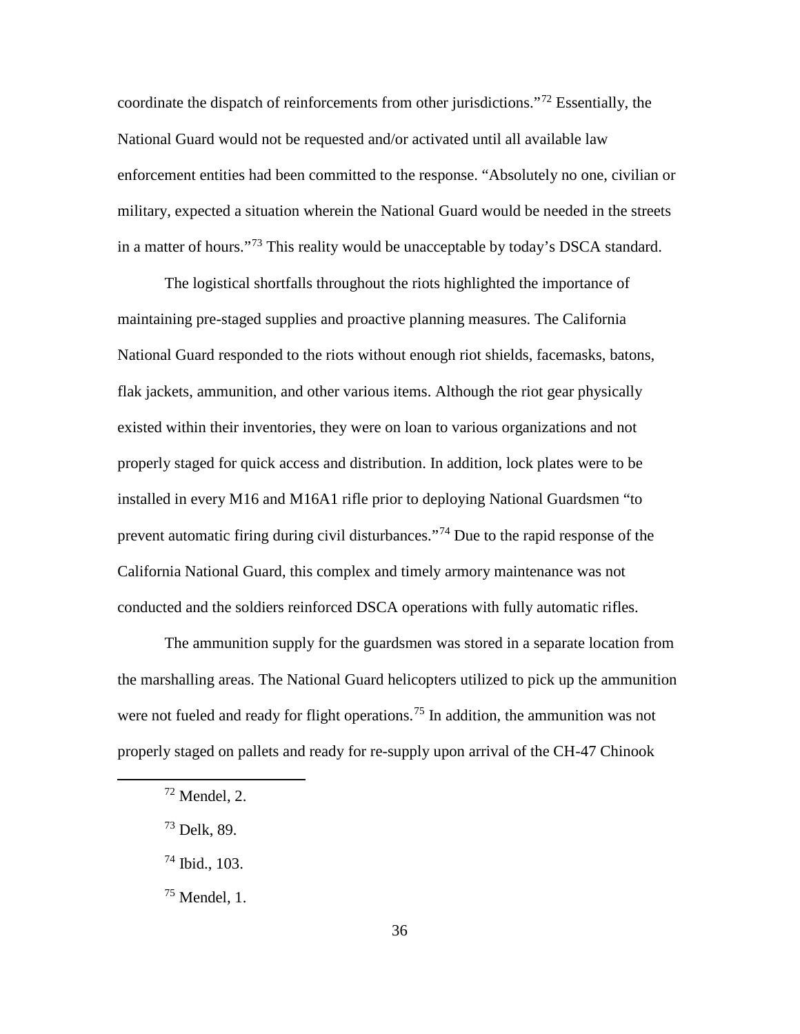coordinate the dispatch of reinforcements from other jurisdictions."[72] Essentially, the National Guard would not be requested and/or activated until all available law enforcement entities had been committed to the response. "Absolutely no one, civilian or military, expected a situation wherein the National Guard would be needed in the streets in a matter of hours."[73] This reality would be unacceptable by today's DSCA standard.

The logistical shortfalls throughout the riots highlighted the importance of maintaining pre-staged supplies and proactive planning measures. The California National Guard responded to the riots without enough riot shields, facemasks, batons, flak jackets, ammunition, and other various items. Although the riot gear physically existed within their inventories, they were on loan to various organizations and not properly staged for quick access and distribution. In addition, lock plates were to be installed in every M16 and M16A1 rifle prior to deploying National Guardsmen "to prevent automatic firing during civil disturbances."[74] Due to the rapid response of the California National Guard, this complex and timely armory maintenance was not conducted and the soldiers reinforced DSCA operations with fully automatic rifles.

The ammunition supply for the guardsmen was stored in a separate location from the marshalling areas. The National Guard helicopters utilized to pick up the ammunition were not fueled and ready for flight operations.[75] In addition, the ammunition was not properly staged on pallets and ready for re-supply upon arrival of the CH-47 Chinook

---

[72] Mendel, 2.

[73] Delk, 89.

[74] Ibid., 103.

[75] Mendel, 1.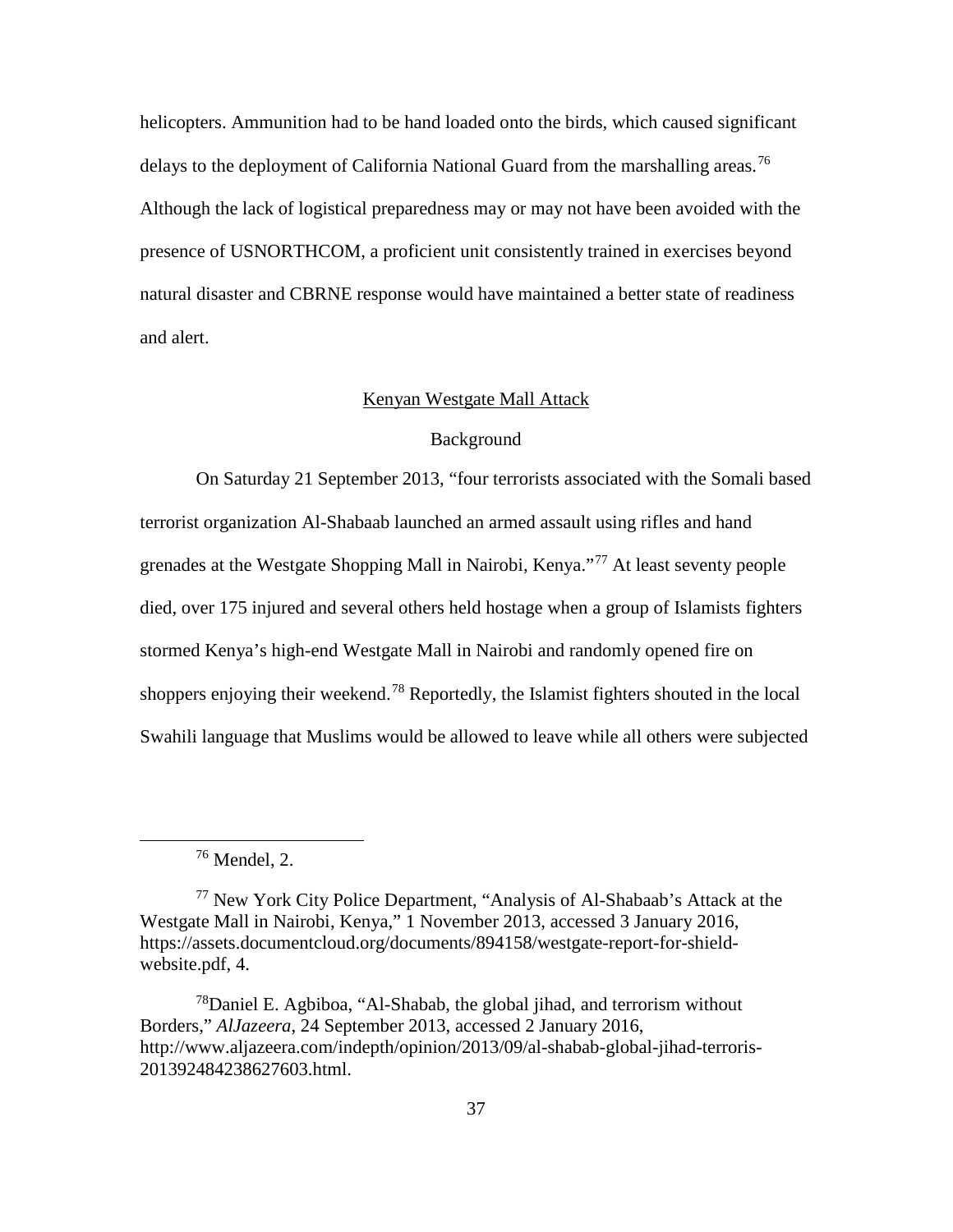helicopters. Ammunition had to be hand loaded onto the birds, which caused significant delays to the deployment of California National Guard from the marshalling areas.[76] Although the lack of logistical preparedness may or may not have been avoided with the presence of USNORTHCOM, a proficient unit consistently trained in exercises beyond natural disaster and CBRNE response would have maintained a better state of readiness and alert.

## Kenyan Westgate Mall Attack

### Background

On Saturday 21 September 2013, "four terrorists associated with the Somali based terrorist organization Al-Shabaab launched an armed assault using rifles and hand grenades at the Westgate Shopping Mall in Nairobi, Kenya."[77] At least seventy people died, over 175 injured and several others held hostage when a group of Islamists fighters stormed Kenya's high-end Westgate Mall in Nairobi and randomly opened fire on shoppers enjoying their weekend.[78] Reportedly, the Islamist fighters shouted in the local Swahili language that Muslims would be allowed to leave while all others were subjected

---

[76] Mendel, 2.

[77] New York City Police Department, "Analysis of Al-Shabaab's Attack at the Westgate Mall in Nairobi, Kenya," 1 November 2013, accessed 3 January 2016, https://assets.documentcloud.org/documents/894158/westgate-report-for-shield-website.pdf, 4.

[78] Daniel E. Agbiboa, "Al-Shabab, the global jihad, and terrorism without Borders," *AlJazeera*, 24 September 2013, accessed 2 January 2016, http://www.aljazeera.com/indepth/opinion/2013/09/al-shabab-global-jihad-terroris-201392484238627603.html.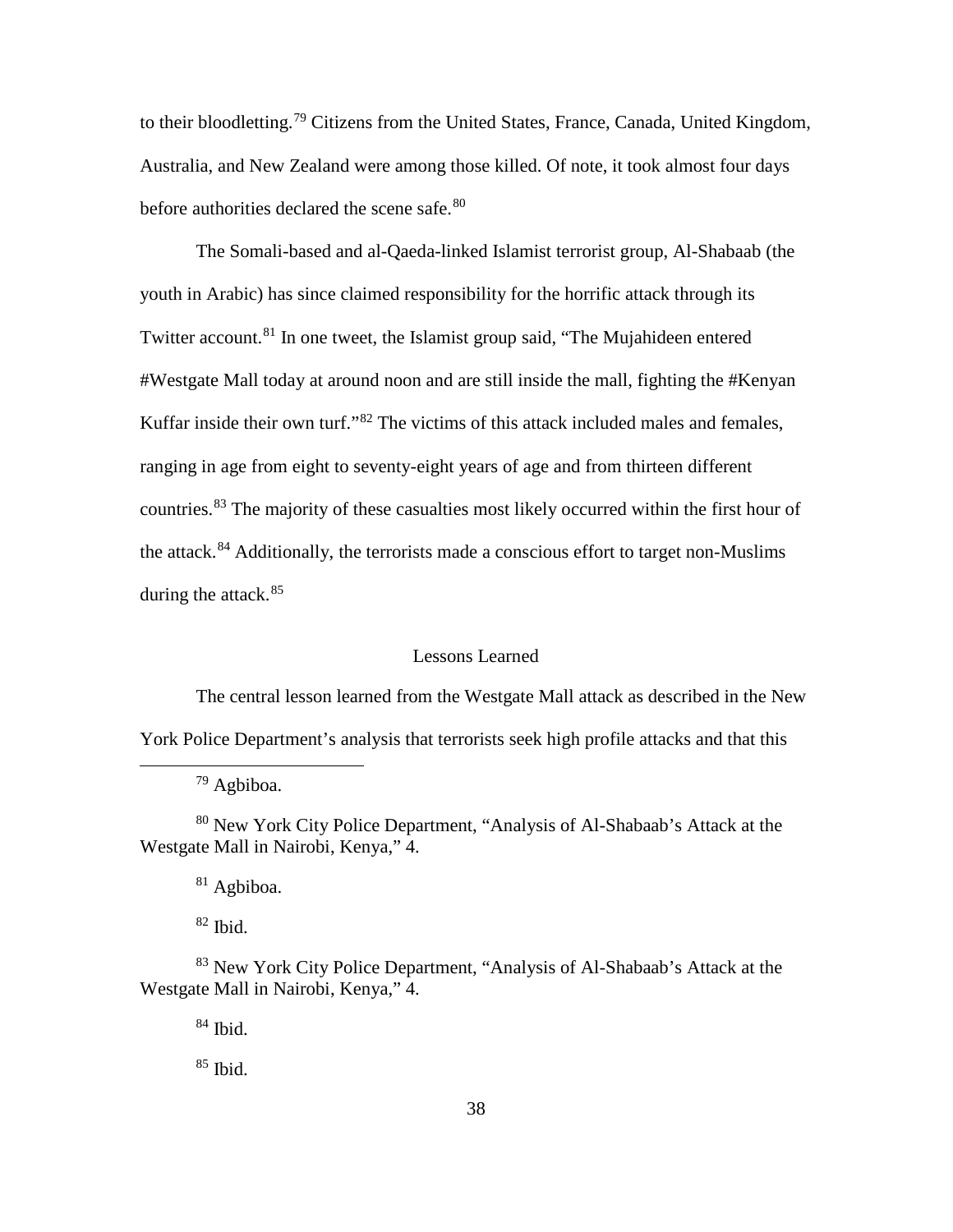to their bloodletting.[79] Citizens from the United States, France, Canada, United Kingdom, Australia, and New Zealand were among those killed. Of note, it took almost four days before authorities declared the scene safe.[80]

The Somali-based and al-Qaeda-linked Islamist terrorist group, Al-Shabaab (the youth in Arabic) has since claimed responsibility for the horrific attack through its Twitter account.[81] In one tweet, the Islamist group said, "The Mujahideen entered #Westgate Mall today at around noon and are still inside the mall, fighting the #Kenyan Kuffar inside their own turf."[82] The victims of this attack included males and females, ranging in age from eight to seventy-eight years of age and from thirteen different countries.[83] The majority of these casualties most likely occurred within the first hour of the attack.[84] Additionally, the terrorists made a conscious effort to target non-Muslims during the attack.[85]

## Lessons Learned

The central lesson learned from the Westgate Mall attack as described in the New York Police Department's analysis that terrorists seek high profile attacks and that this

---

[79] Agbiboa.

[80] New York City Police Department, "Analysis of Al-Shabaab's Attack at the Westgate Mall in Nairobi, Kenya," 4.

[81] Agbiboa.

[82] Ibid.

[83] New York City Police Department, "Analysis of Al-Shabaab's Attack at the Westgate Mall in Nairobi, Kenya," 4.

[84] Ibid.

[85] Ibid.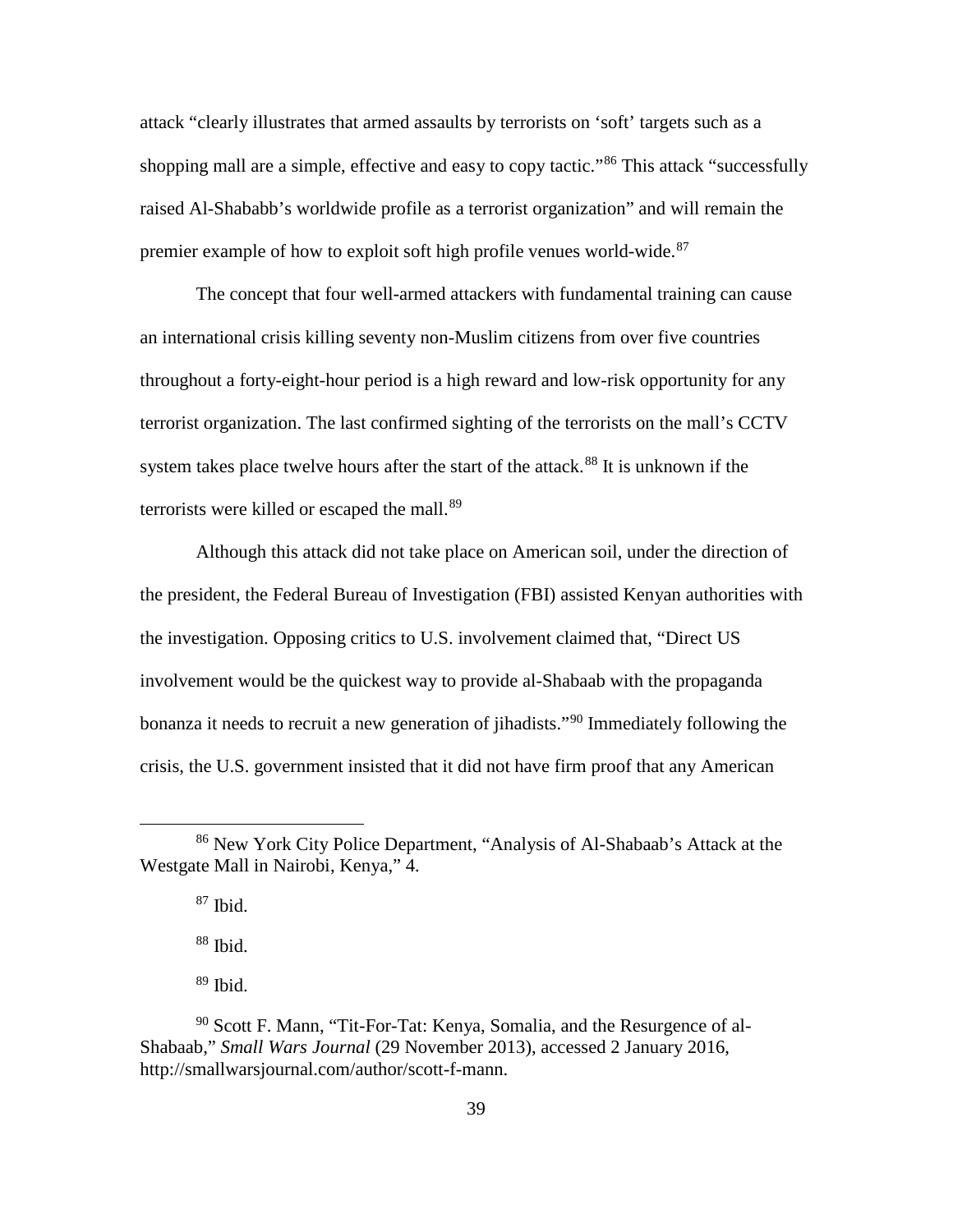attack "clearly illustrates that armed assaults by terrorists on 'soft' targets such as a shopping mall are a simple, effective and easy to copy tactic."[86] This attack "successfully raised Al-Shababb's worldwide profile as a terrorist organization" and will remain the premier example of how to exploit soft high profile venues world-wide.[87]

The concept that four well-armed attackers with fundamental training can cause an international crisis killing seventy non-Muslim citizens from over five countries throughout a forty-eight-hour period is a high reward and low-risk opportunity for any terrorist organization. The last confirmed sighting of the terrorists on the mall's CCTV system takes place twelve hours after the start of the attack.[88] It is unknown if the terrorists were killed or escaped the mall.[89]

Although this attack did not take place on American soil, under the direction of the president, the Federal Bureau of Investigation (FBI) assisted Kenyan authorities with the investigation. Opposing critics to U.S. involvement claimed that, "Direct US involvement would be the quickest way to provide al-Shabaab with the propaganda bonanza it needs to recruit a new generation of jihadists."[90] Immediately following the crisis, the U.S. government insisted that it did not have firm proof that any American

---

[86] New York City Police Department, "Analysis of Al-Shabaab's Attack at the Westgate Mall in Nairobi, Kenya," 4.

[87] Ibid.

[88] Ibid.

[89] Ibid.

[90] Scott F. Mann, "Tit-For-Tat: Kenya, Somalia, and the Resurgence of al-Shabaab," *Small Wars Journal* (29 November 2013), accessed 2 January 2016, http://smallwarsjournal.com/author/scott-f-mann.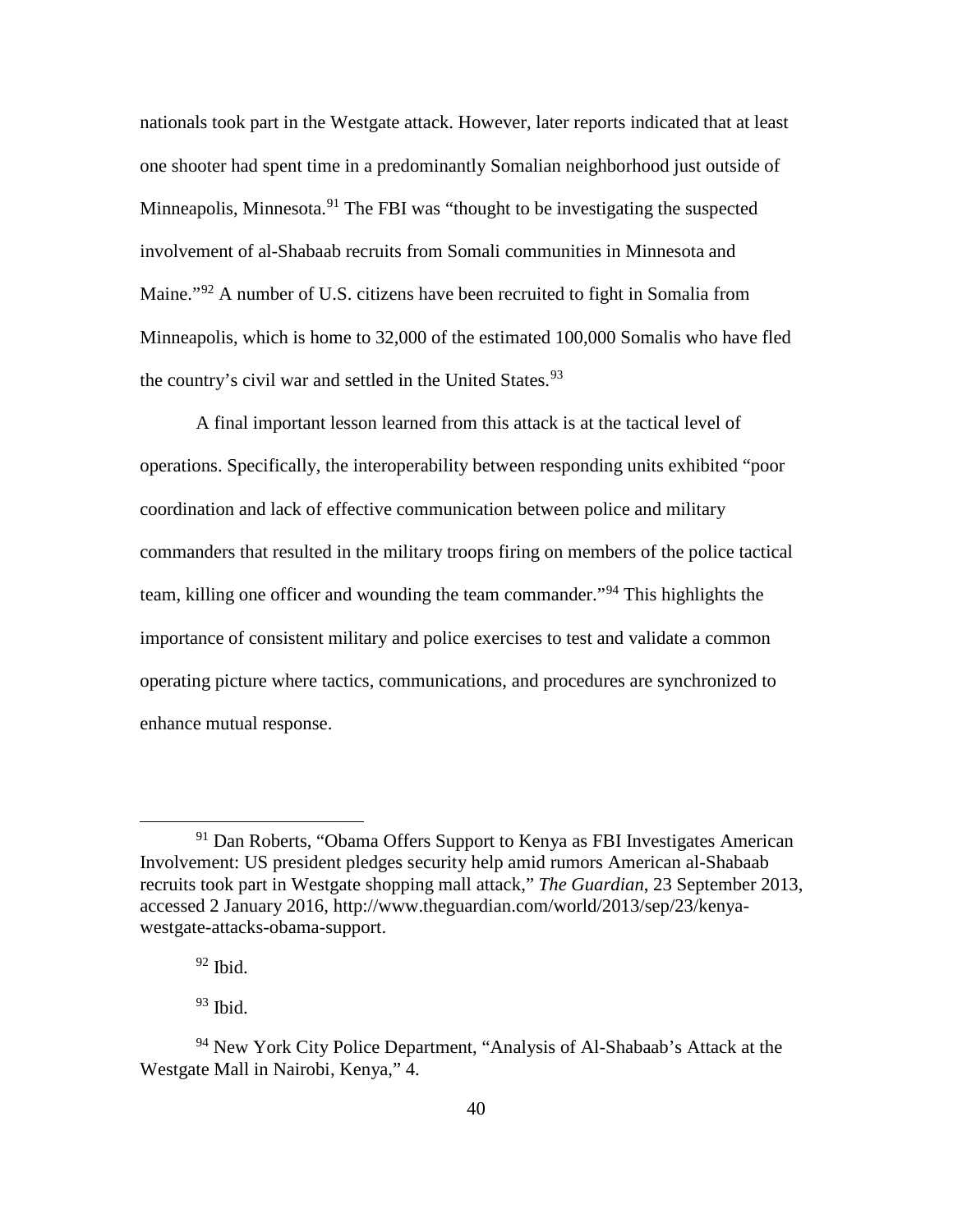nationals took part in the Westgate attack. However, later reports indicated that at least one shooter had spent time in a predominantly Somalian neighborhood just outside of Minneapolis, Minnesota.[91] The FBI was "thought to be investigating the suspected involvement of al-Shabaab recruits from Somali communities in Minnesota and Maine."[92] A number of U.S. citizens have been recruited to fight in Somalia from Minneapolis, which is home to 32,000 of the estimated 100,000 Somalis who have fled the country's civil war and settled in the United States.[93]

A final important lesson learned from this attack is at the tactical level of operations. Specifically, the interoperability between responding units exhibited "poor coordination and lack of effective communication between police and military commanders that resulted in the military troops firing on members of the police tactical team, killing one officer and wounding the team commander."[94] This highlights the importance of consistent military and police exercises to test and validate a common operating picture where tactics, communications, and procedures are synchronized to enhance mutual response.

---

[91] Dan Roberts, "Obama Offers Support to Kenya as FBI Investigates American Involvement: US president pledges security help amid rumors American al-Shabaab recruits took part in Westgate shopping mall attack," *The Guardian*, 23 September 2013, accessed 2 January 2016, http://www.theguardian.com/world/2013/sep/23/kenya-westgate-attacks-obama-support.

[92] Ibid.

[93] Ibid.

[94] New York City Police Department, "Analysis of Al-Shabaab's Attack at the Westgate Mall in Nairobi, Kenya," 4.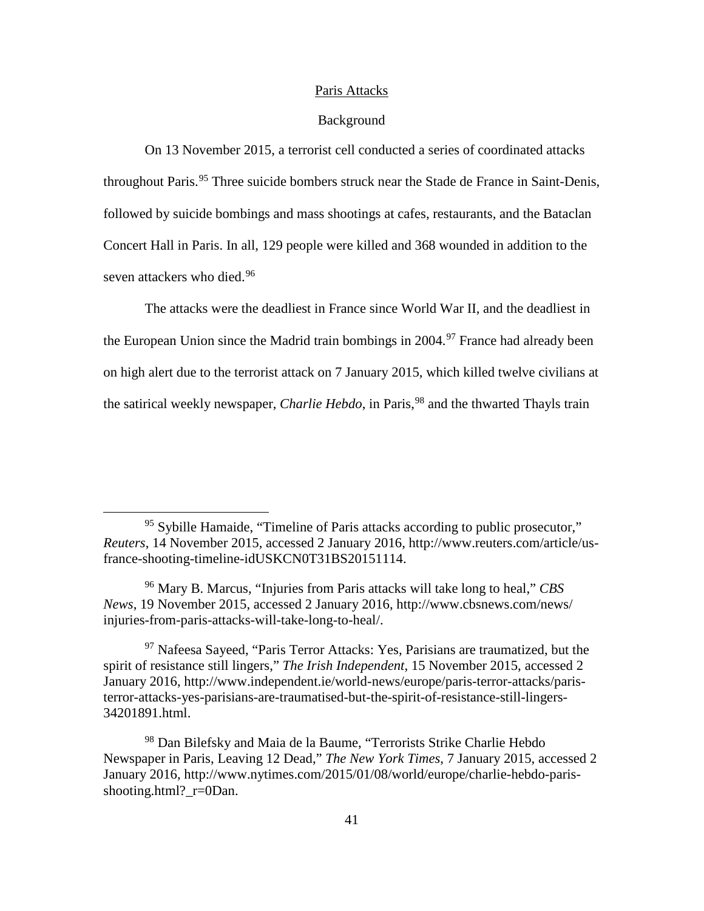## Paris Attacks

### Background

On 13 November 2015, a terrorist cell conducted a series of coordinated attacks throughout Paris.[95] Three suicide bombers struck near the Stade de France in Saint-Denis, followed by suicide bombings and mass shootings at cafes, restaurants, and the Bataclan Concert Hall in Paris. In all, 129 people were killed and 368 wounded in addition to the seven attackers who died.[96]

The attacks were the deadliest in France since World War II, and the deadliest in the European Union since the Madrid train bombings in 2004.[97] France had already been on high alert due to the terrorist attack on 7 January 2015, which killed twelve civilians at the satirical weekly newspaper, *Charlie Hebdo*, in Paris,[98] and the thwarted Thayls train

---

[95] Sybille Hamaide, "Timeline of Paris attacks according to public prosecutor," *Reuters*, 14 November 2015, accessed 2 January 2016, http://www.reuters.com/article/us-france-shooting-timeline-idUSKCN0T31BS20151114.

[96] Mary B. Marcus, "Injuries from Paris attacks will take long to heal," *CBS News*, 19 November 2015, accessed 2 January 2016, http://www.cbsnews.com/news/injuries-from-paris-attacks-will-take-long-to-heal/.

[97] Nafeesa Sayeed, "Paris Terror Attacks: Yes, Parisians are traumatized, but the spirit of resistance still lingers," *The Irish Independent*, 15 November 2015, accessed 2 January 2016, http://www.independent.ie/world-news/europe/paris-terror-attacks/paris-terror-attacks-yes-parisians-are-traumatised-but-the-spirit-of-resistance-still-lingers-34201891.html.

[98] Dan Bilefsky and Maia de la Baume, "Terrorists Strike Charlie Hebdo Newspaper in Paris, Leaving 12 Dead," *The New York Times*, 7 January 2015, accessed 2 January 2016, http://www.nytimes.com/2015/01/08/world/europe/charlie-hebdo-paris-shooting.html?_r=0Dan.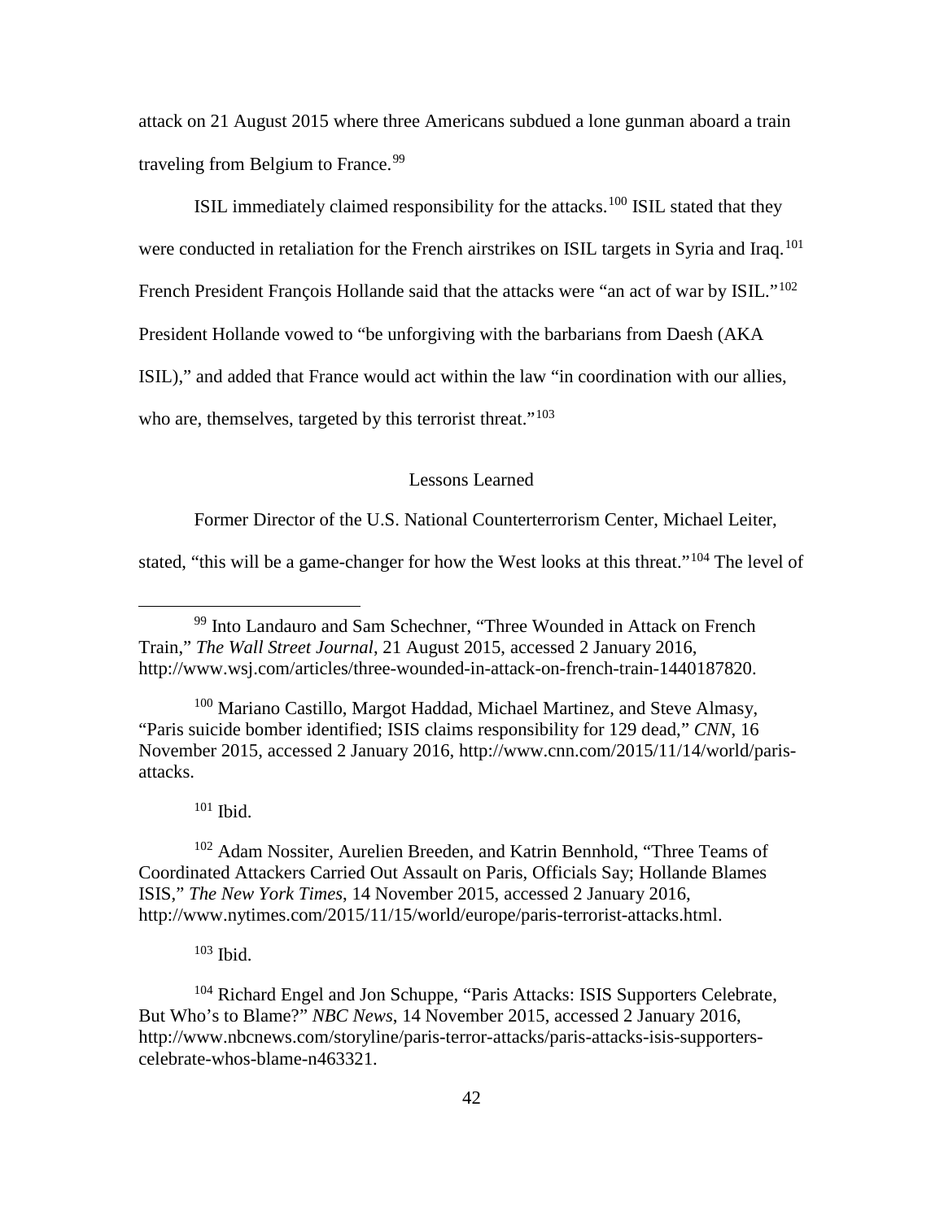attack on 21 August 2015 where three Americans subdued a lone gunman aboard a train traveling from Belgium to France.[99]

ISIL immediately claimed responsibility for the attacks.[100] ISIL stated that they were conducted in retaliation for the French airstrikes on ISIL targets in Syria and Iraq.[101] French President François Hollande said that the attacks were "an act of war by ISIL."[102] President Hollande vowed to "be unforgiving with the barbarians from Daesh (AKA ISIL)," and added that France would act within the law "in coordination with our allies, who are, themselves, targeted by this terrorist threat."[103]

## Lessons Learned

Former Director of the U.S. National Counterterrorism Center, Michael Leiter, stated, "this will be a game-changer for how the West looks at this threat."[104] The level of

---

[99] Into Landauro and Sam Schechner, "Three Wounded in Attack on French Train," *The Wall Street Journal*, 21 August 2015, accessed 2 January 2016, http://www.wsj.com/articles/three-wounded-in-attack-on-french-train-1440187820.

[100] Mariano Castillo, Margot Haddad, Michael Martinez, and Steve Almasy, "Paris suicide bomber identified; ISIS claims responsibility for 129 dead," *CNN*, 16 November 2015, accessed 2 January 2016, http://www.cnn.com/2015/11/14/world/paris-attacks.

[101] Ibid.

[102] Adam Nossiter, Aurelien Breeden, and Katrin Bennhold, "Three Teams of Coordinated Attackers Carried Out Assault on Paris, Officials Say; Hollande Blames ISIS," *The New York Times*, 14 November 2015, accessed 2 January 2016, http://www.nytimes.com/2015/11/15/world/europe/paris-terrorist-attacks.html.

[103] Ibid.

[104] Richard Engel and Jon Schuppe, "Paris Attacks: ISIS Supporters Celebrate, But Who's to Blame?" *NBC News*, 14 November 2015, accessed 2 January 2016, http://www.nbcnews.com/storyline/paris-terror-attacks/paris-attacks-isis-supporters-celebrate-whos-blame-n463321.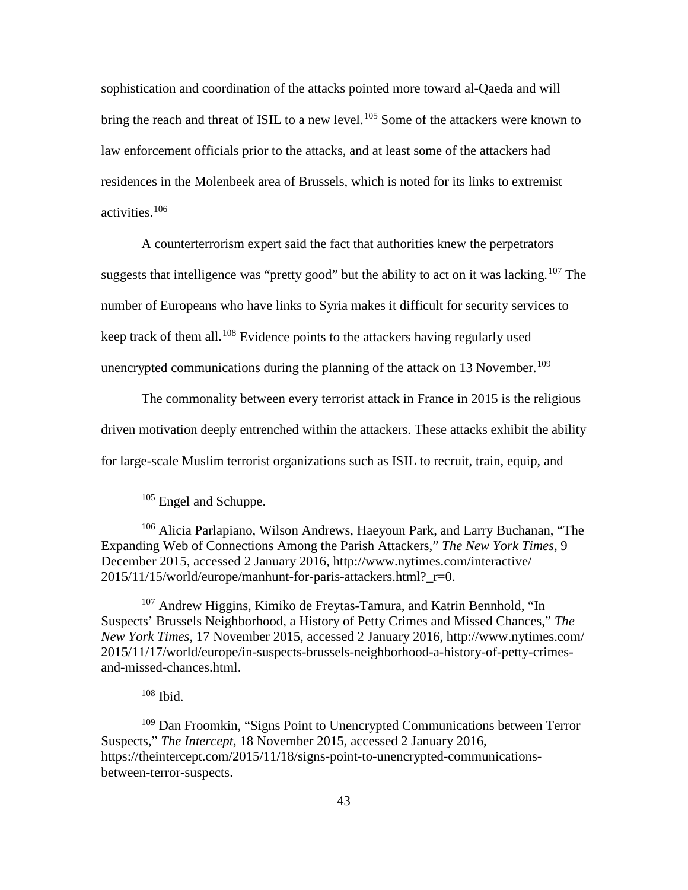sophistication and coordination of the attacks pointed more toward al-Qaeda and will bring the reach and threat of ISIL to a new level.[105] Some of the attackers were known to law enforcement officials prior to the attacks, and at least some of the attackers had residences in the Molenbeek area of Brussels, which is noted for its links to extremist activities.[106]

A counterterrorism expert said the fact that authorities knew the perpetrators suggests that intelligence was "pretty good" but the ability to act on it was lacking.[107] The number of Europeans who have links to Syria makes it difficult for security services to keep track of them all.[108] Evidence points to the attackers having regularly used unencrypted communications during the planning of the attack on 13 November.[109]

The commonality between every terrorist attack in France in 2015 is the religious driven motivation deeply entrenched within the attackers. These attacks exhibit the ability for large-scale Muslim terrorist organizations such as ISIL to recruit, train, equip, and

---

[105] Engel and Schuppe.

[106] Alicia Parlapiano, Wilson Andrews, Haeyoun Park, and Larry Buchanan, "The Expanding Web of Connections Among the Parish Attackers," *The New York Times*, 9 December 2015, accessed 2 January 2016, http://www.nytimes.com/interactive/2015/11/15/world/europe/manhunt-for-paris-attackers.html?_r=0.

[107] Andrew Higgins, Kimiko de Freytas-Tamura, and Katrin Bennhold, "In Suspects' Brussels Neighborhood, a History of Petty Crimes and Missed Chances," *The New York Times*, 17 November 2015, accessed 2 January 2016, http://www.nytimes.com/2015/11/17/world/europe/in-suspects-brussels-neighborhood-a-history-of-petty-crimes-and-missed-chances.html.

[108] Ibid.

[109] Dan Froomkin, "Signs Point to Unencrypted Communications between Terror Suspects," *The Intercept*, 18 November 2015, accessed 2 January 2016, https://theintercept.com/2015/11/18/signs-point-to-unencrypted-communications-between-terror-suspects.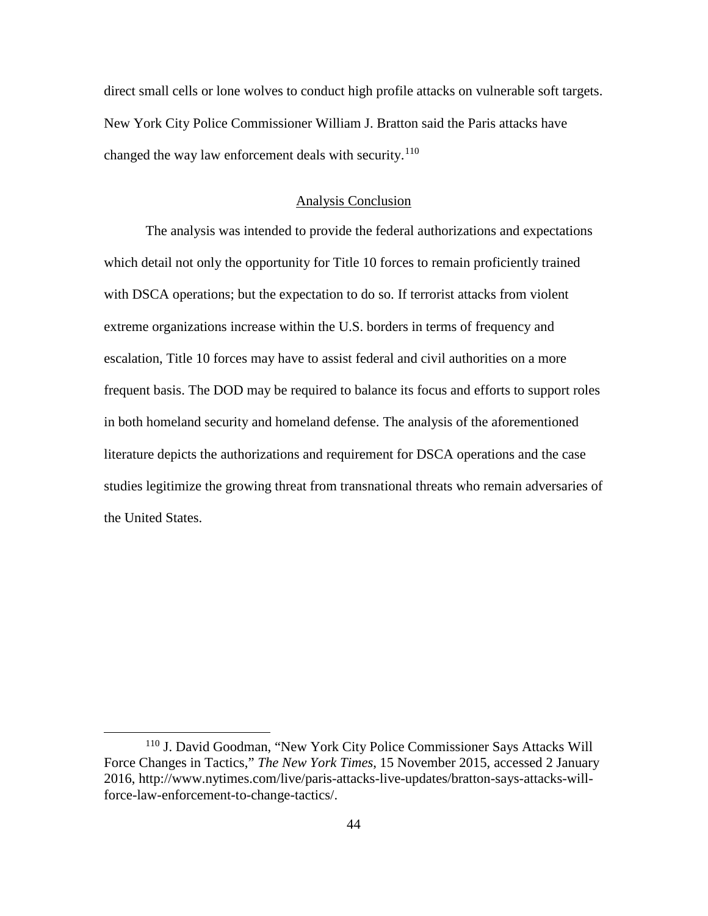direct small cells or lone wolves to conduct high profile attacks on vulnerable soft targets. New York City Police Commissioner William J. Bratton said the Paris attacks have changed the way law enforcement deals with security.[110]

## Analysis Conclusion

The analysis was intended to provide the federal authorizations and expectations which detail not only the opportunity for Title 10 forces to remain proficiently trained with DSCA operations; but the expectation to do so. If terrorist attacks from violent extreme organizations increase within the U.S. borders in terms of frequency and escalation, Title 10 forces may have to assist federal and civil authorities on a more frequent basis. The DOD may be required to balance its focus and efforts to support roles in both homeland security and homeland defense. The analysis of the aforementioned literature depicts the authorizations and requirement for DSCA operations and the case studies legitimize the growing threat from transnational threats who remain adversaries of the United States.

---

[110] J. David Goodman, "New York City Police Commissioner Says Attacks Will Force Changes in Tactics," *The New York Times*, 15 November 2015, accessed 2 January 2016, http://www.nytimes.com/live/paris-attacks-live-updates/bratton-says-attacks-will-force-law-enforcement-to-change-tactics/.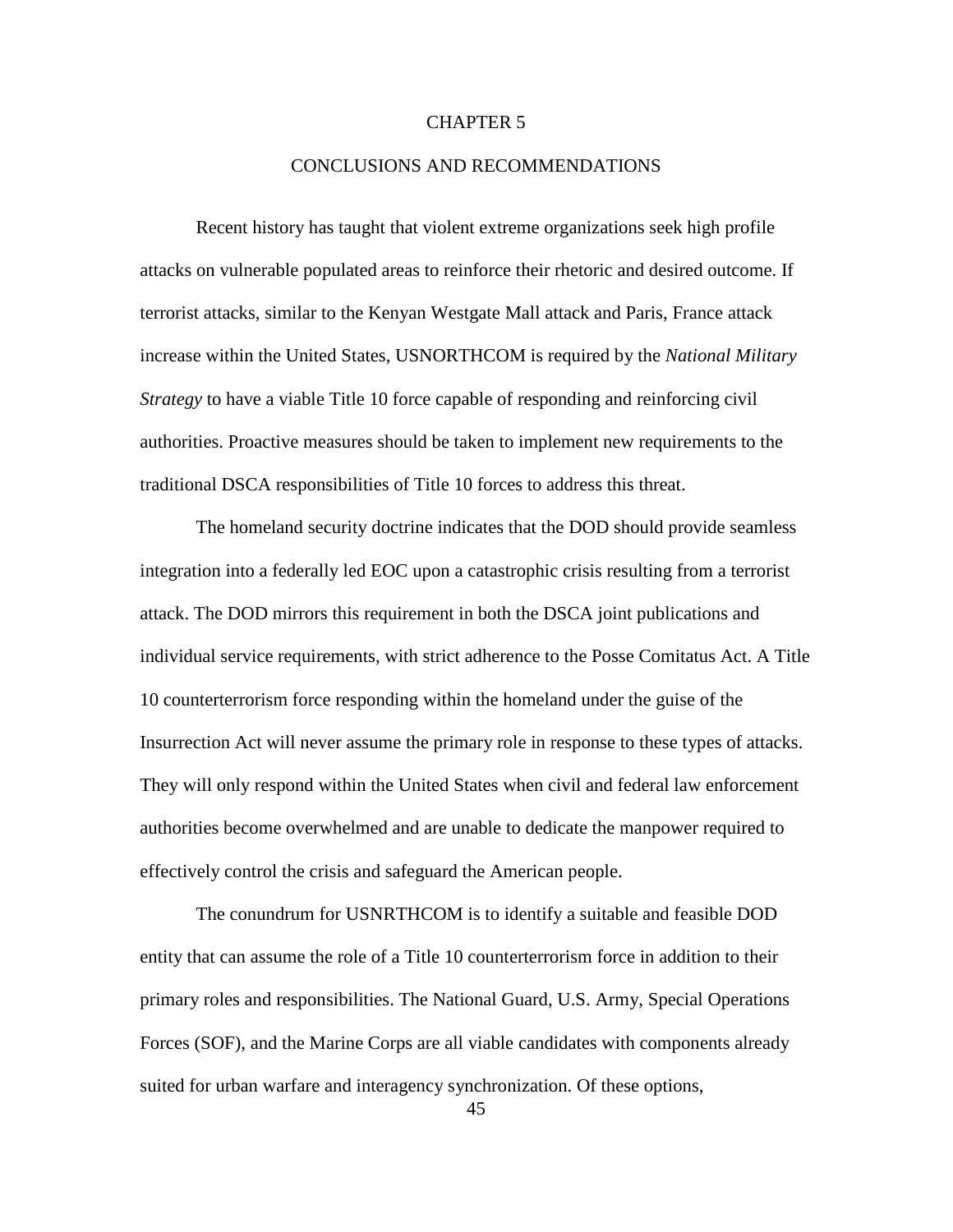# CHAPTER 5

## CONCLUSIONS AND RECOMMENDATIONS

Recent history has taught that violent extreme organizations seek high profile attacks on vulnerable populated areas to reinforce their rhetoric and desired outcome. If terrorist attacks, similar to the Kenyan Westgate Mall attack and Paris, France attack increase within the United States, USNORTHCOM is required by the *National Military Strategy* to have a viable Title 10 force capable of responding and reinforcing civil authorities. Proactive measures should be taken to implement new requirements to the traditional DSCA responsibilities of Title 10 forces to address this threat.

The homeland security doctrine indicates that the DOD should provide seamless integration into a federally led EOC upon a catastrophic crisis resulting from a terrorist attack. The DOD mirrors this requirement in both the DSCA joint publications and individual service requirements, with strict adherence to the Posse Comitatus Act. A Title 10 counterterrorism force responding within the homeland under the guise of the Insurrection Act will never assume the primary role in response to these types of attacks. They will only respond within the United States when civil and federal law enforcement authorities become overwhelmed and are unable to dedicate the manpower required to effectively control the crisis and safeguard the American people.

The conundrum for USNRTHCOM is to identify a suitable and feasible DOD entity that can assume the role of a Title 10 counterterrorism force in addition to their primary roles and responsibilities. The National Guard, U.S. Army, Special Operations Forces (SOF), and the Marine Corps are all viable candidates with components already suited for urban warfare and interagency synchronization. Of these options,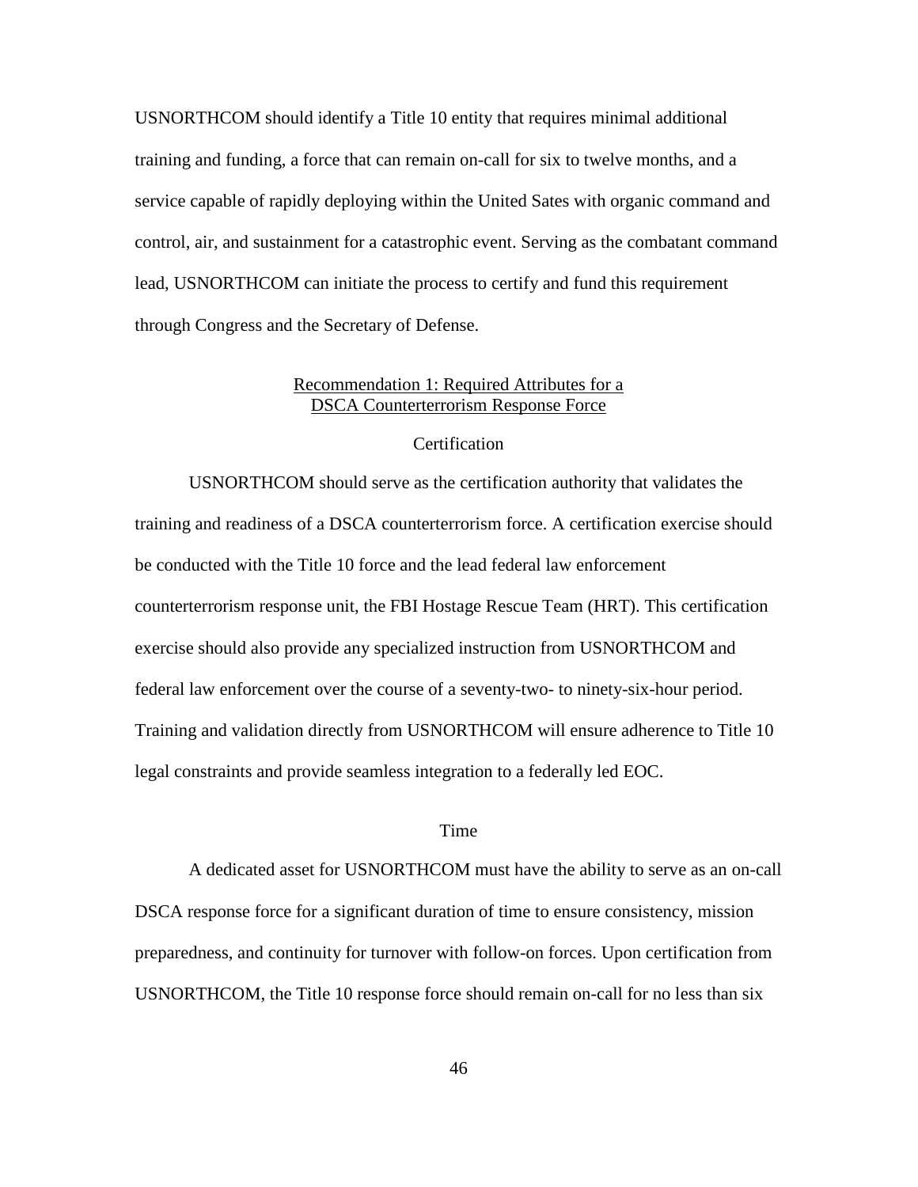USNORTHCOM should identify a Title 10 entity that requires minimal additional training and funding, a force that can remain on-call for six to twelve months, and a service capable of rapidly deploying within the United Sates with organic command and control, air, and sustainment for a catastrophic event. Serving as the combatant command lead, USNORTHCOM can initiate the process to certify and fund this requirement through Congress and the Secretary of Defense.

## Recommendation 1: Required Attributes for a DSCA Counterterrorism Response Force

### Certification

USNORTHCOM should serve as the certification authority that validates the training and readiness of a DSCA counterterrorism force. A certification exercise should be conducted with the Title 10 force and the lead federal law enforcement counterterrorism response unit, the FBI Hostage Rescue Team (HRT). This certification exercise should also provide any specialized instruction from USNORTHCOM and federal law enforcement over the course of a seventy-two- to ninety-six-hour period. Training and validation directly from USNORTHCOM will ensure adherence to Title 10 legal constraints and provide seamless integration to a federally led EOC.

### Time

A dedicated asset for USNORTHCOM must have the ability to serve as an on-call DSCA response force for a significant duration of time to ensure consistency, mission preparedness, and continuity for turnover with follow-on forces. Upon certification from USNORTHCOM, the Title 10 response force should remain on-call for no less than six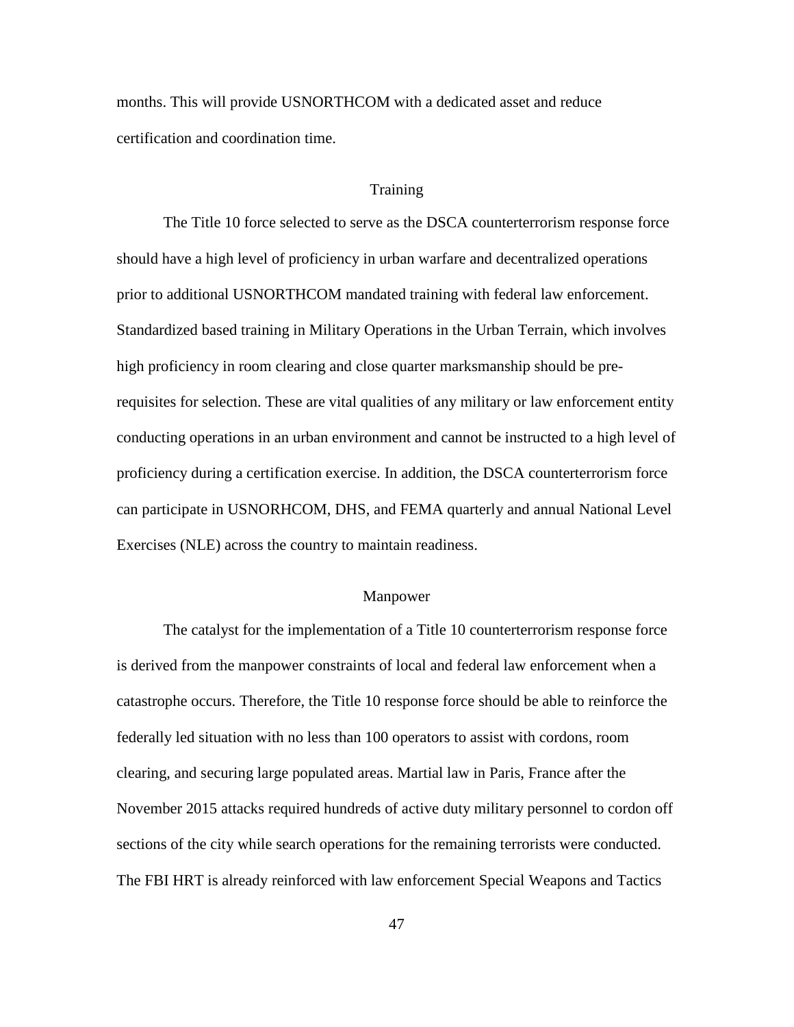months. This will provide USNORTHCOM with a dedicated asset and reduce certification and coordination time.

## Training

The Title 10 force selected to serve as the DSCA counterterrorism response force should have a high level of proficiency in urban warfare and decentralized operations prior to additional USNORTHCOM mandated training with federal law enforcement. Standardized based training in Military Operations in the Urban Terrain, which involves high proficiency in room clearing and close quarter marksmanship should be pre-requisites for selection. These are vital qualities of any military or law enforcement entity conducting operations in an urban environment and cannot be instructed to a high level of proficiency during a certification exercise. In addition, the DSCA counterterrorism force can participate in USNORHCOM, DHS, and FEMA quarterly and annual National Level Exercises (NLE) across the country to maintain readiness.

## Manpower

The catalyst for the implementation of a Title 10 counterterrorism response force is derived from the manpower constraints of local and federal law enforcement when a catastrophe occurs. Therefore, the Title 10 response force should be able to reinforce the federally led situation with no less than 100 operators to assist with cordons, room clearing, and securing large populated areas. Martial law in Paris, France after the November 2015 attacks required hundreds of active duty military personnel to cordon off sections of the city while search operations for the remaining terrorists were conducted. The FBI HRT is already reinforced with law enforcement Special Weapons and Tactics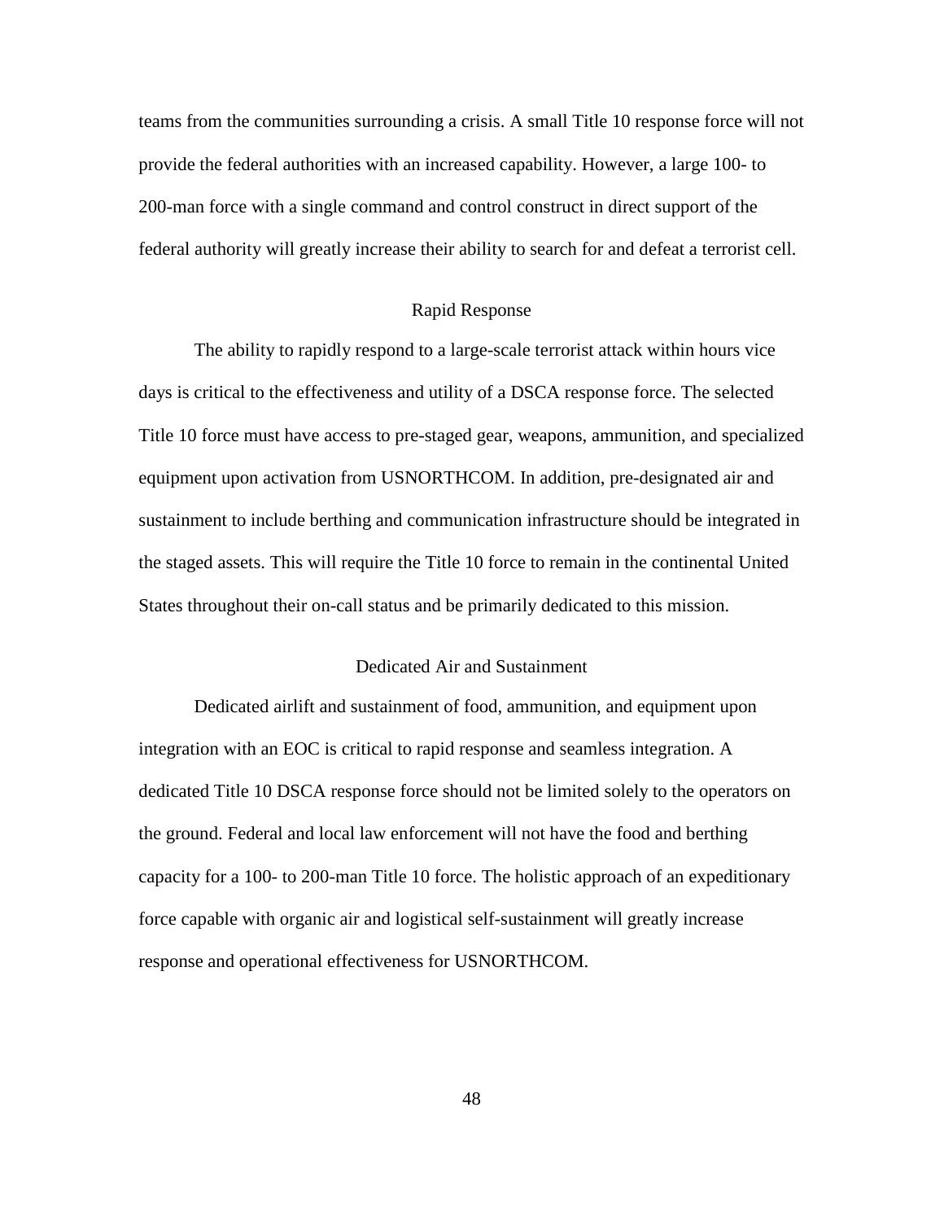teams from the communities surrounding a crisis. A small Title 10 response force will not provide the federal authorities with an increased capability. However, a large 100- to 200-man force with a single command and control construct in direct support of the federal authority will greatly increase their ability to search for and defeat a terrorist cell.

### Rapid Response

The ability to rapidly respond to a large-scale terrorist attack within hours vice days is critical to the effectiveness and utility of a DSCA response force. The selected Title 10 force must have access to pre-staged gear, weapons, ammunition, and specialized equipment upon activation from USNORTHCOM. In addition, pre-designated air and sustainment to include berthing and communication infrastructure should be integrated in the staged assets. This will require the Title 10 force to remain in the continental United States throughout their on-call status and be primarily dedicated to this mission.

### Dedicated Air and Sustainment

Dedicated airlift and sustainment of food, ammunition, and equipment upon integration with an EOC is critical to rapid response and seamless integration. A dedicated Title 10 DSCA response force should not be limited solely to the operators on the ground. Federal and local law enforcement will not have the food and berthing capacity for a 100- to 200-man Title 10 force. The holistic approach of an expeditionary force capable with organic air and logistical self-sustainment will greatly increase response and operational effectiveness for USNORTHCOM.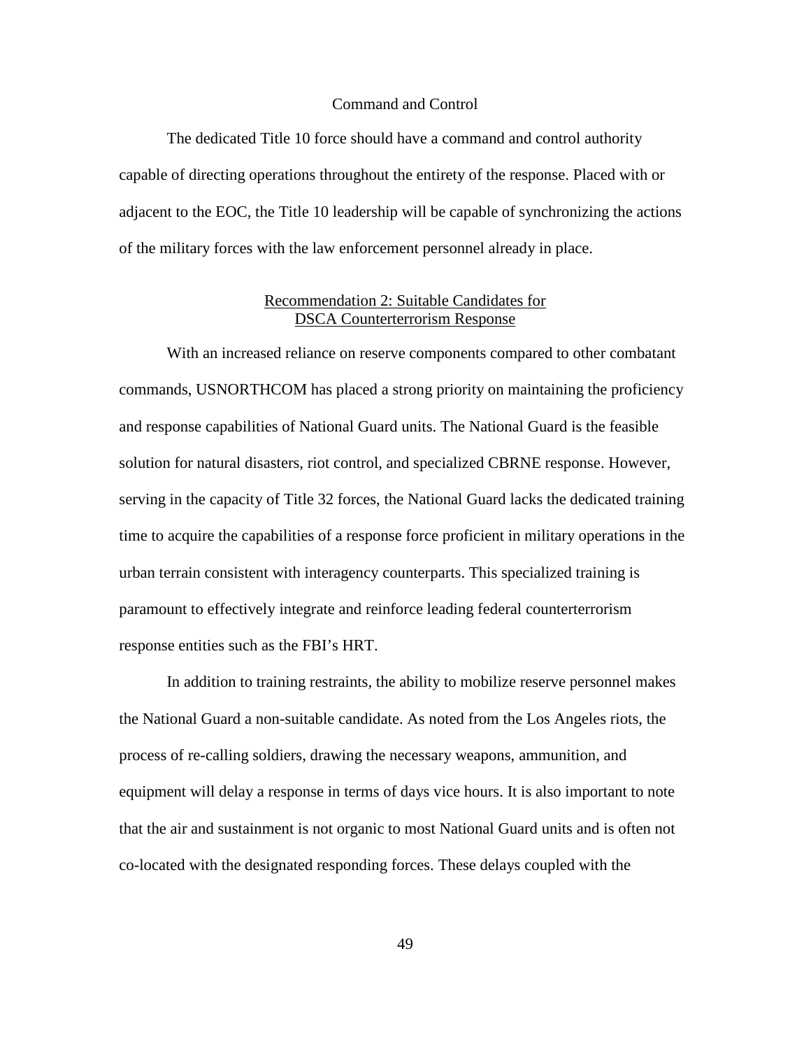### Command and Control

The dedicated Title 10 force should have a command and control authority capable of directing operations throughout the entirety of the response. Placed with or adjacent to the EOC, the Title 10 leadership will be capable of synchronizing the actions of the military forces with the law enforcement personnel already in place.

## Recommendation 2: Suitable Candidates for DSCA Counterterrorism Response

With an increased reliance on reserve components compared to other combatant commands, USNORTHCOM has placed a strong priority on maintaining the proficiency and response capabilities of National Guard units. The National Guard is the feasible solution for natural disasters, riot control, and specialized CBRNE response. However, serving in the capacity of Title 32 forces, the National Guard lacks the dedicated training time to acquire the capabilities of a response force proficient in military operations in the urban terrain consistent with interagency counterparts. This specialized training is paramount to effectively integrate and reinforce leading federal counterterrorism response entities such as the FBI's HRT.

In addition to training restraints, the ability to mobilize reserve personnel makes the National Guard a non-suitable candidate. As noted from the Los Angeles riots, the process of re-calling soldiers, drawing the necessary weapons, ammunition, and equipment will delay a response in terms of days vice hours. It is also important to note that the air and sustainment is not organic to most National Guard units and is often not co-located with the designated responding forces. These delays coupled with the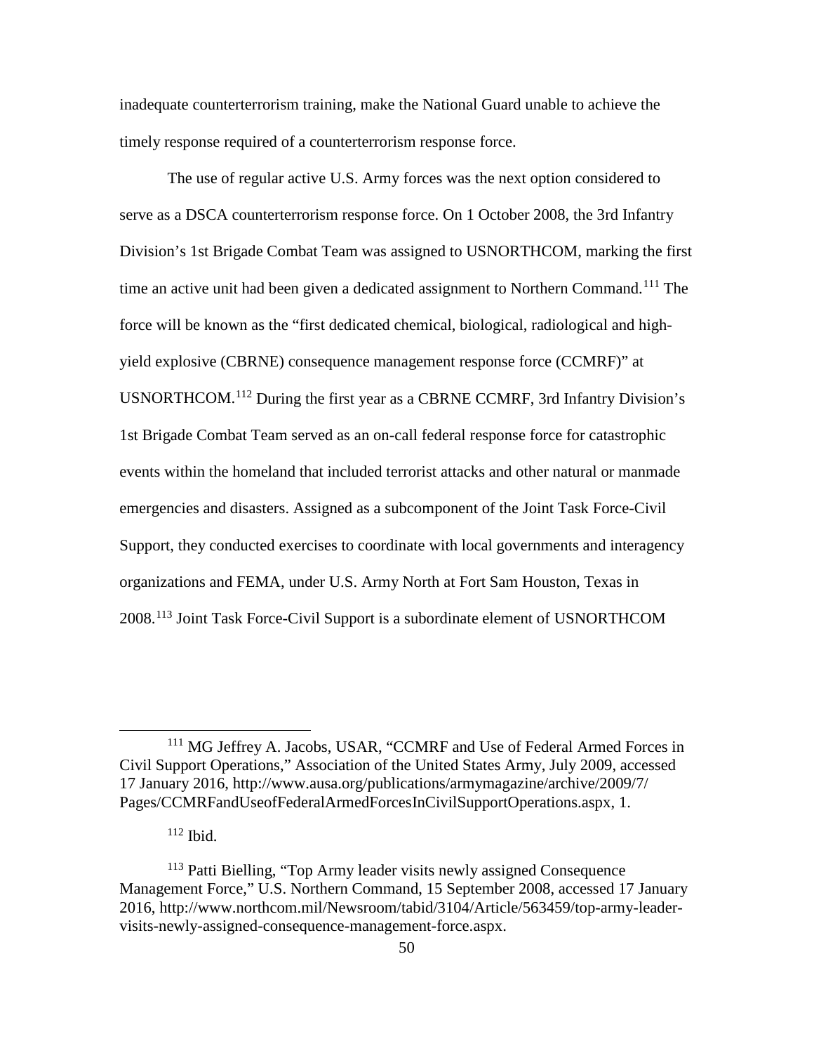inadequate counterterrorism training, make the National Guard unable to achieve the timely response required of a counterterrorism response force.

The use of regular active U.S. Army forces was the next option considered to serve as a DSCA counterterrorism response force. On 1 October 2008, the 3rd Infantry Division's 1st Brigade Combat Team was assigned to USNORTHCOM, marking the first time an active unit had been given a dedicated assignment to Northern Command.[111] The force will be known as the "first dedicated chemical, biological, radiological and high-yield explosive (CBRNE) consequence management response force (CCMRF)" at USNORTHCOM.[112] During the first year as a CBRNE CCMRF, 3rd Infantry Division's 1st Brigade Combat Team served as an on-call federal response force for catastrophic events within the homeland that included terrorist attacks and other natural or manmade emergencies and disasters. Assigned as a subcomponent of the Joint Task Force-Civil Support, they conducted exercises to coordinate with local governments and interagency organizations and FEMA, under U.S. Army North at Fort Sam Houston, Texas in 2008.[113] Joint Task Force-Civil Support is a subordinate element of USNORTHCOM

---

[111] MG Jeffrey A. Jacobs, USAR, "CCMRF and Use of Federal Armed Forces in Civil Support Operations," Association of the United States Army, July 2009, accessed 17 January 2016, http://www.ausa.org/publications/armymagazine/archive/2009/7/Pages/CCMRFandUseofFederalArmedForcesInCivilSupportOperations.aspx, 1.

[112] Ibid.

[113] Patti Bielling, "Top Army leader visits newly assigned Consequence Management Force," U.S. Northern Command, 15 September 2008, accessed 17 January 2016, http://www.northcom.mil/Newsroom/tabid/3104/Article/563459/top-army-leader-visits-newly-assigned-consequence-management-force.aspx.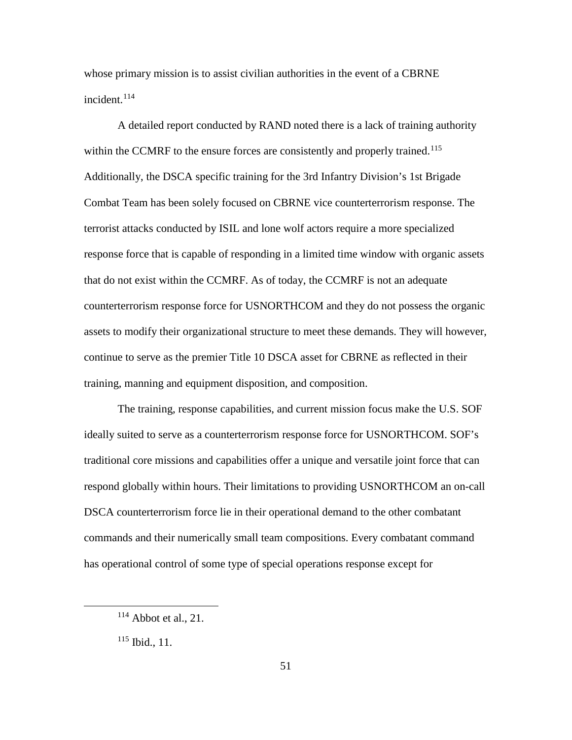whose primary mission is to assist civilian authorities in the event of a CBRNE incident.[114]

A detailed report conducted by RAND noted there is a lack of training authority within the CCMRF to the ensure forces are consistently and properly trained.[115] Additionally, the DSCA specific training for the 3rd Infantry Division's 1st Brigade Combat Team has been solely focused on CBRNE vice counterterrorism response. The terrorist attacks conducted by ISIL and lone wolf actors require a more specialized response force that is capable of responding in a limited time window with organic assets that do not exist within the CCMRF. As of today, the CCMRF is not an adequate counterterrorism response force for USNORTHCOM and they do not possess the organic assets to modify their organizational structure to meet these demands. They will however, continue to serve as the premier Title 10 DSCA asset for CBRNE as reflected in their training, manning and equipment disposition, and composition.

The training, response capabilities, and current mission focus make the U.S. SOF ideally suited to serve as a counterterrorism response force for USNORTHCOM. SOF's traditional core missions and capabilities offer a unique and versatile joint force that can respond globally within hours. Their limitations to providing USNORTHCOM an on-call DSCA counterterrorism force lie in their operational demand to the other combatant commands and their numerically small team compositions. Every combatant command has operational control of some type of special operations response except for

---

[114] Abbot et al., 21.

[115] Ibid., 11.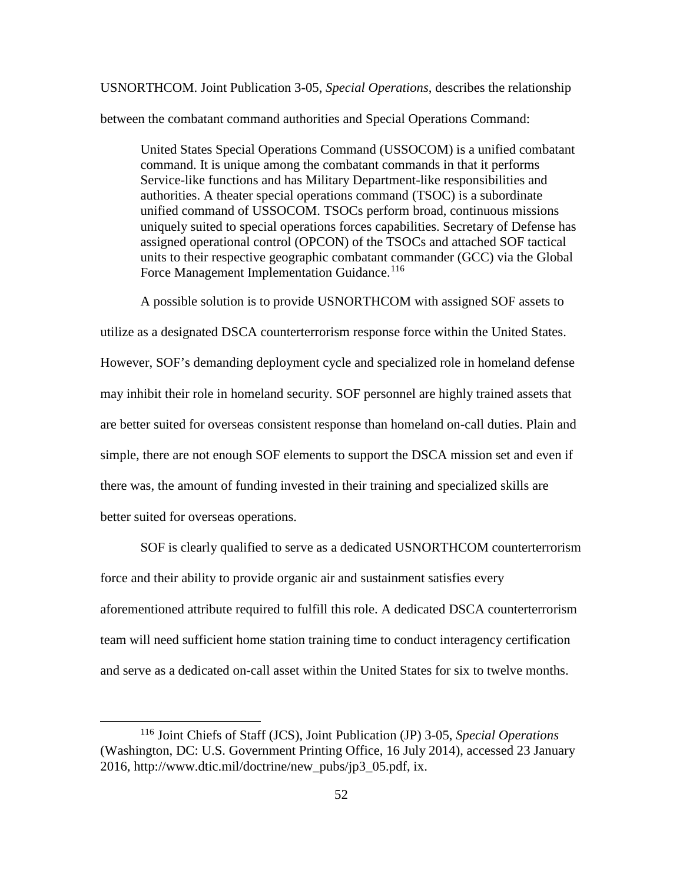USNORTHCOM. Joint Publication 3-05, *Special Operations*, describes the relationship between the combatant command authorities and Special Operations Command:

> United States Special Operations Command (USSOCOM) is a unified combatant command. It is unique among the combatant commands in that it performs Service-like functions and has Military Department-like responsibilities and authorities. A theater special operations command (TSOC) is a subordinate unified command of USSOCOM. TSOCs perform broad, continuous missions uniquely suited to special operations forces capabilities. Secretary of Defense has assigned operational control (OPCON) of the TSOCs and attached SOF tactical units to their respective geographic combatant commander (GCC) via the Global Force Management Implementation Guidance.[116]

A possible solution is to provide USNORTHCOM with assigned SOF assets to utilize as a designated DSCA counterterrorism response force within the United States. However, SOF's demanding deployment cycle and specialized role in homeland defense may inhibit their role in homeland security. SOF personnel are highly trained assets that are better suited for overseas consistent response than homeland on-call duties. Plain and simple, there are not enough SOF elements to support the DSCA mission set and even if there was, the amount of funding invested in their training and specialized skills are better suited for overseas operations.

SOF is clearly qualified to serve as a dedicated USNORTHCOM counterterrorism force and their ability to provide organic air and sustainment satisfies every aforementioned attribute required to fulfill this role. A dedicated DSCA counterterrorism team will need sufficient home station training time to conduct interagency certification and serve as a dedicated on-call asset within the United States for six to twelve months.

---

[116] Joint Chiefs of Staff (JCS), Joint Publication (JP) 3-05, *Special Operations* (Washington, DC: U.S. Government Printing Office, 16 July 2014), accessed 23 January 2016, http://www.dtic.mil/doctrine/new_pubs/jp3_05.pdf, ix.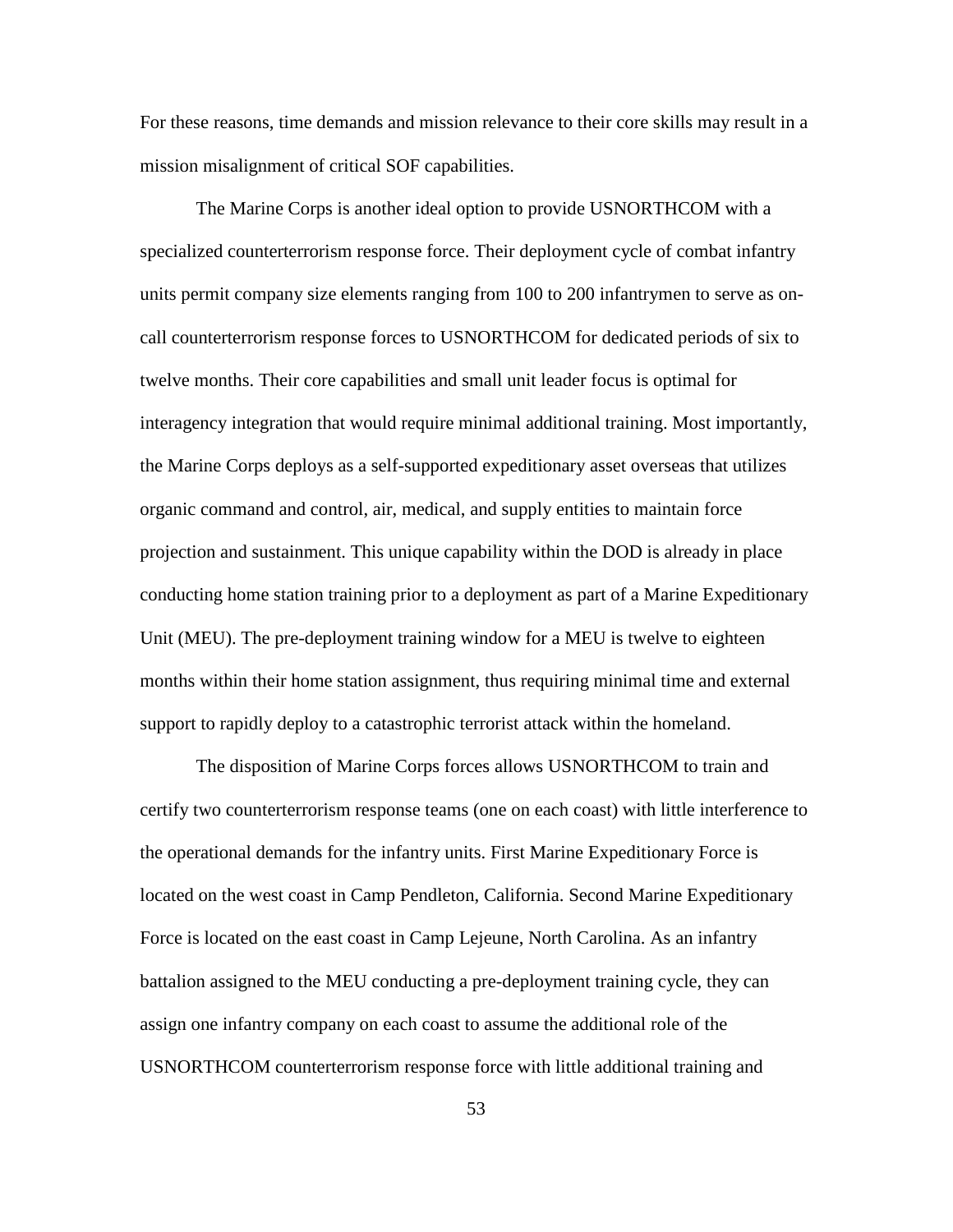For these reasons, time demands and mission relevance to their core skills may result in a mission misalignment of critical SOF capabilities.

The Marine Corps is another ideal option to provide USNORTHCOM with a specialized counterterrorism response force. Their deployment cycle of combat infantry units permit company size elements ranging from 100 to 200 infantrymen to serve as on-call counterterrorism response forces to USNORTHCOM for dedicated periods of six to twelve months. Their core capabilities and small unit leader focus is optimal for interagency integration that would require minimal additional training. Most importantly, the Marine Corps deploys as a self-supported expeditionary asset overseas that utilizes organic command and control, air, medical, and supply entities to maintain force projection and sustainment. This unique capability within the DOD is already in place conducting home station training prior to a deployment as part of a Marine Expeditionary Unit (MEU). The pre-deployment training window for a MEU is twelve to eighteen months within their home station assignment, thus requiring minimal time and external support to rapidly deploy to a catastrophic terrorist attack within the homeland.

The disposition of Marine Corps forces allows USNORTHCOM to train and certify two counterterrorism response teams (one on each coast) with little interference to the operational demands for the infantry units. First Marine Expeditionary Force is located on the west coast in Camp Pendleton, California. Second Marine Expeditionary Force is located on the east coast in Camp Lejeune, North Carolina. As an infantry battalion assigned to the MEU conducting a pre-deployment training cycle, they can assign one infantry company on each coast to assume the additional role of the USNORTHCOM counterterrorism response force with little additional training and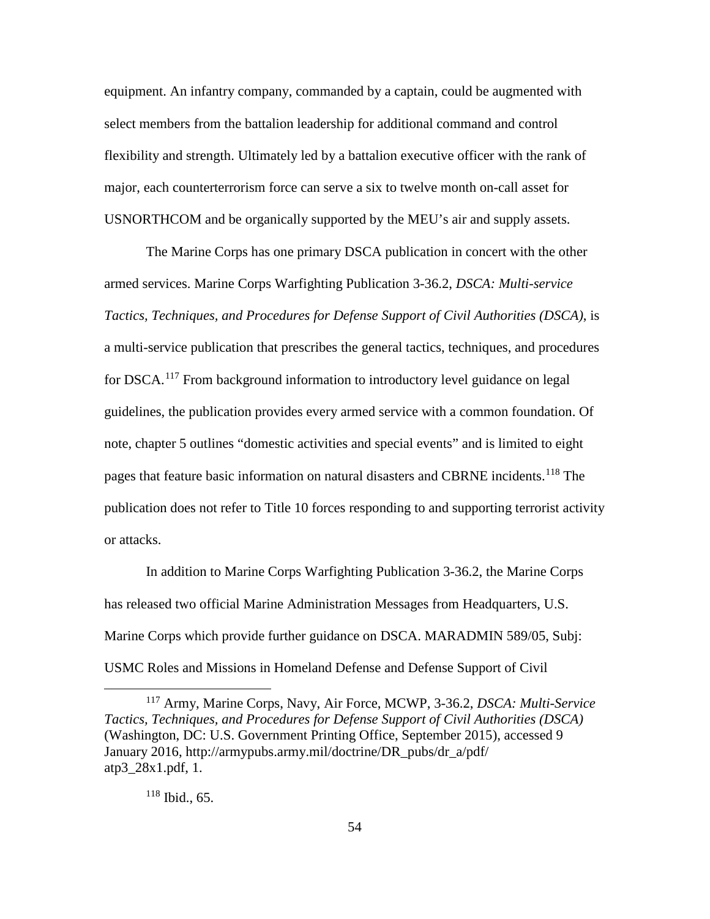equipment. An infantry company, commanded by a captain, could be augmented with select members from the battalion leadership for additional command and control flexibility and strength. Ultimately led by a battalion executive officer with the rank of major, each counterterrorism force can serve a six to twelve month on-call asset for USNORTHCOM and be organically supported by the MEU's air and supply assets.

The Marine Corps has one primary DSCA publication in concert with the other armed services. Marine Corps Warfighting Publication 3-36.2, *DSCA: Multi-service Tactics, Techniques, and Procedures for Defense Support of Civil Authorities (DSCA)*, is a multi-service publication that prescribes the general tactics, techniques, and procedures for DSCA.[117] From background information to introductory level guidance on legal guidelines, the publication provides every armed service with a common foundation. Of note, chapter 5 outlines "domestic activities and special events" and is limited to eight pages that feature basic information on natural disasters and CBRNE incidents.[118] The publication does not refer to Title 10 forces responding to and supporting terrorist activity or attacks.

In addition to Marine Corps Warfighting Publication 3-36.2, the Marine Corps has released two official Marine Administration Messages from Headquarters, U.S. Marine Corps which provide further guidance on DSCA. MARADMIN 589/05, Subj: USMC Roles and Missions in Homeland Defense and Defense Support of Civil

---

[117] Army, Marine Corps, Navy, Air Force, MCWP, 3-36.2, *DSCA: Multi-Service Tactics, Techniques, and Procedures for Defense Support of Civil Authorities (DSCA)* (Washington, DC: U.S. Government Printing Office, September 2015), accessed 9 January 2016, http://armypubs.army.mil/doctrine/DR_pubs/dr_a/pdf/atp3_28x1.pdf, 1.

[118] Ibid., 65.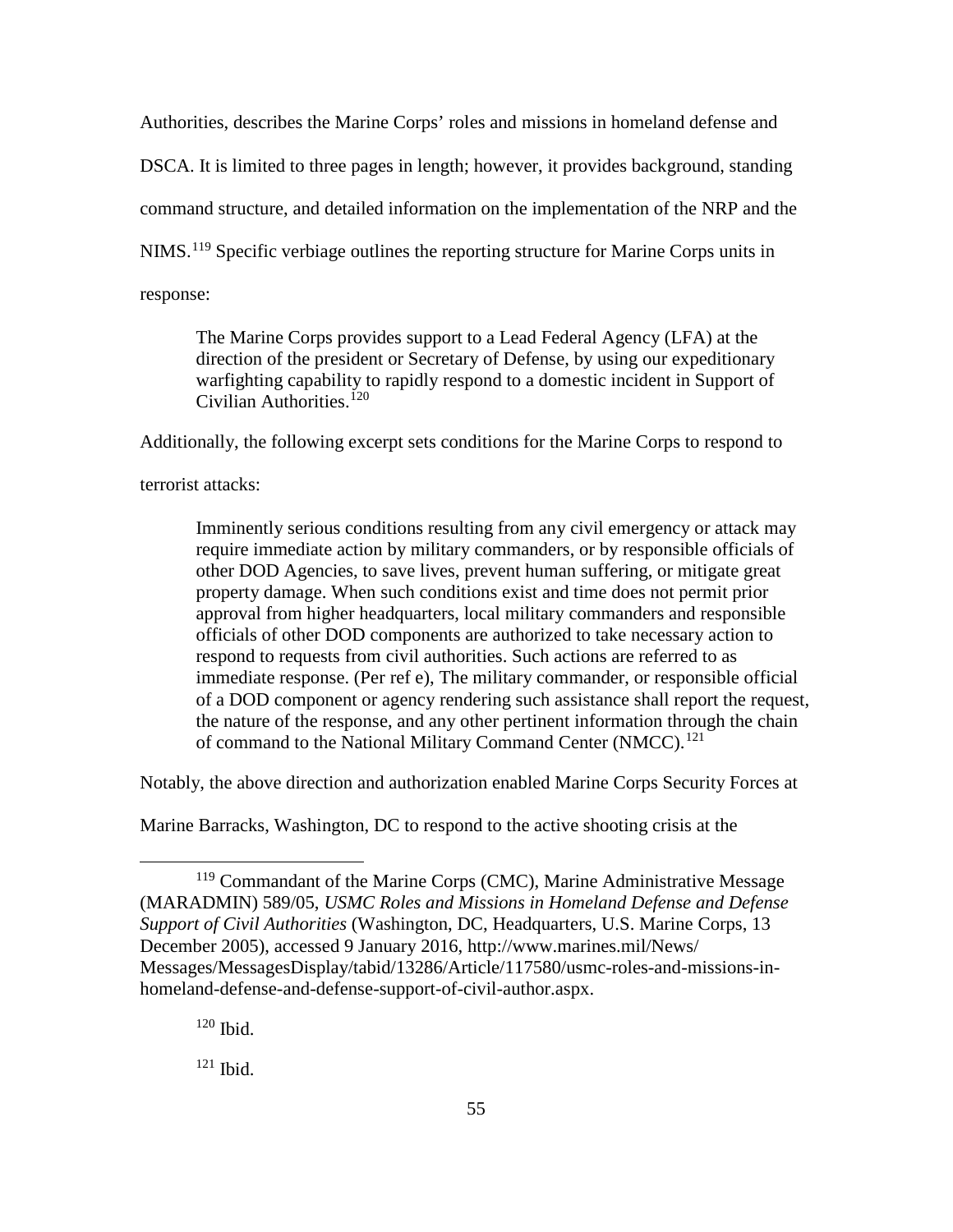Authorities, describes the Marine Corps' roles and missions in homeland defense and DSCA. It is limited to three pages in length; however, it provides background, standing command structure, and detailed information on the implementation of the NRP and the NIMS.[119] Specific verbiage outlines the reporting structure for Marine Corps units in response:

> The Marine Corps provides support to a Lead Federal Agency (LFA) at the direction of the president or Secretary of Defense, by using our expeditionary warfighting capability to rapidly respond to a domestic incident in Support of Civilian Authorities.[120]

Additionally, the following excerpt sets conditions for the Marine Corps to respond to terrorist attacks:

> Imminently serious conditions resulting from any civil emergency or attack may require immediate action by military commanders, or by responsible officials of other DOD Agencies, to save lives, prevent human suffering, or mitigate great property damage. When such conditions exist and time does not permit prior approval from higher headquarters, local military commanders and responsible officials of other DOD components are authorized to take necessary action to respond to requests from civil authorities. Such actions are referred to as immediate response. (Per ref e), The military commander, or responsible official of a DOD component or agency rendering such assistance shall report the request, the nature of the response, and any other pertinent information through the chain of command to the National Military Command Center (NMCC).[121]

Notably, the above direction and authorization enabled Marine Corps Security Forces at Marine Barracks, Washington, DC to respond to the active shooting crisis at the

---

[119] Commandant of the Marine Corps (CMC), Marine Administrative Message (MARADMIN) 589/05, *USMC Roles and Missions in Homeland Defense and Defense Support of Civil Authorities* (Washington, DC, Headquarters, U.S. Marine Corps, 13 December 2005), accessed 9 January 2016, http://www.marines.mil/News/Messages/MessagesDisplay/tabid/13286/Article/117580/usmc-roles-and-missions-in-homeland-defense-and-defense-support-of-civil-author.aspx.

[120] Ibid.

[121] Ibid.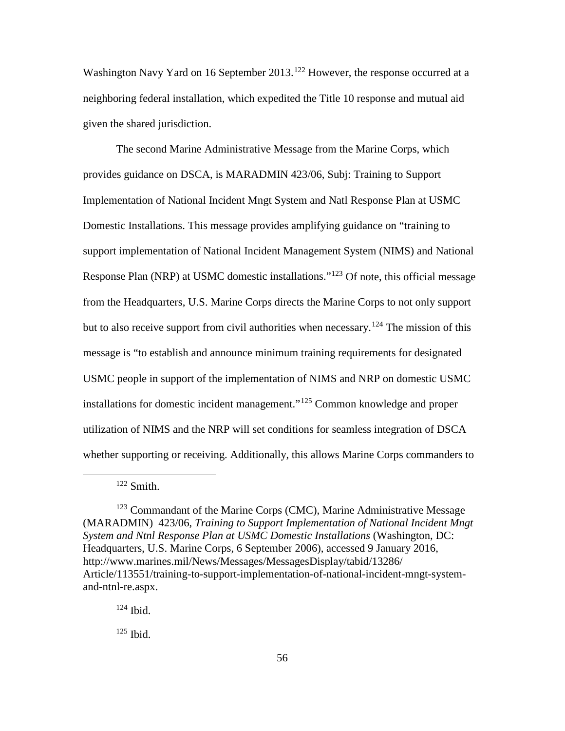Washington Navy Yard on 16 September 2013.[122] However, the response occurred at a neighboring federal installation, which expedited the Title 10 response and mutual aid given the shared jurisdiction.

The second Marine Administrative Message from the Marine Corps, which provides guidance on DSCA, is MARADMIN 423/06, Subj: Training to Support Implementation of National Incident Mngt System and Natl Response Plan at USMC Domestic Installations. This message provides amplifying guidance on "training to support implementation of National Incident Management System (NIMS) and National Response Plan (NRP) at USMC domestic installations."[123] Of note, this official message from the Headquarters, U.S. Marine Corps directs the Marine Corps to not only support but to also receive support from civil authorities when necessary.[124] The mission of this message is "to establish and announce minimum training requirements for designated USMC people in support of the implementation of NIMS and NRP on domestic USMC installations for domestic incident management."[125] Common knowledge and proper utilization of NIMS and the NRP will set conditions for seamless integration of DSCA whether supporting or receiving. Additionally, this allows Marine Corps commanders to

---

[122] Smith.

[123] Commandant of the Marine Corps (CMC), Marine Administrative Message (MARADMIN) 423/06, *Training to Support Implementation of National Incident Mngt System and Ntnl Response Plan at USMC Domestic Installations* (Washington, DC: Headquarters, U.S. Marine Corps, 6 September 2006), accessed 9 January 2016, http://www.marines.mil/News/Messages/MessagesDisplay/tabid/13286/Article/113551/training-to-support-implementation-of-national-incident-mngt-system-and-ntnl-re.aspx.

[124] Ibid.

[125] Ibid.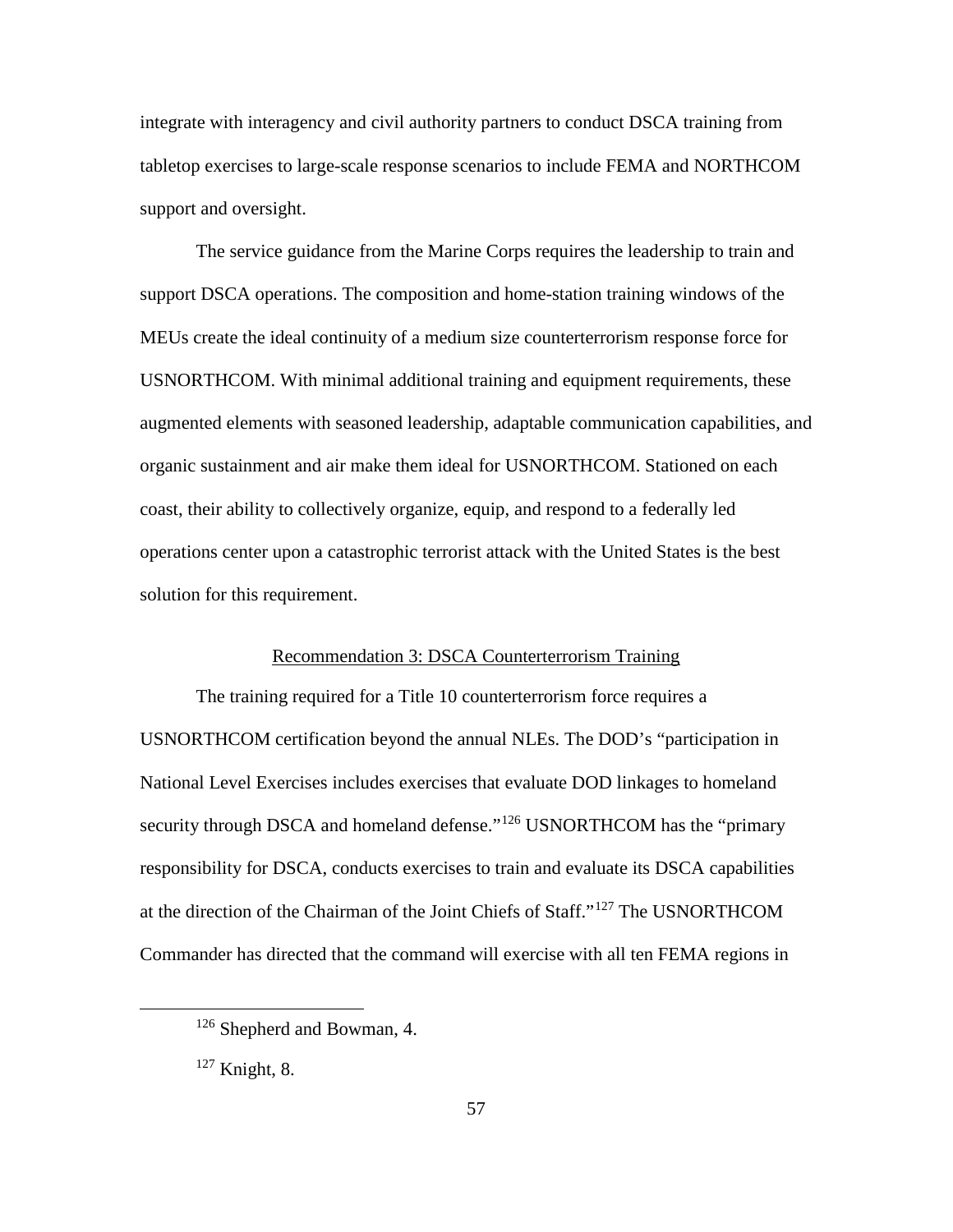integrate with interagency and civil authority partners to conduct DSCA training from tabletop exercises to large-scale response scenarios to include FEMA and NORTHCOM support and oversight.

The service guidance from the Marine Corps requires the leadership to train and support DSCA operations. The composition and home-station training windows of the MEUs create the ideal continuity of a medium size counterterrorism response force for USNORTHCOM. With minimal additional training and equipment requirements, these augmented elements with seasoned leadership, adaptable communication capabilities, and organic sustainment and air make them ideal for USNORTHCOM. Stationed on each coast, their ability to collectively organize, equip, and respond to a federally led operations center upon a catastrophic terrorist attack with the United States is the best solution for this requirement.

<u>Recommendation 3: DSCA Counterterrorism Training</u>

The training required for a Title 10 counterterrorism force requires a USNORTHCOM certification beyond the annual NLEs. The DOD's "participation in National Level Exercises includes exercises that evaluate DOD linkages to homeland security through DSCA and homeland defense."[126] USNORTHCOM has the "primary responsibility for DSCA, conducts exercises to train and evaluate its DSCA capabilities at the direction of the Chairman of the Joint Chiefs of Staff."[127] The USNORTHCOM Commander has directed that the command will exercise with all ten FEMA regions in

[126] Shepherd and Bowman, 4.

[127] Knight, 8.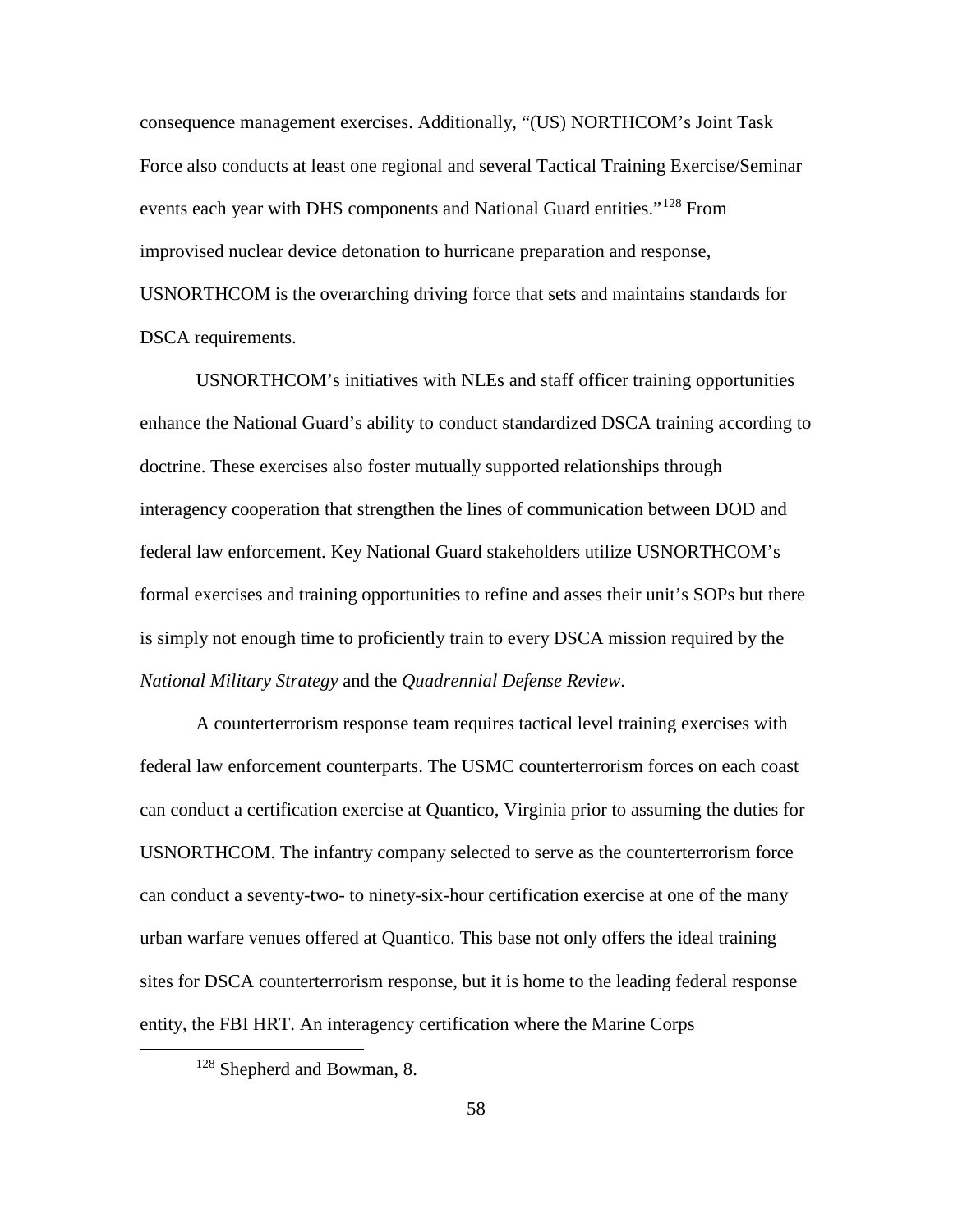consequence management exercises. Additionally, "(US) NORTHCOM's Joint Task Force also conducts at least one regional and several Tactical Training Exercise/Seminar events each year with DHS components and National Guard entities."[128] From improvised nuclear device detonation to hurricane preparation and response, USNORTHCOM is the overarching driving force that sets and maintains standards for DSCA requirements.

USNORTHCOM's initiatives with NLEs and staff officer training opportunities enhance the National Guard's ability to conduct standardized DSCA training according to doctrine. These exercises also foster mutually supported relationships through interagency cooperation that strengthen the lines of communication between DOD and federal law enforcement. Key National Guard stakeholders utilize USNORTHCOM's formal exercises and training opportunities to refine and asses their unit's SOPs but there is simply not enough time to proficiently train to every DSCA mission required by the *National Military Strategy* and the *Quadrennial Defense Review*.

A counterterrorism response team requires tactical level training exercises with federal law enforcement counterparts. The USMC counterterrorism forces on each coast can conduct a certification exercise at Quantico, Virginia prior to assuming the duties for USNORTHCOM. The infantry company selected to serve as the counterterrorism force can conduct a seventy-two- to ninety-six-hour certification exercise at one of the many urban warfare venues offered at Quantico. This base not only offers the ideal training sites for DSCA counterterrorism response, but it is home to the leading federal response entity, the FBI HRT. An interagency certification where the Marine Corps

[128] Shepherd and Bowman, 8.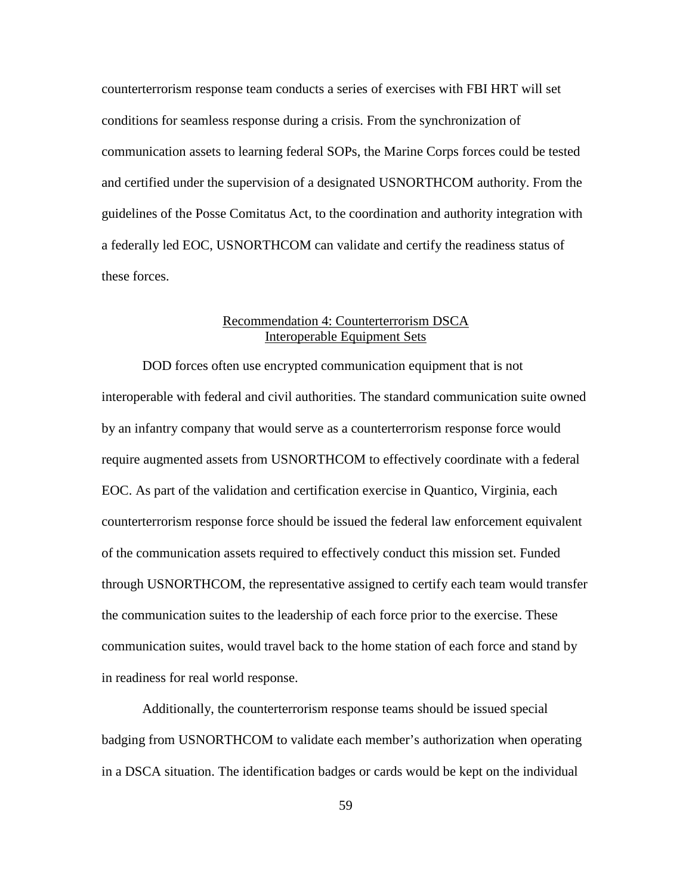counterterrorism response team conducts a series of exercises with FBI HRT will set conditions for seamless response during a crisis. From the synchronization of communication assets to learning federal SOPs, the Marine Corps forces could be tested and certified under the supervision of a designated USNORTHCOM authority. From the guidelines of the Posse Comitatus Act, to the coordination and authority integration with a federally led EOC, USNORTHCOM can validate and certify the readiness status of these forces.

### Recommendation 4: Counterterrorism DSCA Interoperable Equipment Sets

DOD forces often use encrypted communication equipment that is not interoperable with federal and civil authorities. The standard communication suite owned by an infantry company that would serve as a counterterrorism response force would require augmented assets from USNORTHCOM to effectively coordinate with a federal EOC. As part of the validation and certification exercise in Quantico, Virginia, each counterterrorism response force should be issued the federal law enforcement equivalent of the communication assets required to effectively conduct this mission set. Funded through USNORTHCOM, the representative assigned to certify each team would transfer the communication suites to the leadership of each force prior to the exercise. These communication suites, would travel back to the home station of each force and stand by in readiness for real world response.

Additionally, the counterterrorism response teams should be issued special badging from USNORTHCOM to validate each member's authorization when operating in a DSCA situation. The identification badges or cards would be kept on the individual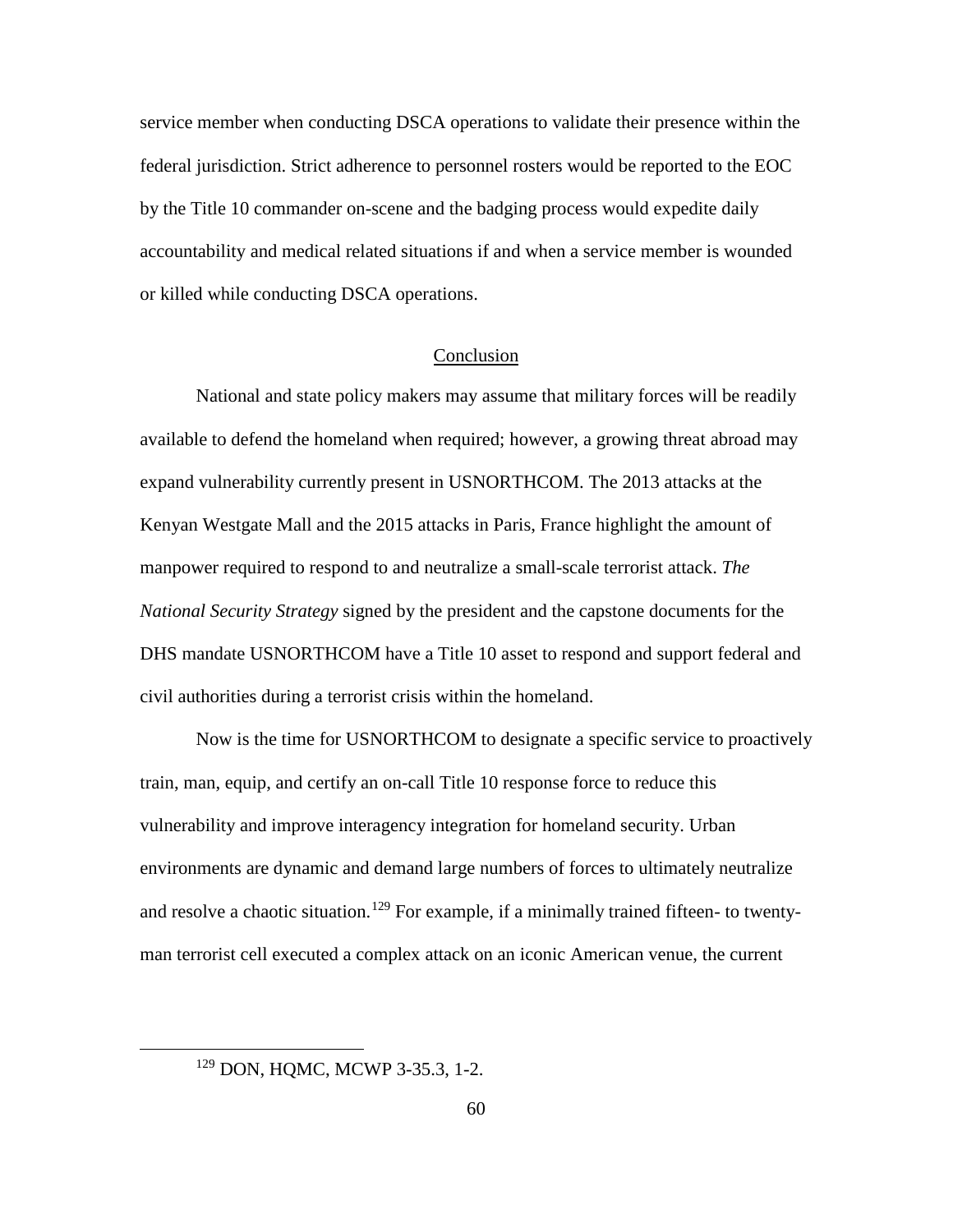service member when conducting DSCA operations to validate their presence within the federal jurisdiction. Strict adherence to personnel rosters would be reported to the EOC by the Title 10 commander on-scene and the badging process would expedite daily accountability and medical related situations if and when a service member is wounded or killed while conducting DSCA operations.

## Conclusion

National and state policy makers may assume that military forces will be readily available to defend the homeland when required; however, a growing threat abroad may expand vulnerability currently present in USNORTHCOM. The 2013 attacks at the Kenyan Westgate Mall and the 2015 attacks in Paris, France highlight the amount of manpower required to respond to and neutralize a small-scale terrorist attack. *The National Security Strategy* signed by the president and the capstone documents for the DHS mandate USNORTHCOM have a Title 10 asset to respond and support federal and civil authorities during a terrorist crisis within the homeland.

Now is the time for USNORTHCOM to designate a specific service to proactively train, man, equip, and certify an on-call Title 10 response force to reduce this vulnerability and improve interagency integration for homeland security. Urban environments are dynamic and demand large numbers of forces to ultimately neutralize and resolve a chaotic situation.[129] For example, if a minimally trained fifteen- to twenty-man terrorist cell executed a complex attack on an iconic American venue, the current

[129] DON, HQMC, MCWP 3-35.3, 1-2.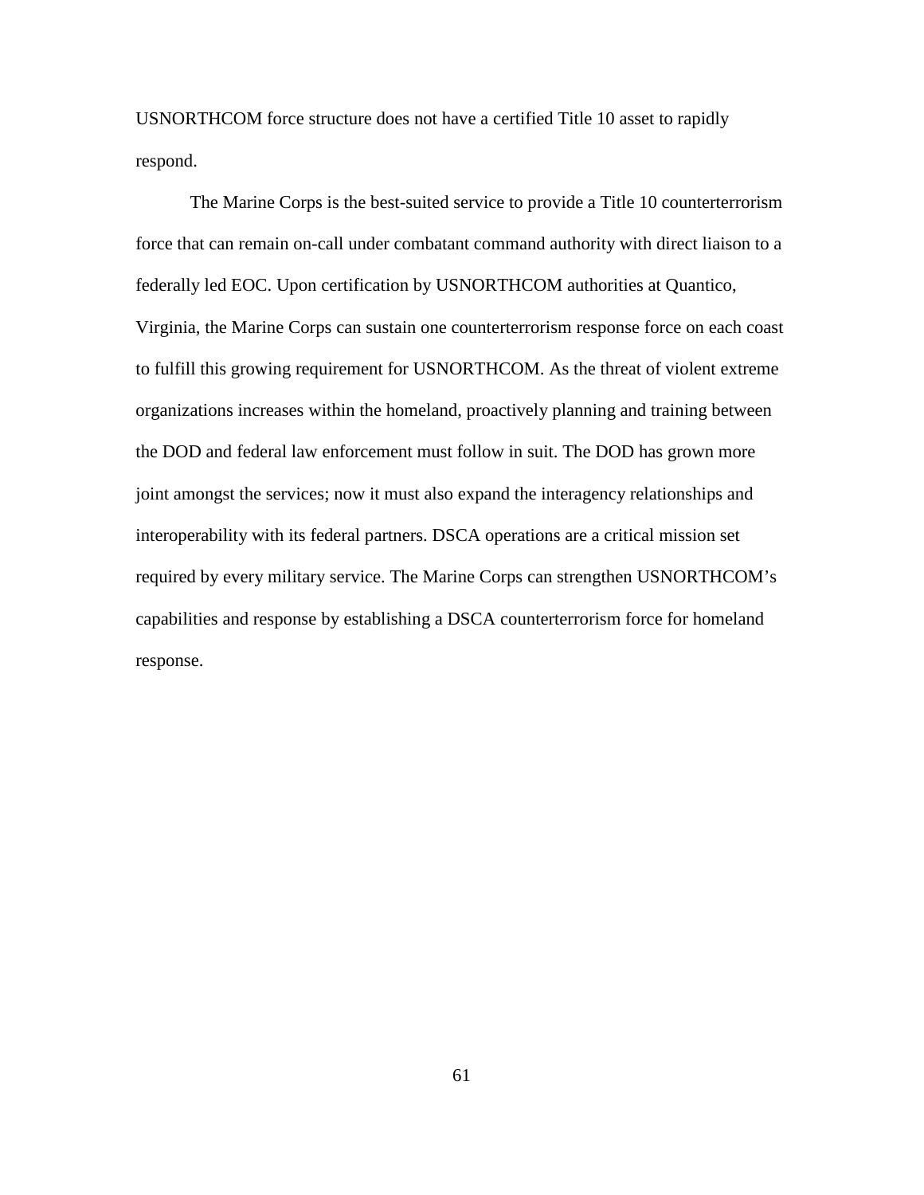USNORTHCOM force structure does not have a certified Title 10 asset to rapidly respond.

The Marine Corps is the best-suited service to provide a Title 10 counterterrorism force that can remain on-call under combatant command authority with direct liaison to a federally led EOC. Upon certification by USNORTHCOM authorities at Quantico, Virginia, the Marine Corps can sustain one counterterrorism response force on each coast to fulfill this growing requirement for USNORTHCOM. As the threat of violent extreme organizations increases within the homeland, proactively planning and training between the DOD and federal law enforcement must follow in suit. The DOD has grown more joint amongst the services; now it must also expand the interagency relationships and interoperability with its federal partners. DSCA operations are a critical mission set required by every military service. The Marine Corps can strengthen USNORTHCOM's capabilities and response by establishing a DSCA counterterrorism force for homeland response.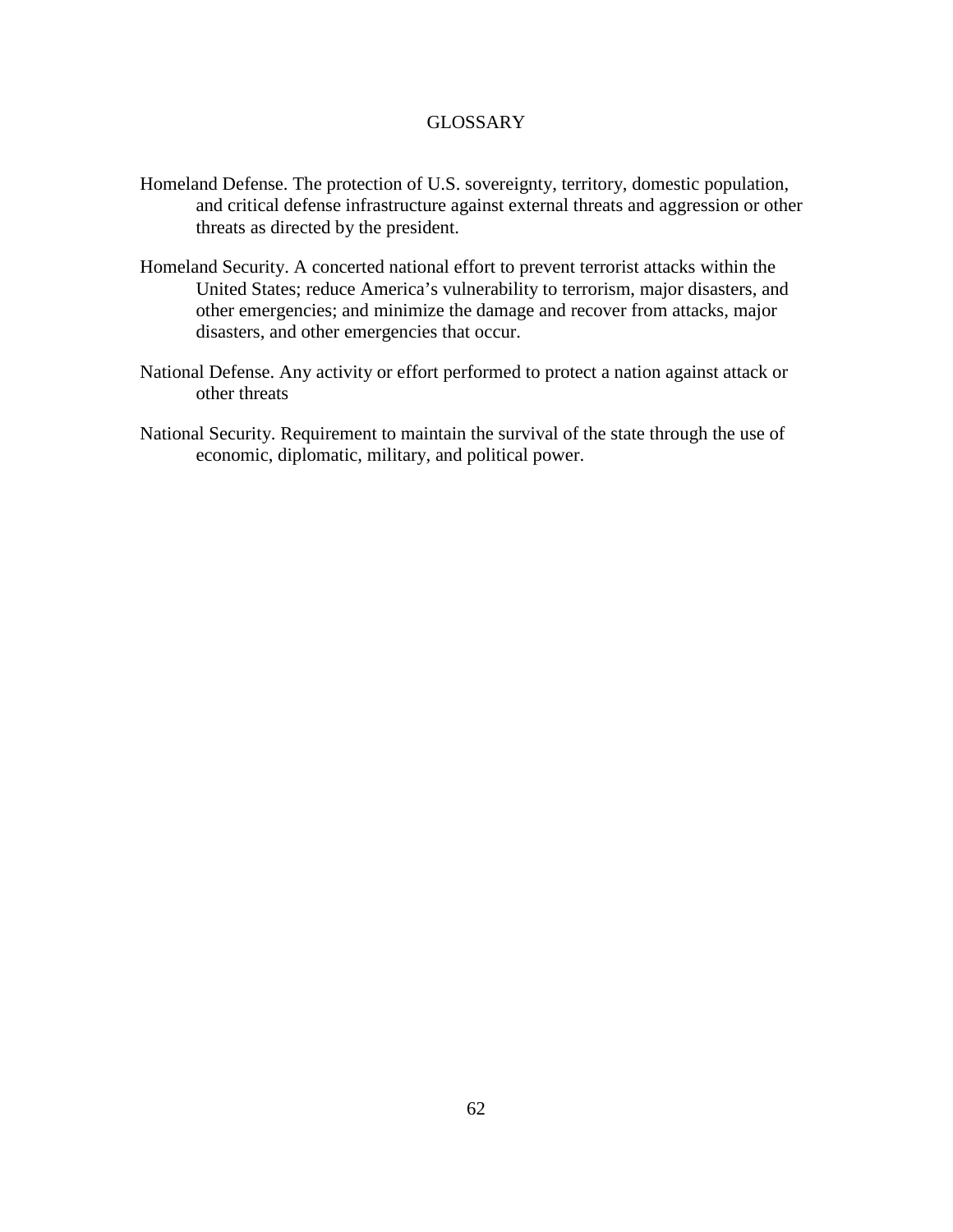# GLOSSARY

Homeland Defense. The protection of U.S. sovereignty, territory, domestic population, and critical defense infrastructure against external threats and aggression or other threats as directed by the president.

Homeland Security. A concerted national effort to prevent terrorist attacks within the United States; reduce America's vulnerability to terrorism, major disasters, and other emergencies; and minimize the damage and recover from attacks, major disasters, and other emergencies that occur.

National Defense. Any activity or effort performed to protect a nation against attack or other threats

National Security. Requirement to maintain the survival of the state through the use of economic, diplomatic, military, and political power.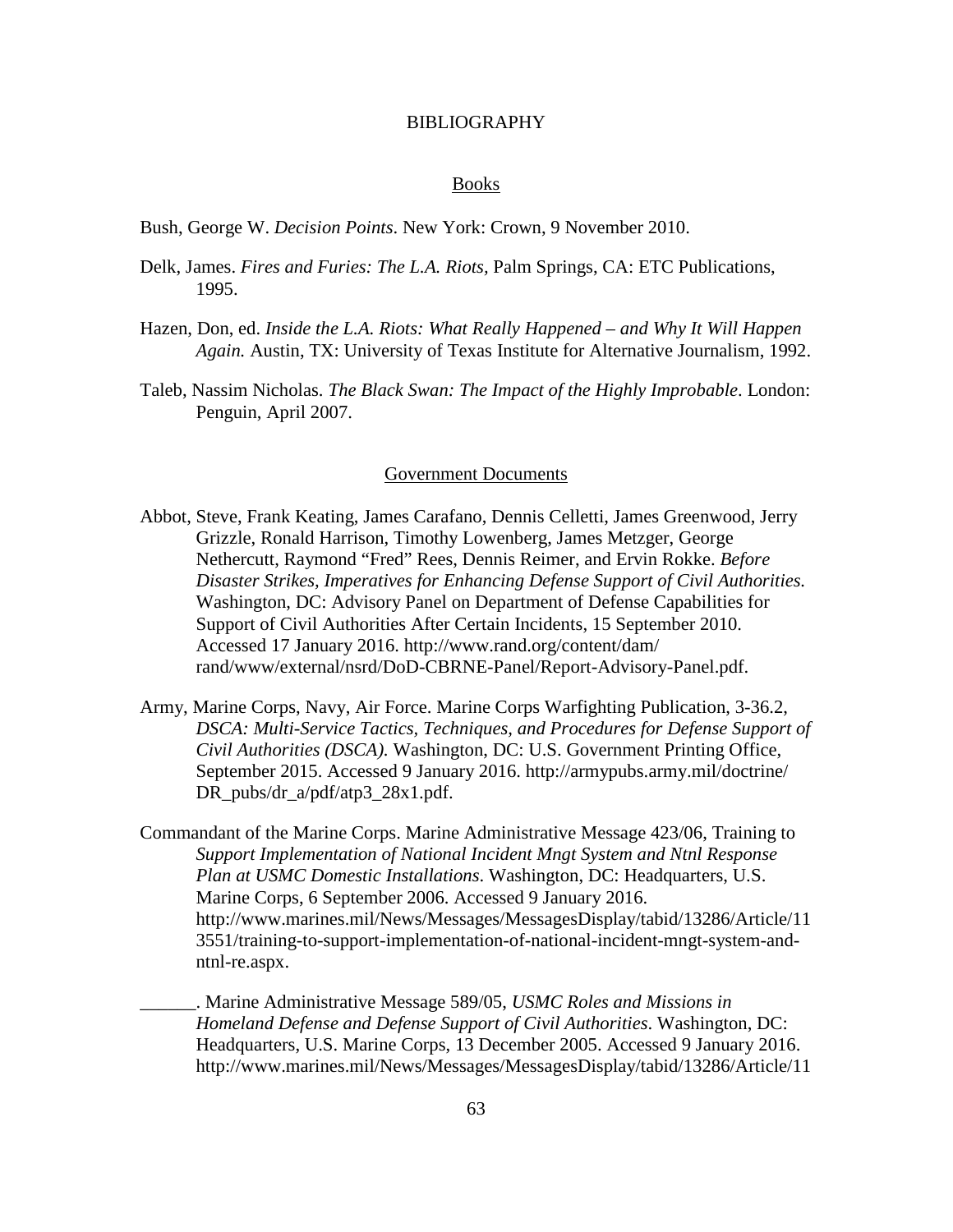# BIBLIOGRAPHY

## Books

Bush, George W. *Decision Points*. New York: Crown, 9 November 2010.

Delk, James. *Fires and Furies: The L.A. Riots,* Palm Springs, CA: ETC Publications, 1995.

Hazen, Don, ed. *Inside the L.A. Riots: What Really Happened – and Why It Will Happen Again.* Austin, TX: University of Texas Institute for Alternative Journalism, 1992.

Taleb, Nassim Nicholas. *The Black Swan: The Impact of the Highly Improbable*. London: Penguin, April 2007.

## Government Documents

Abbot, Steve, Frank Keating, James Carafano, Dennis Celletti, James Greenwood, Jerry Grizzle, Ronald Harrison, Timothy Lowenberg, James Metzger, George Nethercutt, Raymond "Fred" Rees, Dennis Reimer, and Ervin Rokke. *Before Disaster Strikes, Imperatives for Enhancing Defense Support of Civil Authorities.* Washington, DC: Advisory Panel on Department of Defense Capabilities for Support of Civil Authorities After Certain Incidents, 15 September 2010. Accessed 17 January 2016. http://www.rand.org/content/dam/rand/www/external/nsrd/DoD-CBRNE-Panel/Report-Advisory-Panel.pdf.

Army, Marine Corps, Navy, Air Force. Marine Corps Warfighting Publication, 3-36.2, *DSCA: Multi-Service Tactics, Techniques, and Procedures for Defense Support of Civil Authorities (DSCA).* Washington, DC: U.S. Government Printing Office, September 2015. Accessed 9 January 2016. http://armypubs.army.mil/doctrine/DR_pubs/dr_a/pdf/atp3_28x1.pdf.

Commandant of the Marine Corps. Marine Administrative Message 423/06, Training to *Support Implementation of National Incident Mngt System and Ntnl Response Plan at USMC Domestic Installations*. Washington, DC: Headquarters, U.S. Marine Corps, 6 September 2006. Accessed 9 January 2016. http://www.marines.mil/News/Messages/MessagesDisplay/tabid/13286/Article/113551/training-to-support-implementation-of-national-incident-mngt-system-and-ntnl-re.aspx.

______. Marine Administrative Message 589/05, *USMC Roles and Missions in Homeland Defense and Defense Support of Civil Authorities*. Washington, DC: Headquarters, U.S. Marine Corps, 13 December 2005. Accessed 9 January 2016. http://www.marines.mil/News/Messages/MessagesDisplay/tabid/13286/Article/11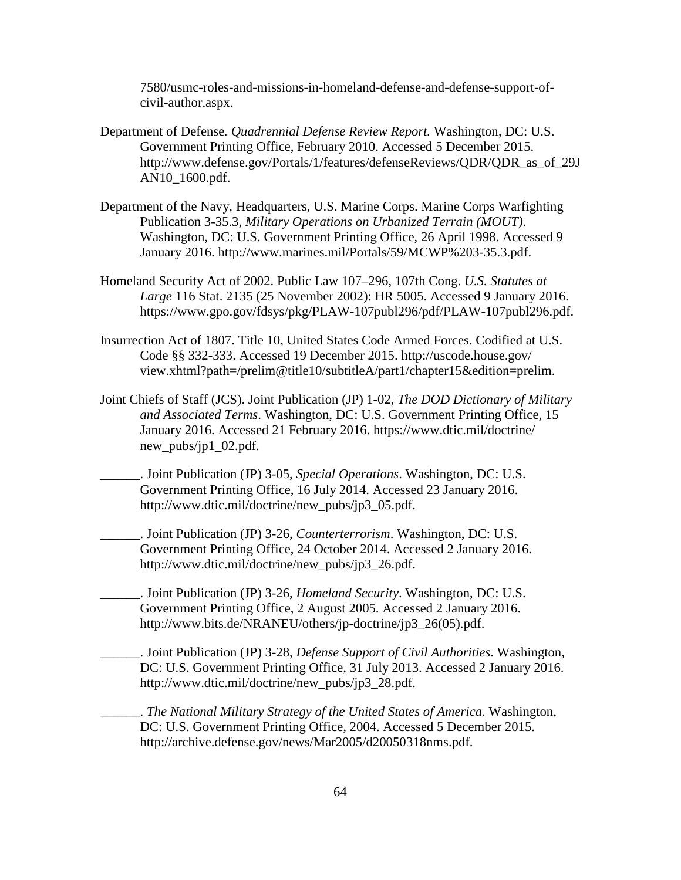7580/usmc-roles-and-missions-in-homeland-defense-and-defense-support-of-civil-author.aspx.

Department of Defense. *Quadrennial Defense Review Report.* Washington, DC: U.S. Government Printing Office, February 2010. Accessed 5 December 2015. http://www.defense.gov/Portals/1/features/defenseReviews/QDR/QDR_as_of_29JAN10_1600.pdf.

Department of the Navy, Headquarters, U.S. Marine Corps. Marine Corps Warfighting Publication 3-35.3, *Military Operations on Urbanized Terrain (MOUT)*. Washington, DC: U.S. Government Printing Office, 26 April 1998. Accessed 9 January 2016. http://www.marines.mil/Portals/59/MCWP%203-35.3.pdf.

Homeland Security Act of 2002. Public Law 107–296, 107th Cong. *U.S. Statutes at Large* 116 Stat. 2135 (25 November 2002): HR 5005. Accessed 9 January 2016. https://www.gpo.gov/fdsys/pkg/PLAW-107publ296/pdf/PLAW-107publ296.pdf.

Insurrection Act of 1807. Title 10, United States Code Armed Forces. Codified at U.S. Code §§ 332-333. Accessed 19 December 2015. http://uscode.house.gov/view.xhtml?path=/prelim@title10/subtitleA/part1/chapter15&edition=prelim.

Joint Chiefs of Staff (JCS). Joint Publication (JP) 1-02, *The DOD Dictionary of Military and Associated Terms*. Washington, DC: U.S. Government Printing Office, 15 January 2016. Accessed 21 February 2016. https://www.dtic.mil/doctrine/new_pubs/jp1_02.pdf.

______. Joint Publication (JP) 3-05, *Special Operations*. Washington, DC: U.S. Government Printing Office, 16 July 2014. Accessed 23 January 2016. http://www.dtic.mil/doctrine/new_pubs/jp3_05.pdf.

______. Joint Publication (JP) 3-26, *Counterterrorism*. Washington, DC: U.S. Government Printing Office, 24 October 2014. Accessed 2 January 2016. http://www.dtic.mil/doctrine/new_pubs/jp3_26.pdf.

______. Joint Publication (JP) 3-26, *Homeland Security*. Washington, DC: U.S. Government Printing Office, 2 August 2005. Accessed 2 January 2016. http://www.bits.de/NRANEU/others/jp-doctrine/jp3_26(05).pdf.

______. Joint Publication (JP) 3-28, *Defense Support of Civil Authorities*. Washington, DC: U.S. Government Printing Office, 31 July 2013. Accessed 2 January 2016. http://www.dtic.mil/doctrine/new_pubs/jp3_28.pdf.

______. *The National Military Strategy of the United States of America.* Washington, DC: U.S. Government Printing Office, 2004. Accessed 5 December 2015. http://archive.defense.gov/news/Mar2005/d20050318nms.pdf.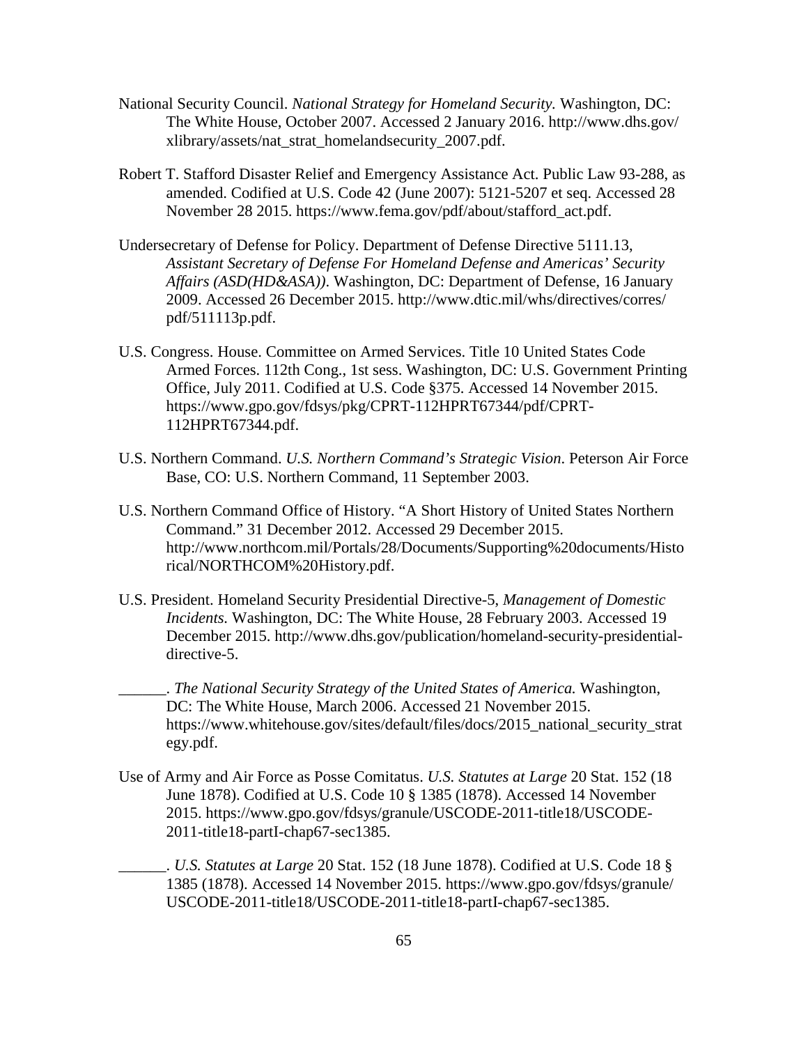National Security Council. *National Strategy for Homeland Security.* Washington, DC: The White House, October 2007. Accessed 2 January 2016. http://www.dhs.gov/xlibrary/assets/nat_strat_homelandsecurity_2007.pdf.

Robert T. Stafford Disaster Relief and Emergency Assistance Act. Public Law 93-288, as amended. Codified at U.S. Code 42 (June 2007): 5121-5207 et seq. Accessed 28 November 28 2015. https://www.fema.gov/pdf/about/stafford_act.pdf.

Undersecretary of Defense for Policy. Department of Defense Directive 5111.13, *Assistant Secretary of Defense For Homeland Defense and Americas' Security Affairs (ASD(HD&ASA))*. Washington, DC: Department of Defense, 16 January 2009. Accessed 26 December 2015. http://www.dtic.mil/whs/directives/corres/pdf/511113p.pdf.

U.S. Congress. House. Committee on Armed Services. Title 10 United States Code Armed Forces. 112th Cong., 1st sess. Washington, DC: U.S. Government Printing Office, July 2011. Codified at U.S. Code §375. Accessed 14 November 2015. https://www.gpo.gov/fdsys/pkg/CPRT-112HPRT67344/pdf/CPRT-112HPRT67344.pdf.

U.S. Northern Command. *U.S. Northern Command's Strategic Vision*. Peterson Air Force Base, CO: U.S. Northern Command, 11 September 2003.

U.S. Northern Command Office of History. "A Short History of United States Northern Command." 31 December 2012. Accessed 29 December 2015. http://www.northcom.mil/Portals/28/Documents/Supporting%20documents/Historical/NORTHCOM%20History.pdf.

U.S. President. Homeland Security Presidential Directive-5, *Management of Domestic Incidents.* Washington, DC: The White House, 28 February 2003. Accessed 19 December 2015. http://www.dhs.gov/publication/homeland-security-presidential-directive-5.

______. *The National Security Strategy of the United States of America.* Washington, DC: The White House, March 2006. Accessed 21 November 2015. https://www.whitehouse.gov/sites/default/files/docs/2015_national_security_strategy.pdf.

Use of Army and Air Force as Posse Comitatus. *U.S. Statutes at Large* 20 Stat. 152 (18 June 1878). Codified at U.S. Code 10 § 1385 (1878). Accessed 14 November 2015. https://www.gpo.gov/fdsys/granule/USCODE-2011-title18/USCODE-2011-title18-partI-chap67-sec1385.

______. *U.S. Statutes at Large* 20 Stat. 152 (18 June 1878). Codified at U.S. Code 18 § 1385 (1878). Accessed 14 November 2015. https://www.gpo.gov/fdsys/granule/USCODE-2011-title18/USCODE-2011-title18-partI-chap67-sec1385.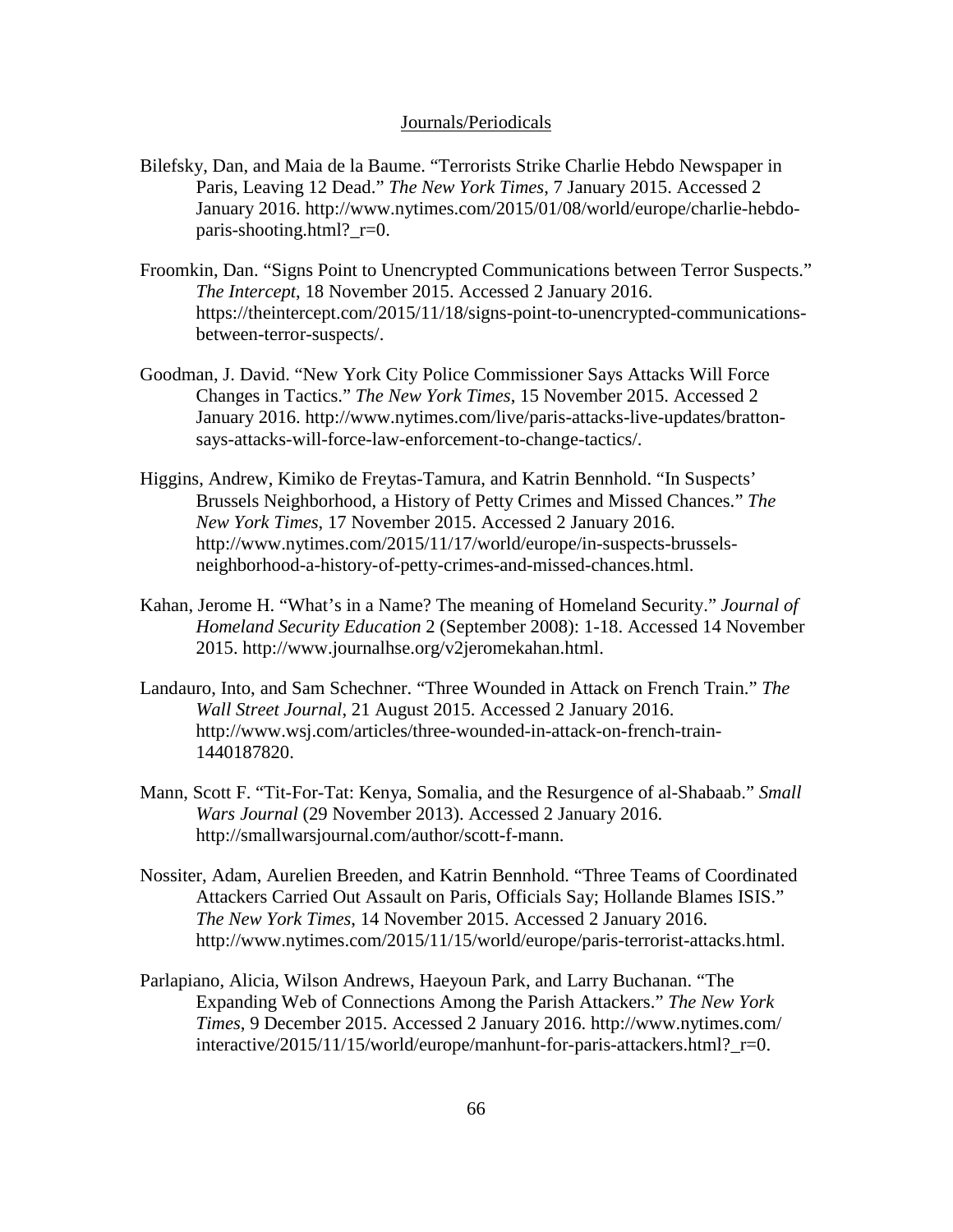## Journals/Periodicals

Bilefsky, Dan, and Maia de la Baume. "Terrorists Strike Charlie Hebdo Newspaper in Paris, Leaving 12 Dead." *The New York Times*, 7 January 2015. Accessed 2 January 2016. http://www.nytimes.com/2015/01/08/world/europe/charlie-hebdo-paris-shooting.html?_r=0.

Froomkin, Dan. "Signs Point to Unencrypted Communications between Terror Suspects." *The Intercept*, 18 November 2015. Accessed 2 January 2016. https://theintercept.com/2015/11/18/signs-point-to-unencrypted-communications-between-terror-suspects/.

Goodman, J. David. "New York City Police Commissioner Says Attacks Will Force Changes in Tactics." *The New York Times*, 15 November 2015. Accessed 2 January 2016. http://www.nytimes.com/live/paris-attacks-live-updates/bratton-says-attacks-will-force-law-enforcement-to-change-tactics/.

Higgins, Andrew, Kimiko de Freytas-Tamura, and Katrin Bennhold. "In Suspects' Brussels Neighborhood, a History of Petty Crimes and Missed Chances." *The New York Times*, 17 November 2015. Accessed 2 January 2016. http://www.nytimes.com/2015/11/17/world/europe/in-suspects-brussels-neighborhood-a-history-of-petty-crimes-and-missed-chances.html.

Kahan, Jerome H. "What's in a Name? The meaning of Homeland Security." *Journal of Homeland Security Education* 2 (September 2008): 1-18. Accessed 14 November 2015. http://www.journalhse.org/v2jeromekahan.html.

Landauro, Into, and Sam Schechner. "Three Wounded in Attack on French Train." *The Wall Street Journal*, 21 August 2015. Accessed 2 January 2016. http://www.wsj.com/articles/three-wounded-in-attack-on-french-train-1440187820.

Mann, Scott F. "Tit-For-Tat: Kenya, Somalia, and the Resurgence of al-Shabaab." *Small Wars Journal* (29 November 2013). Accessed 2 January 2016. http://smallwarsjournal.com/author/scott-f-mann.

Nossiter, Adam, Aurelien Breeden, and Katrin Bennhold. "Three Teams of Coordinated Attackers Carried Out Assault on Paris, Officials Say; Hollande Blames ISIS." *The New York Times*, 14 November 2015. Accessed 2 January 2016. http://www.nytimes.com/2015/11/15/world/europe/paris-terrorist-attacks.html.

Parlapiano, Alicia, Wilson Andrews, Haeyoun Park, and Larry Buchanan. "The Expanding Web of Connections Among the Parish Attackers." *The New York Times*, 9 December 2015. Accessed 2 January 2016. http://www.nytimes.com/interactive/2015/11/15/world/europe/manhunt-for-paris-attackers.html?_r=0.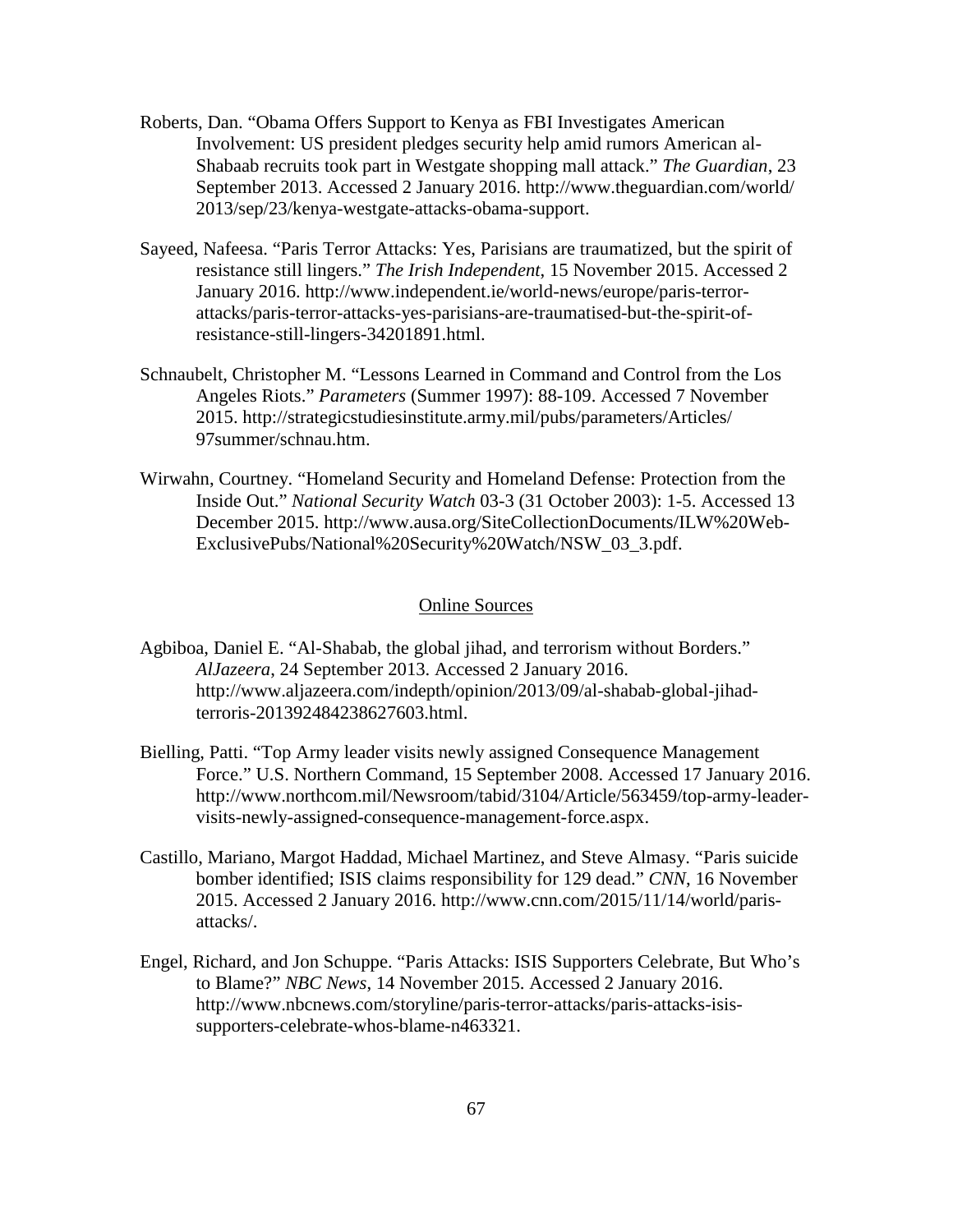Roberts, Dan. "Obama Offers Support to Kenya as FBI Investigates American Involvement: US president pledges security help amid rumors American al-Shabaab recruits took part in Westgate shopping mall attack." *The Guardian*, 23 September 2013. Accessed 2 January 2016. http://www.theguardian.com/world/2013/sep/23/kenya-westgate-attacks-obama-support.

Sayeed, Nafeesa. "Paris Terror Attacks: Yes, Parisians are traumatized, but the spirit of resistance still lingers." *The Irish Independent*, 15 November 2015. Accessed 2 January 2016. http://www.independent.ie/world-news/europe/paris-terror-attacks/paris-terror-attacks-yes-parisians-are-traumatised-but-the-spirit-of-resistance-still-lingers-34201891.html.

Schnaubelt, Christopher M. "Lessons Learned in Command and Control from the Los Angeles Riots." *Parameters* (Summer 1997): 88-109. Accessed 7 November 2015. http://strategicstudiesinstitute.army.mil/pubs/parameters/Articles/97summer/schnau.htm.

Wirwahn, Courtney. "Homeland Security and Homeland Defense: Protection from the Inside Out." *National Security Watch* 03-3 (31 October 2003): 1-5. Accessed 13 December 2015. http://www.ausa.org/SiteCollectionDocuments/ILW%20Web-ExclusivePubs/National%20Security%20Watch/NSW_03_3.pdf.

## Online Sources

Agbiboa, Daniel E. "Al-Shabab, the global jihad, and terrorism without Borders." *AlJazeera*, 24 September 2013. Accessed 2 January 2016. http://www.aljazeera.com/indepth/opinion/2013/09/al-shabab-global-jihad-terroris-201392484238627603.html.

Bielling, Patti. "Top Army leader visits newly assigned Consequence Management Force." U.S. Northern Command, 15 September 2008. Accessed 17 January 2016. http://www.northcom.mil/Newsroom/tabid/3104/Article/563459/top-army-leader-visits-newly-assigned-consequence-management-force.aspx.

Castillo, Mariano, Margot Haddad, Michael Martinez, and Steve Almasy. "Paris suicide bomber identified; ISIS claims responsibility for 129 dead." *CNN*, 16 November 2015. Accessed 2 January 2016. http://www.cnn.com/2015/11/14/world/paris-attacks/.

Engel, Richard, and Jon Schuppe. "Paris Attacks: ISIS Supporters Celebrate, But Who's to Blame?" *NBC News*, 14 November 2015. Accessed 2 January 2016. http://www.nbcnews.com/storyline/paris-terror-attacks/paris-attacks-isis-supporters-celebrate-whos-blame-n463321.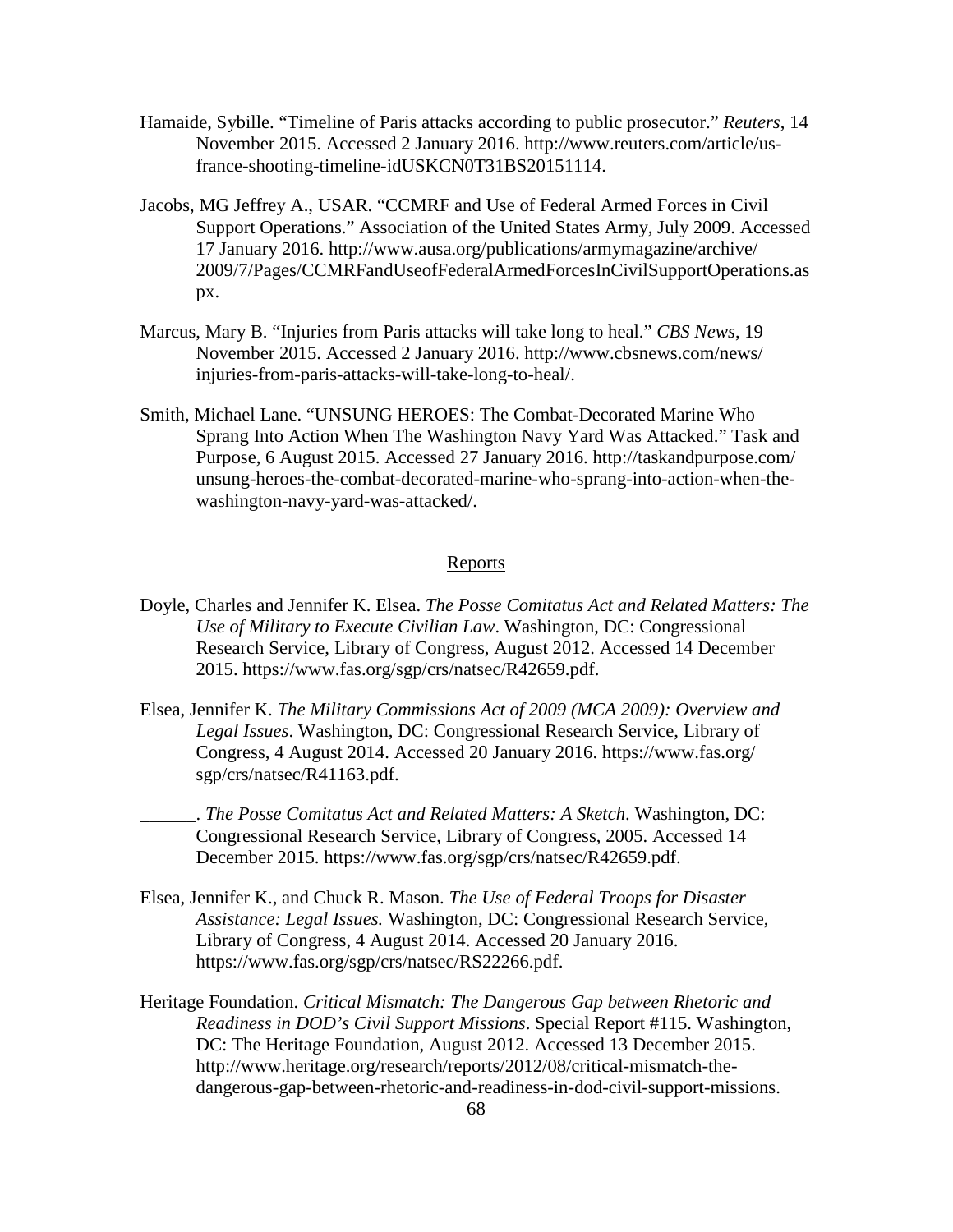Hamaide, Sybille. "Timeline of Paris attacks according to public prosecutor." *Reuters*, 14 November 2015. Accessed 2 January 2016. http://www.reuters.com/article/us-france-shooting-timeline-idUSKCN0T31BS20151114.

Jacobs, MG Jeffrey A., USAR. "CCMRF and Use of Federal Armed Forces in Civil Support Operations." Association of the United States Army, July 2009. Accessed 17 January 2016. http://www.ausa.org/publications/armymagazine/archive/2009/7/Pages/CCMRFandUseofFederalArmedForcesInCivilSupportOperations.aspx.

Marcus, Mary B. "Injuries from Paris attacks will take long to heal." *CBS News*, 19 November 2015. Accessed 2 January 2016. http://www.cbsnews.com/news/injuries-from-paris-attacks-will-take-long-to-heal/.

Smith, Michael Lane. "UNSUNG HEROES: The Combat-Decorated Marine Who Sprang Into Action When The Washington Navy Yard Was Attacked." Task and Purpose, 6 August 2015. Accessed 27 January 2016. http://taskandpurpose.com/unsung-heroes-the-combat-decorated-marine-who-sprang-into-action-when-the-washington-navy-yard-was-attacked/.

## Reports

Doyle, Charles and Jennifer K. Elsea. *The Posse Comitatus Act and Related Matters: The Use of Military to Execute Civilian Law*. Washington, DC: Congressional Research Service, Library of Congress, August 2012. Accessed 14 December 2015. https://www.fas.org/sgp/crs/natsec/R42659.pdf.

Elsea, Jennifer K. *The Military Commissions Act of 2009 (MCA 2009): Overview and Legal Issues*. Washington, DC: Congressional Research Service, Library of Congress, 4 August 2014. Accessed 20 January 2016. https://www.fas.org/sgp/crs/natsec/R41163.pdf.

______. *The Posse Comitatus Act and Related Matters: A Sketch*. Washington, DC: Congressional Research Service, Library of Congress, 2005. Accessed 14 December 2015. https://www.fas.org/sgp/crs/natsec/R42659.pdf.

Elsea, Jennifer K., and Chuck R. Mason. *The Use of Federal Troops for Disaster Assistance: Legal Issues.* Washington, DC: Congressional Research Service, Library of Congress, 4 August 2014. Accessed 20 January 2016. https://www.fas.org/sgp/crs/natsec/RS22266.pdf.

Heritage Foundation. *Critical Mismatch: The Dangerous Gap between Rhetoric and Readiness in DOD's Civil Support Missions*. Special Report #115. Washington, DC: The Heritage Foundation, August 2012. Accessed 13 December 2015. http://www.heritage.org/research/reports/2012/08/critical-mismatch-the-dangerous-gap-between-rhetoric-and-readiness-in-dod-civil-support-missions.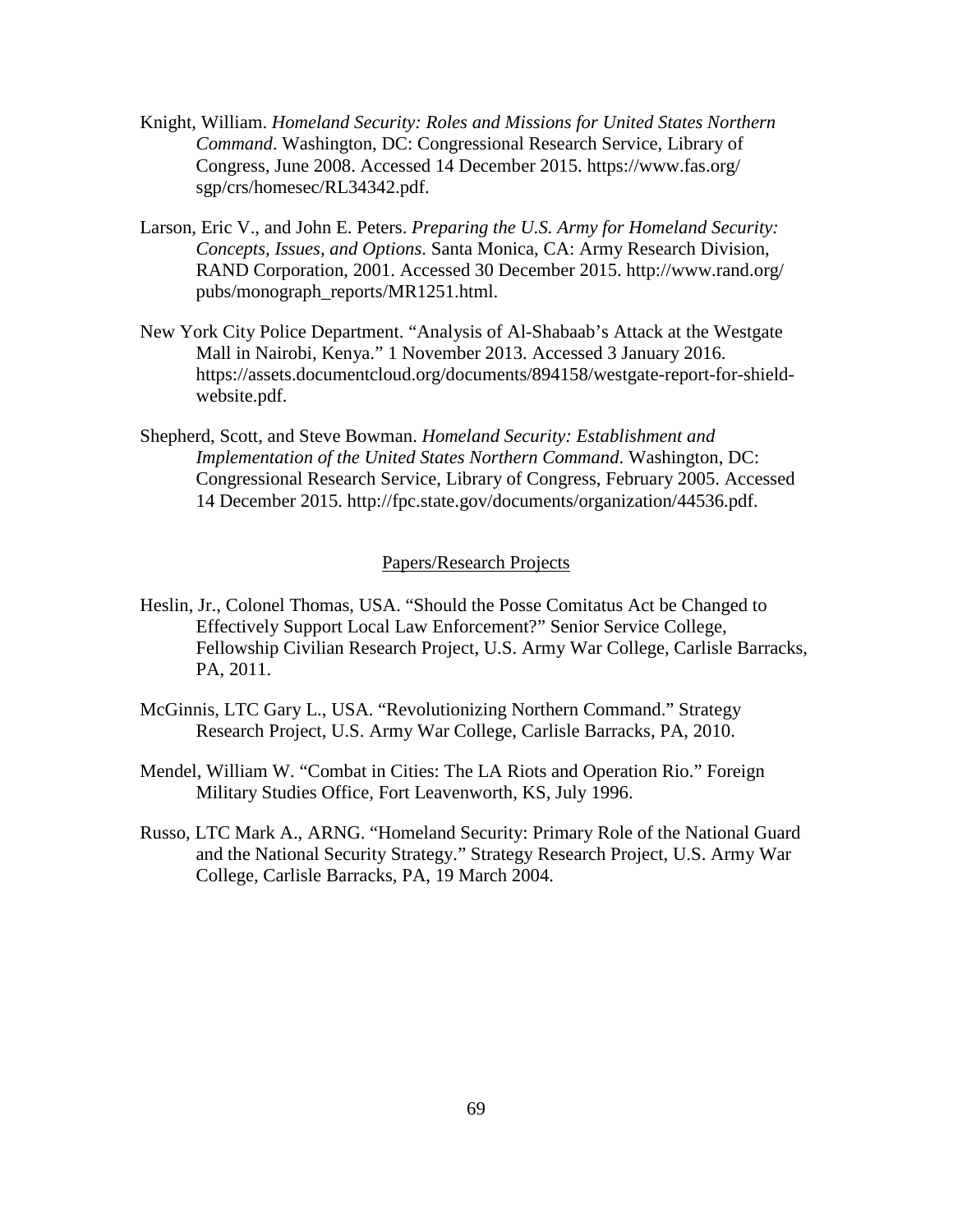Knight, William. *Homeland Security: Roles and Missions for United States Northern Command*. Washington, DC: Congressional Research Service, Library of Congress, June 2008. Accessed 14 December 2015. https://www.fas.org/sgp/crs/homesec/RL34342.pdf.

Larson, Eric V., and John E. Peters. *Preparing the U.S. Army for Homeland Security: Concepts, Issues, and Options*. Santa Monica, CA: Army Research Division, RAND Corporation, 2001. Accessed 30 December 2015. http://www.rand.org/pubs/monograph_reports/MR1251.html.

New York City Police Department. "Analysis of Al-Shabaab's Attack at the Westgate Mall in Nairobi, Kenya." 1 November 2013. Accessed 3 January 2016. https://assets.documentcloud.org/documents/894158/westgate-report-for-shield-website.pdf.

Shepherd, Scott, and Steve Bowman. *Homeland Security: Establishment and Implementation of the United States Northern Command*. Washington, DC: Congressional Research Service, Library of Congress, February 2005. Accessed 14 December 2015. http://fpc.state.gov/documents/organization/44536.pdf.

## Papers/Research Projects

Heslin, Jr., Colonel Thomas, USA. "Should the Posse Comitatus Act be Changed to Effectively Support Local Law Enforcement?" Senior Service College, Fellowship Civilian Research Project, U.S. Army War College, Carlisle Barracks, PA, 2011.

McGinnis, LTC Gary L., USA. "Revolutionizing Northern Command." Strategy Research Project, U.S. Army War College, Carlisle Barracks, PA, 2010.

Mendel, William W. "Combat in Cities: The LA Riots and Operation Rio." Foreign Military Studies Office, Fort Leavenworth, KS, July 1996.

Russo, LTC Mark A., ARNG. "Homeland Security: Primary Role of the National Guard and the National Security Strategy." Strategy Research Project, U.S. Army War College, Carlisle Barracks, PA, 19 March 2004.